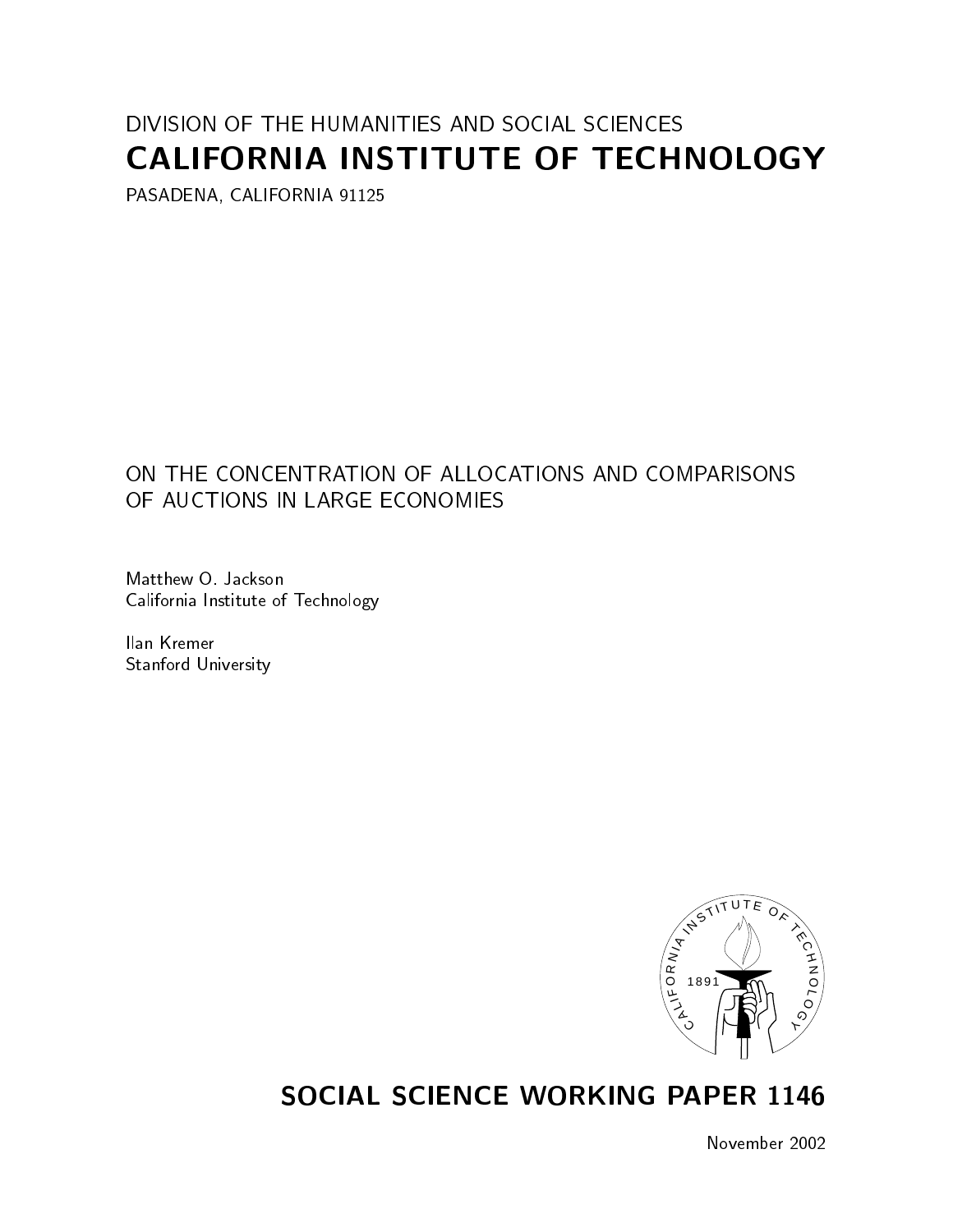DIVISION OF THE HUMANITIES AND SOCIAL SCIENCES

# CALIFORNIA INSTITUTE OF TECHNOLOGY

PASADENA, CALIFORNIA 91125

## ON THE CONCENTRATION OF ALLOCATIONS AND COMPARISONS OF AUCTIONS IN LARGE ECONOMIES

Matthew O. Jackson
California Institute of Technology

Ilan Kremer
Stanford University

## SOCIAL SCIENCE WORKING PAPER 1146

November 2002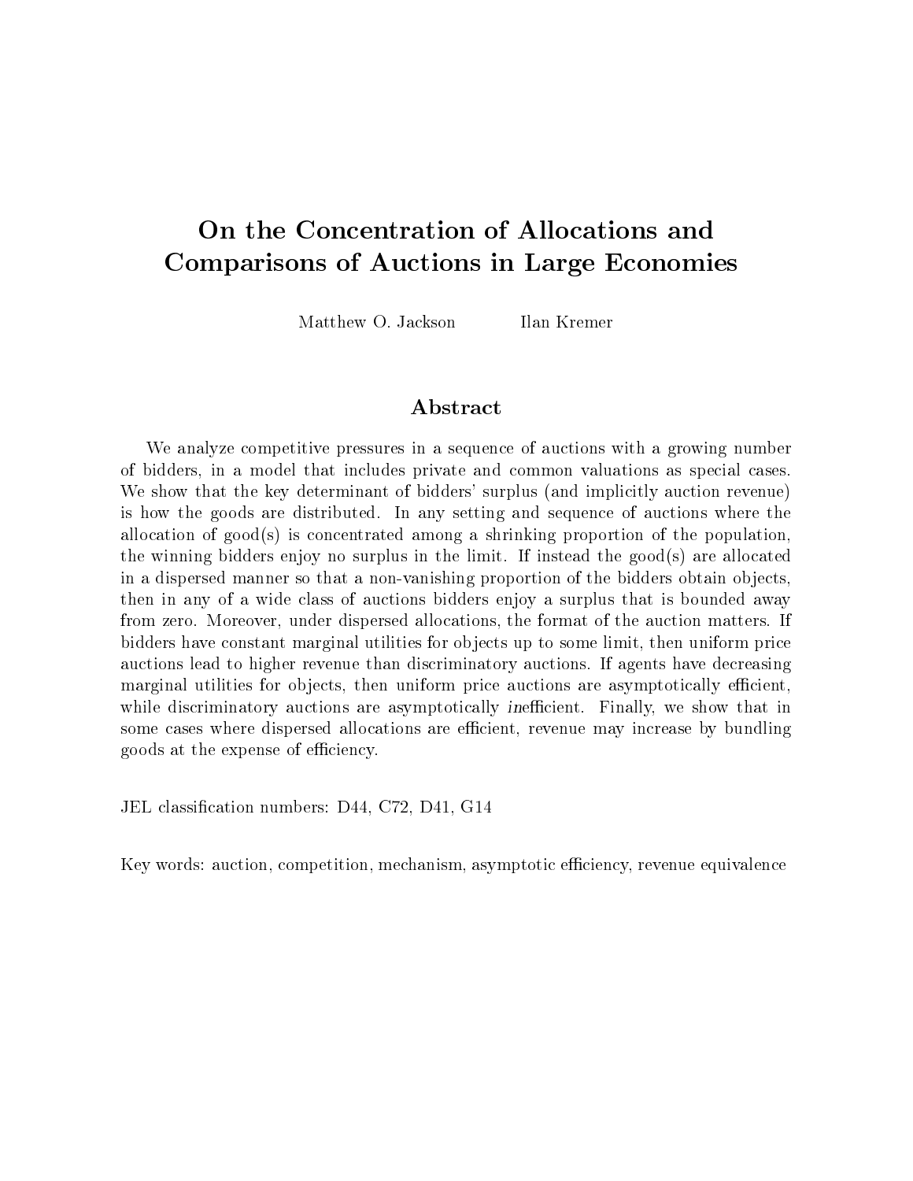# On the Concentration of Allocations and Comparisons of Auctions in Large Economies

Matthew O. Jackson    Ilan Kremer

## Abstract

We analyze competitive pressures in a sequence of auctions with a growing number of bidders, in a model that includes private and common valuations as special cases. We show that the key determinant of bidders' surplus (and implicitly auction revenue) is how the goods are distributed. In any setting and sequence of auctions where the allocation of good(s) is concentrated among a shrinking proportion of the population, the winning bidders enjoy no surplus in the limit. If instead the good(s) are allocated in a dispersed manner so that a non-vanishing proportion of the bidders obtain objects, then in any of a wide class of auctions bidders enjoy a surplus that is bounded away from zero. Moreover, under dispersed allocations, the format of the auction matters. If bidders have constant marginal utilities for objects up to some limit, then uniform price auctions lead to higher revenue than discriminatory auctions. If agents have decreasing marginal utilities for objects, then uniform price auctions are asymptotically efficient, while discriminatory auctions are asymptotically *in*efficient. Finally, we show that in some cases where dispersed allocations are efficient, revenue may increase by bundling goods at the expense of efficiency.

JEL classification numbers: D44, C72, D41, G14

Key words: auction, competition, mechanism, asymptotic efficiency, revenue equivalence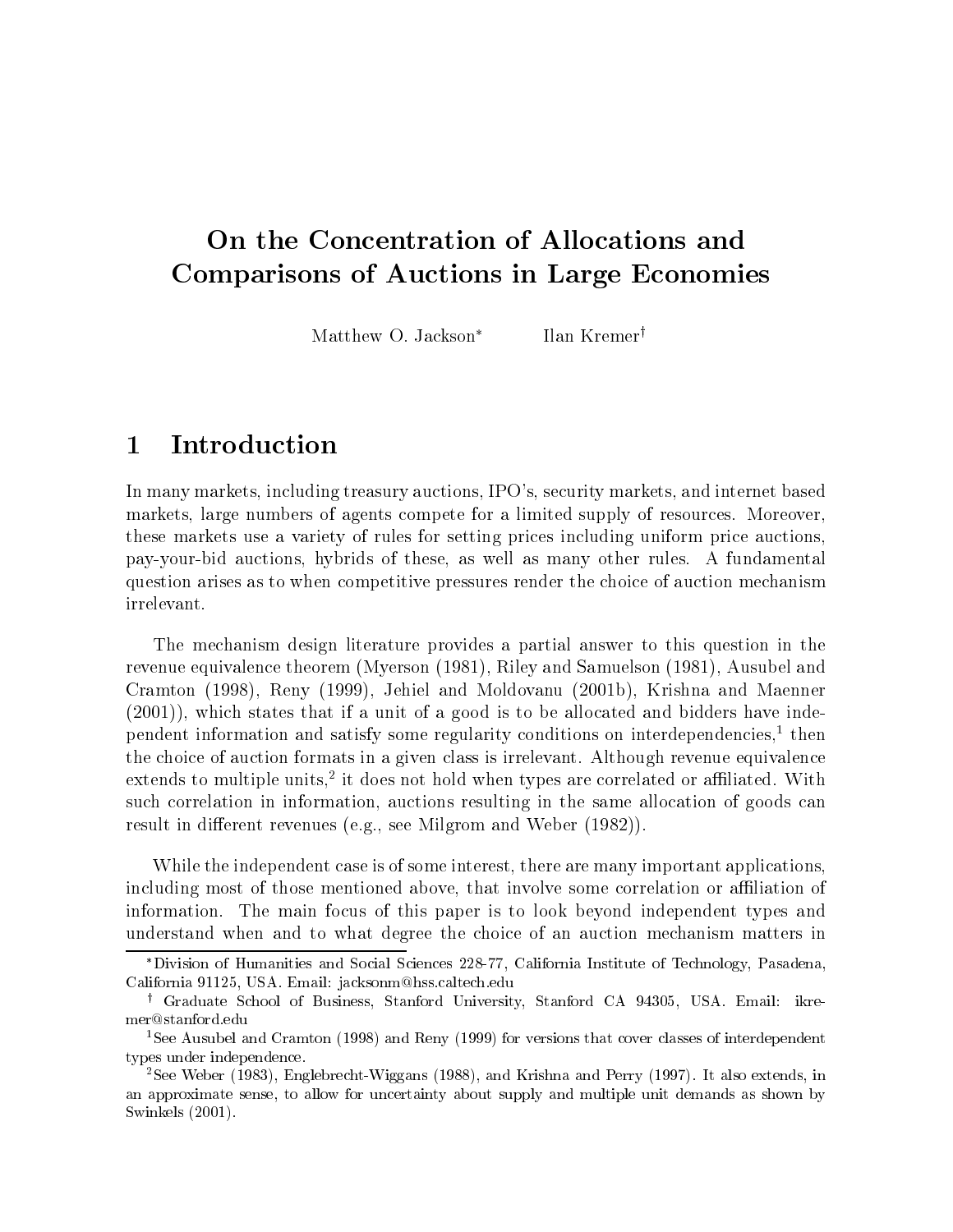# On the Concentration of Allocations and Comparisons of Auctions in Large Economies

Matthew O. Jackson[*] Ilan Kremer[†]

## 1 Introduction

In many markets, including treasury auctions, IPO's, security markets, and internet based markets, large numbers of agents compete for a limited supply of resources. Moreover, these markets use a variety of rules for setting prices including uniform price auctions, pay-your-bid auctions, hybrids of these, as well as many other rules. A fundamental question arises as to when competitive pressures render the choice of auction mechanism irrelevant.

The mechanism design literature provides a partial answer to this question in the revenue equivalence theorem (Myerson (1981), Riley and Samuelson (1981), Ausubel and Cramton (1998), Reny (1999), Jehiel and Moldovanu (2001b), Krishna and Maenner (2001)), which states that if a unit of a good is to be allocated and bidders have independent information and satisfy some regularity conditions on interdependencies,[1] then the choice of auction formats in a given class is irrelevant. Although revenue equivalence extends to multiple units,[2] it does not hold when types are correlated or affiliated. With such correlation in information, auctions resulting in the same allocation of goods can result in different revenues (e.g., see Milgrom and Weber (1982)).

While the independent case is of some interest, there are many important applications, including most of those mentioned above, that involve some correlation or affiliation of information. The main focus of this paper is to look beyond independent types and understand when and to what degree the choice of an auction mechanism matters in

[*] Division of Humanities and Social Sciences 228-77, California Institute of Technology, Pasadena, California 91125, USA. Email: jacksonm@hss.caltech.edu

[†] Graduate School of Business, Stanford University, Stanford CA 94305, USA. Email: ikremer@stanford.edu

[1] See Ausubel and Cramton (1998) and Reny (1999) for versions that cover classes of interdependent types under independence.

[2] See Weber (1983), Englebrecht-Wiggans (1988), and Krishna and Perry (1997). It also extends, in an approximate sense, to allow for uncertainty about supply and multiple unit demands as shown by Swinkels (2001).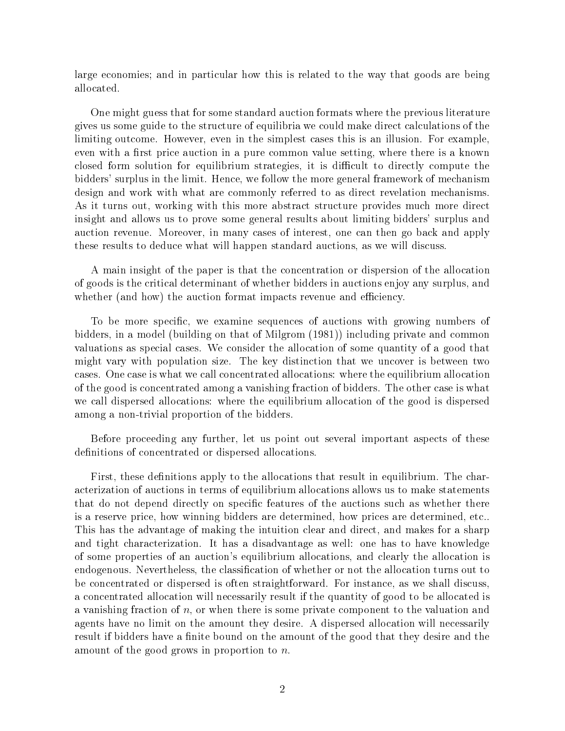large economies; and in particular how this is related to the way that goods are being allocated.

One might guess that for some standard auction formats where the previous literature gives us some guide to the structure of equilibria we could make direct calculations of the limiting outcome. However, even in the simplest cases this is an illusion. For example, even with a first price auction in a pure common value setting, where there is a known closed form solution for equilibrium strategies, it is difficult to directly compute the bidders' surplus in the limit. Hence, we follow the more general framework of mechanism design and work with what are commonly referred to as direct revelation mechanisms. As it turns out, working with this more abstract structure provides much more direct insight and allows us to prove some general results about limiting bidders' surplus and auction revenue. Moreover, in many cases of interest, one can then go back and apply these results to deduce what will happen standard auctions, as we will discuss.

A main insight of the paper is that the concentration or dispersion of the allocation of goods is the critical determinant of whether bidders in auctions enjoy any surplus, and whether (and how) the auction format impacts revenue and efficiency.

To be more specific, we examine sequences of auctions with growing numbers of bidders, in a model (building on that of Milgrom (1981)) including private and common valuations as special cases. We consider the allocation of some quantity of a good that might vary with population size. The key distinction that we uncover is between two cases. One case is what we call concentrated allocations: where the equilibrium allocation of the good is concentrated among a vanishing fraction of bidders. The other case is what we call dispersed allocations: where the equilibrium allocation of the good is dispersed among a non-trivial proportion of the bidders.

Before proceeding any further, let us point out several important aspects of these definitions of concentrated or dispersed allocations.

First, these definitions apply to the allocations that result in equilibrium. The characterization of auctions in terms of equilibrium allocations allows us to make statements that do not depend directly on specific features of the auctions such as whether there is a reserve price, how winning bidders are determined, how prices are determined, etc.. This has the advantage of making the intuition clear and direct, and makes for a sharp and tight characterization. It has a disadvantage as well: one has to have knowledge of some properties of an auction's equilibrium allocations, and clearly the allocation is endogenous. Nevertheless, the classification of whether or not the allocation turns out to be concentrated or dispersed is often straightforward. For instance, as we shall discuss, a concentrated allocation will necessarily result if the quantity of good to be allocated is a vanishing fraction of $n$, or when there is some private component to the valuation and agents have no limit on the amount they desire. A dispersed allocation will necessarily result if bidders have a finite bound on the amount of the good that they desire and the amount of the good grows in proportion to $n$.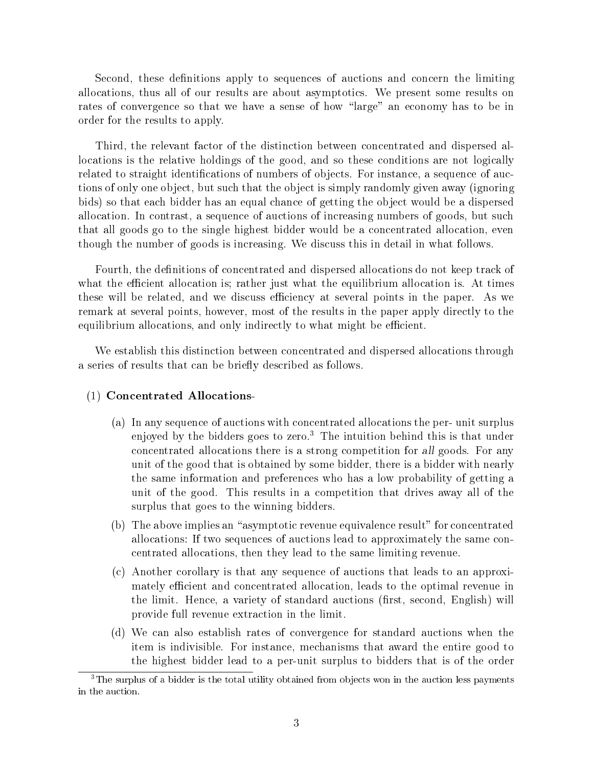Second, these definitions apply to sequences of auctions and concern the limiting allocations, thus all of our results are about asymptotics. We present some results on rates of convergence so that we have a sense of how "large" an economy has to be in order for the results to apply.

Third, the relevant factor of the distinction between concentrated and dispersed allocations is the relative holdings of the good, and so these conditions are not logically related to straight identifications of numbers of objects. For instance, a sequence of auctions of only one object, but such that the object is simply randomly given away (ignoring bids) so that each bidder has an equal chance of getting the object would be a dispersed allocation. In contrast, a sequence of auctions of increasing numbers of goods, but such that all goods go to the single highest bidder would be a concentrated allocation, even though the number of goods is increasing. We discuss this in detail in what follows.

Fourth, the definitions of concentrated and dispersed allocations do not keep track of what the efficient allocation is; rather just what the equilibrium allocation is. At times these will be related, and we discuss efficiency at several points in the paper. As we remark at several points, however, most of the results in the paper apply directly to the equilibrium allocations, and only indirectly to what might be efficient.

We establish this distinction between concentrated and dispersed allocations through a series of results that can be briefly described as follows.

(1) **Concentrated Allocations**-

(a) In any sequence of auctions with concentrated allocations the per- unit surplus enjoyed by the bidders goes to zero.[3] The intuition behind this is that under concentrated allocations there is a strong competition for *all* goods. For any unit of the good that is obtained by some bidder, there is a bidder with nearly the same information and preferences who has a low probability of getting a unit of the good. This results in a competition that drives away all of the surplus that goes to the winning bidders.

(b) The above implies an "asymptotic revenue equivalence result" for concentrated allocations: If two sequences of auctions lead to approximately the same concentrated allocations, then they lead to the same limiting revenue.

(c) Another corollary is that any sequence of auctions that leads to an approximately efficient and concentrated allocation, leads to the optimal revenue in the limit. Hence, a variety of standard auctions (first, second, English) will provide full revenue extraction in the limit.

(d) We can also establish rates of convergence for standard auctions when the item is indivisible. For instance, mechanisms that award the entire good to the highest bidder lead to a per-unit surplus to bidders that is of the order

[3] The surplus of a bidder is the total utility obtained from objects won in the auction less payments in the auction.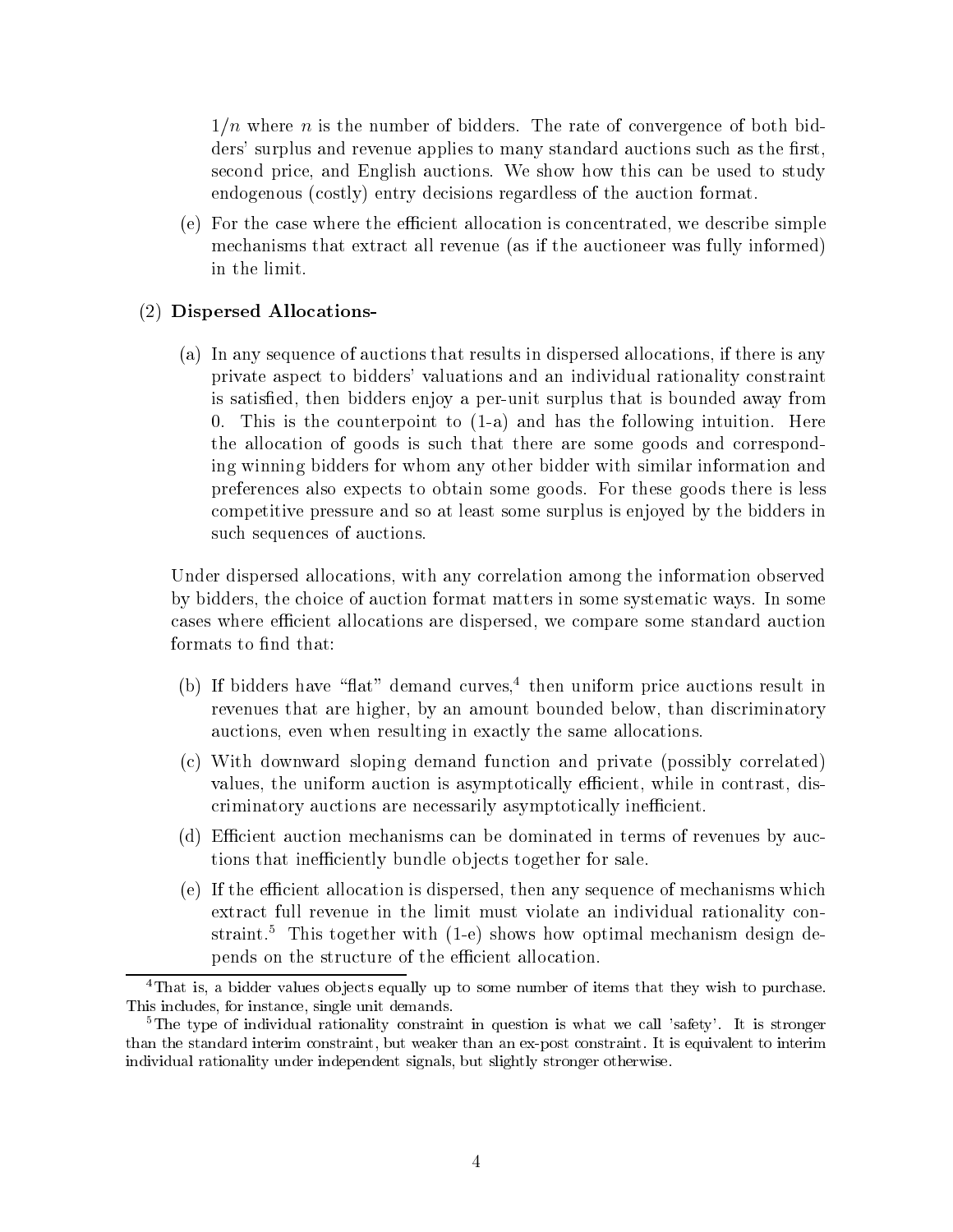$1/n$ where $n$ is the number of bidders. The rate of convergence of both bidders' surplus and revenue applies to many standard auctions such as the first, second price, and English auctions. We show how this can be used to study endogenous (costly) entry decisions regardless of the auction format.

(e) For the case where the efficient allocation is concentrated, we describe simple mechanisms that extract all revenue (as if the auctioneer was fully informed) in the limit.

(2) **Dispersed Allocations-**

(a) In any sequence of auctions that results in dispersed allocations, if there is any private aspect to bidders' valuations and an individual rationality constraint is satisfied, then bidders enjoy a per-unit surplus that is bounded away from 0. This is the counterpoint to (1-a) and has the following intuition. Here the allocation of goods is such that there are some goods and corresponding winning bidders for whom any other bidder with similar information and preferences also expects to obtain some goods. For these goods there is less competitive pressure and so at least some surplus is enjoyed by the bidders in such sequences of auctions.

Under dispersed allocations, with any correlation among the information observed by bidders, the choice of auction format matters in some systematic ways. In some cases where efficient allocations are dispersed, we compare some standard auction formats to find that:

(b) If bidders have "flat" demand curves,[4] then uniform price auctions result in revenues that are higher, by an amount bounded below, than discriminatory auctions, even when resulting in exactly the same allocations.

(c) With downward sloping demand function and private (possibly correlated) values, the uniform auction is asymptotically efficient, while in contrast, discriminatory auctions are necessarily asymptotically inefficient.

(d) Efficient auction mechanisms can be dominated in terms of revenues by auctions that inefficiently bundle objects together for sale.

(e) If the efficient allocation is dispersed, then any sequence of mechanisms which extract full revenue in the limit must violate an individual rationality constraint.[5] This together with (1-e) shows how optimal mechanism design depends on the structure of the efficient allocation.

---

[4] That is, a bidder values objects equally up to some number of items that they wish to purchase. This includes, for instance, single unit demands.

[5] The type of individual rationality constraint in question is what we call 'safety'. It is stronger than the standard interim constraint, but weaker than an ex-post constraint. It is equivalent to interim individual rationality under independent signals, but slightly stronger otherwise.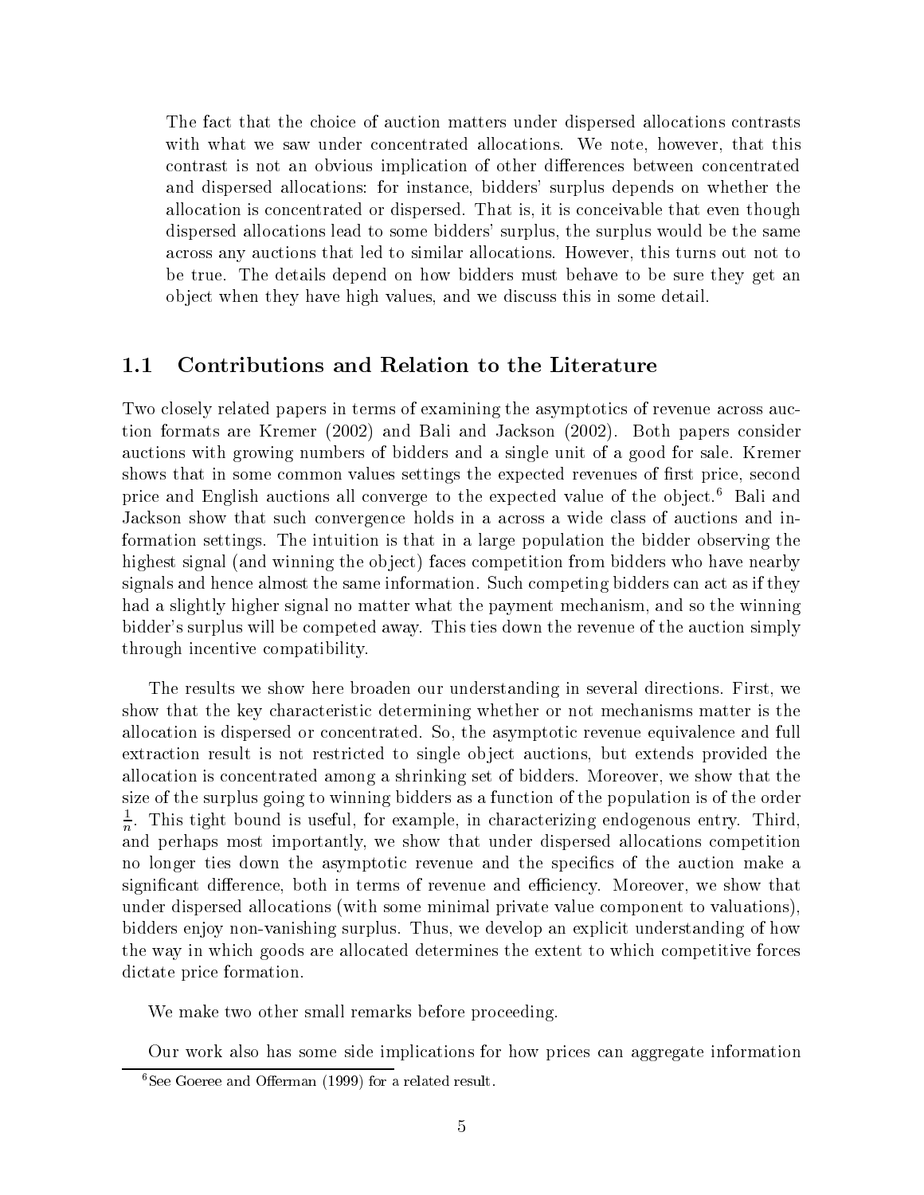The fact that the choice of auction matters under dispersed allocations contrasts with what we saw under concentrated allocations. We note, however, that this contrast is not an obvious implication of other differences between concentrated and dispersed allocations: for instance, bidders' surplus depends on whether the allocation is concentrated or dispersed. That is, it is conceivable that even though dispersed allocations lead to some bidders' surplus, the surplus would be the same across any auctions that led to similar allocations. However, this turns out not to be true. The details depend on how bidders must behave to be sure they get an object when they have high values, and we discuss this in some detail.

## 1.1 Contributions and Relation to the Literature

Two closely related papers in terms of examining the asymptotics of revenue across auction formats are Kremer (2002) and Bali and Jackson (2002). Both papers consider auctions with growing numbers of bidders and a single unit of a good for sale. Kremer shows that in some common values settings the expected revenues of first price, second price and English auctions all converge to the expected value of the object.[6] Bali and Jackson show that such convergence holds in a across a wide class of auctions and information settings. The intuition is that in a large population the bidder observing the highest signal (and winning the object) faces competition from bidders who have nearby signals and hence almost the same information. Such competing bidders can act as if they had a slightly higher signal no matter what the payment mechanism, and so the winning bidder's surplus will be competed away. This ties down the revenue of the auction simply through incentive compatibility.

The results we show here broaden our understanding in several directions. First, we show that the key characteristic determining whether or not mechanisms matter is the allocation is dispersed or concentrated. So, the asymptotic revenue equivalence and full extraction result is not restricted to single object auctions, but extends provided the allocation is concentrated among a shrinking set of bidders. Moreover, we show that the size of the surplus going to winning bidders as a function of the population is of the order $\frac{1}{n}$. This tight bound is useful, for example, in characterizing endogenous entry. Third, and perhaps most importantly, we show that under dispersed allocations competition no longer ties down the asymptotic revenue and the specifics of the auction make a significant difference, both in terms of revenue and efficiency. Moreover, we show that under dispersed allocations (with some minimal private value component to valuations), bidders enjoy non-vanishing surplus. Thus, we develop an explicit understanding of how the way in which goods are allocated determines the extent to which competitive forces dictate price formation.

We make two other small remarks before proceeding.

Our work also has some side implications for how prices can aggregate information

[6] See Goeree and Offerman (1999) for a related result.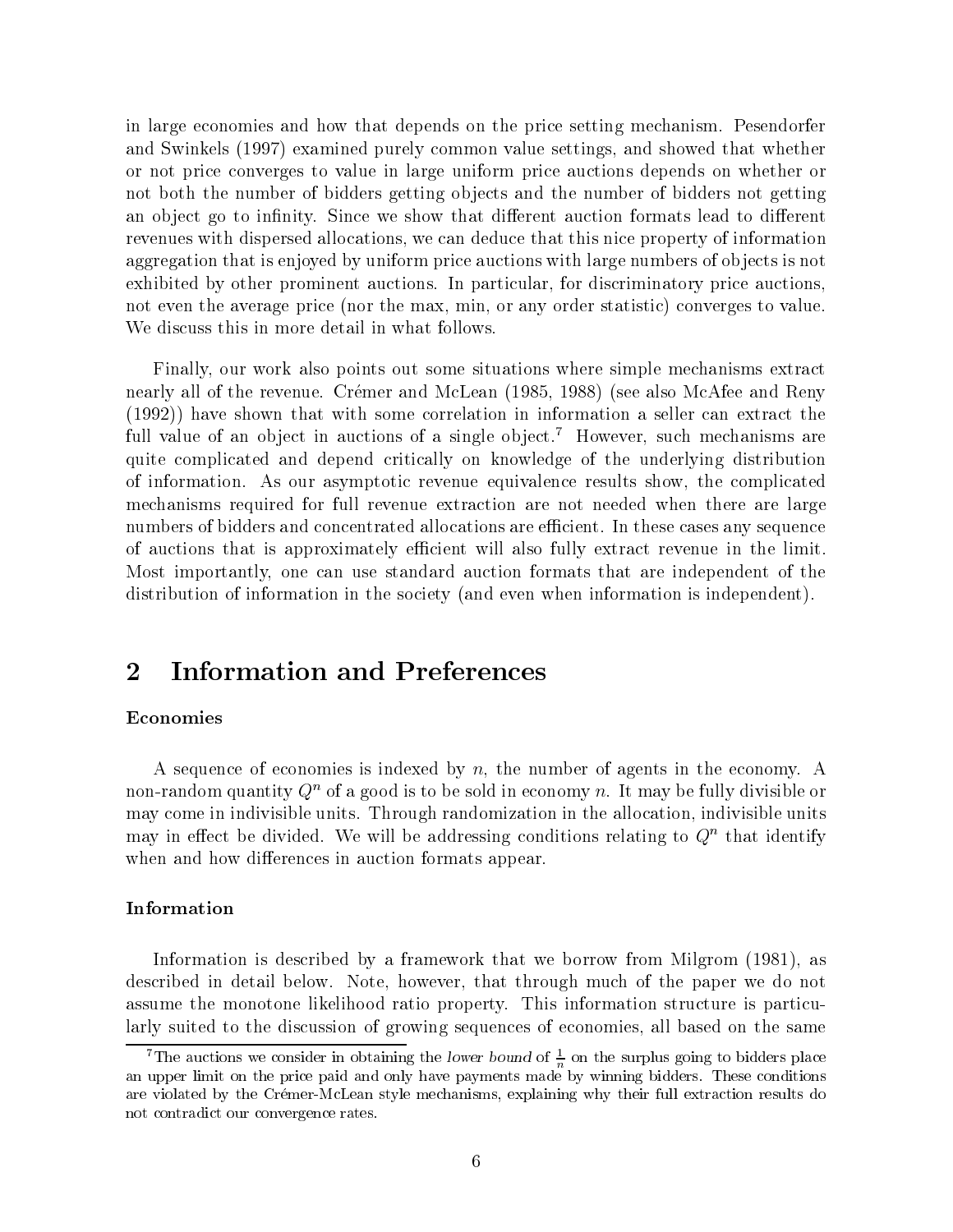in large economies and how that depends on the price setting mechanism. Pesendorfer and Swinkels (1997) examined purely common value settings, and showed that whether or not price converges to value in large uniform price auctions depends on whether or not both the number of bidders getting objects and the number of bidders not getting an object go to infinity. Since we show that different auction formats lead to different revenues with dispersed allocations, we can deduce that this nice property of information aggregation that is enjoyed by uniform price auctions with large numbers of objects is not exhibited by other prominent auctions. In particular, for discriminatory price auctions, not even the average price (nor the max, min, or any order statistic) converges to value. We discuss this in more detail in what follows.

Finally, our work also points out some situations where simple mechanisms extract nearly all of the revenue. Crémer and McLean (1985, 1988) (see also McAfee and Reny (1992)) have shown that with some correlation in information a seller can extract the full value of an object in auctions of a single object.[7] However, such mechanisms are quite complicated and depend critically on knowledge of the underlying distribution of information. As our asymptotic revenue equivalence results show, the complicated mechanisms required for full revenue extraction are not needed when there are large numbers of bidders and concentrated allocations are efficient. In these cases any sequence of auctions that is approximately efficient will also fully extract revenue in the limit. Most importantly, one can use standard auction formats that are independent of the distribution of information in the society (and even when information is independent).

# 2 Information and Preferences

### Economies

A sequence of economies is indexed by $n$, the number of agents in the economy. A non-random quantity $Q^n$ of a good is to be sold in economy $n$. It may be fully divisible or may come in indivisible units. Through randomization in the allocation, indivisible units may in effect be divided. We will be addressing conditions relating to $Q^n$ that identify when and how differences in auction formats appear.

### Information

Information is described by a framework that we borrow from Milgrom (1981), as described in detail below. Note, however, that through much of the paper we do not assume the monotone likelihood ratio property. This information structure is particularly suited to the discussion of growing sequences of economies, all based on the same

[7] The auctions we consider in obtaining the *lower bound* of $\frac{1}{n}$ on the surplus going to bidders place an upper limit on the price paid and only have payments made by winning bidders. These conditions are violated by the Crémer-McLean style mechanisms, explaining why their full extraction results do not contradict our convergence rates.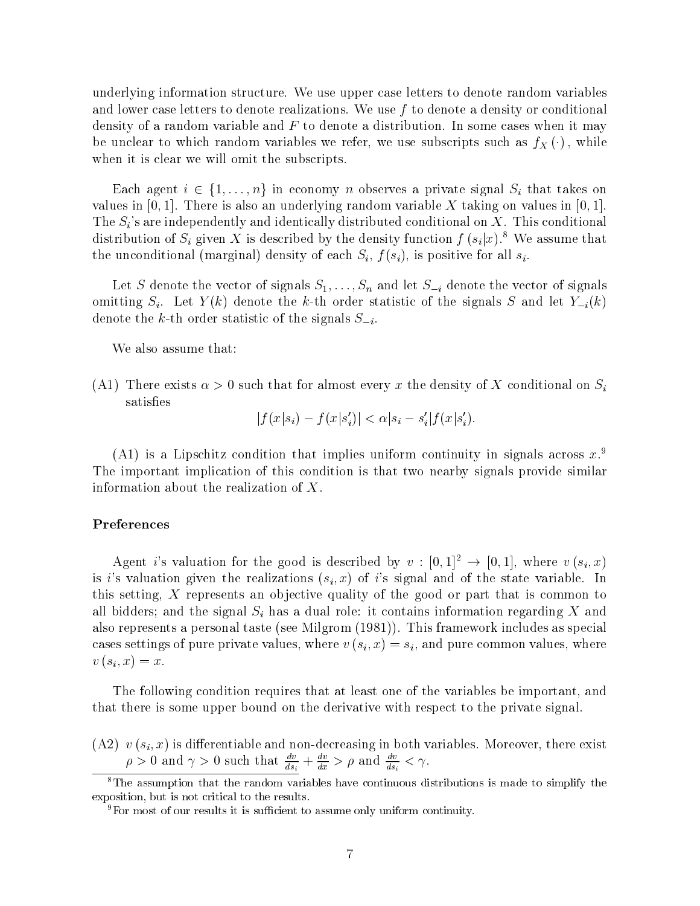underlying information structure. We use upper case letters to denote random variables and lower case letters to denote realizations. We use $f$ to denote a density or conditional density of a random variable and $F$ to denote a distribution. In some cases when it may be unclear to which random variables we refer, we use subscripts such as $f_X(\cdot)$, while when it is clear we will omit the subscripts.

Each agent $i \in \{1, \ldots, n\}$ in economy $n$ observes a private signal $S_i$ that takes on values in $[0, 1]$. There is also an underlying random variable $X$ taking on values in $[0, 1]$. The $S_i$'s are independently and identically distributed conditional on $X$. This conditional distribution of $S_i$ given $X$ is described by the density function $f(s_i|x)$.[8] We assume that the unconditional (marginal) density of each $S_i$, $f(s_i)$, is positive for all $s_i$.

Let $S$ denote the vector of signals $S_1, \ldots, S_n$ and let $S_{-i}$ denote the vector of signals omitting $S_i$. Let $Y(k)$ denote the $k$-th order statistic of the signals $S$ and let $Y_{-i}(k)$ denote the $k$-th order statistic of the signals $S_{-i}$.

We also assume that:

(A1) There exists $\alpha > 0$ such that for almost every $x$ the density of $X$ conditional on $S_i$ satisfies

$$|f(x|s_i) - f(x|s_i')| < \alpha |s_i - s_i'| f(x|s_i').$$

(A1) is a Lipschitz condition that implies uniform continuity in signals across $x$.[9] The important implication of this condition is that two nearby signals provide similar information about the realization of $X$.

### Preferences

Agent $i$'s valuation for the good is described by $v : [0,1]^2 \to [0,1]$, where $v(s_i, x)$ is $i$'s valuation given the realizations $(s_i, x)$ of $i$'s signal and of the state variable. In this setting, $X$ represents an objective quality of the good or part that is common to all bidders; and the signal $S_i$ has a dual role: it contains information regarding $X$ and also represents a personal taste (see Milgrom (1981)). This framework includes as special cases settings of pure private values, where $v(s_i, x) = s_i$, and pure common values, where $v(s_i, x) = x$.

The following condition requires that at least one of the variables be important, and that there is some upper bound on the derivative with respect to the private signal.

(A2) $v(s_i, x)$ is differentiable and non-decreasing in both variables. Moreover, there exist $\rho > 0$ and $\gamma > 0$ such that $\frac{dv}{ds_i} + \frac{dv}{dx} > \rho$ and $\frac{dv}{ds_i} < \gamma$.

---

[8] The assumption that the random variables have continuous distributions is made to simplify the exposition, but is not critical to the results.

[9] For most of our results it is sufficient to assume only uniform continuity.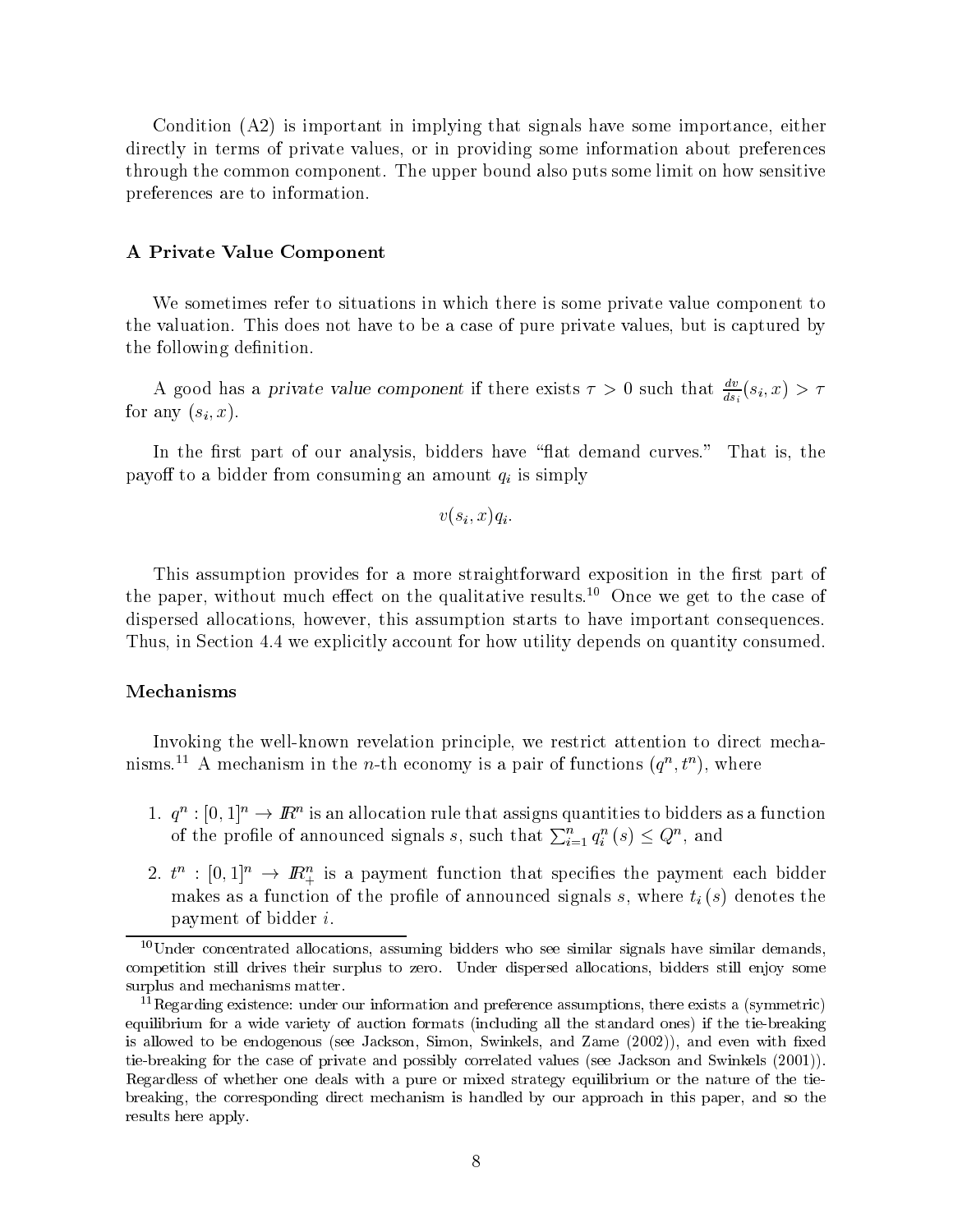Condition (A2) is important in implying that signals have some importance, either directly in terms of private values, or in providing some information about preferences through the common component. The upper bound also puts some limit on how sensitive preferences are to information.

### A Private Value Component

We sometimes refer to situations in which there is some private value component to the valuation. This does not have to be a case of pure private values, but is captured by the following definition.

A good has a *private value component* if there exists $\tau > 0$ such that $\frac{dv}{ds_i}(s_i, x) > \tau$ for any $(s_i, x)$.

In the first part of our analysis, bidders have "flat demand curves." That is, the payoff to a bidder from consuming an amount $q_i$ is simply

$$v(s_i, x)q_i.$$

This assumption provides for a more straightforward exposition in the first part of the paper, without much effect on the qualitative results.[10] Once we get to the case of dispersed allocations, however, this assumption starts to have important consequences. Thus, in Section 4.4 we explicitly account for how utility depends on quantity consumed.

### Mechanisms

Invoking the well-known revelation principle, we restrict attention to direct mechanisms.[11] A mechanism in the $n$-th economy is a pair of functions $(q^n, t^n)$, where

1. $q^n : [0,1]^n \to \mathbb{R}^n$ is an allocation rule that assigns quantities to bidders as a function of the profile of announced signals $s$, such that $\sum_{i=1}^n q_i^n(s) \leq Q^n$, and
2. $t^n : [0,1]^n \to \mathbb{R}_+^n$ is a payment function that specifies the payment each bidder makes as a function of the profile of announced signals $s$, where $t_i(s)$ denotes the payment of bidder $i$.

[10] Under concentrated allocations, assuming bidders who see similar signals have similar demands, competition still drives their surplus to zero. Under dispersed allocations, bidders still enjoy some surplus and mechanisms matter.

[11] Regarding existence: under our information and preference assumptions, there exists a (symmetric) equilibrium for a wide variety of auction formats (including all the standard ones) if the tie-breaking is allowed to be endogenous (see Jackson, Simon, Swinkels, and Zame (2002)), and even with fixed tie-breaking for the case of private and possibly correlated values (see Jackson and Swinkels (2001)). Regardless of whether one deals with a pure or mixed strategy equilibrium or the nature of the tie-breaking, the corresponding direct mechanism is handled by our approach in this paper, and so the results here apply.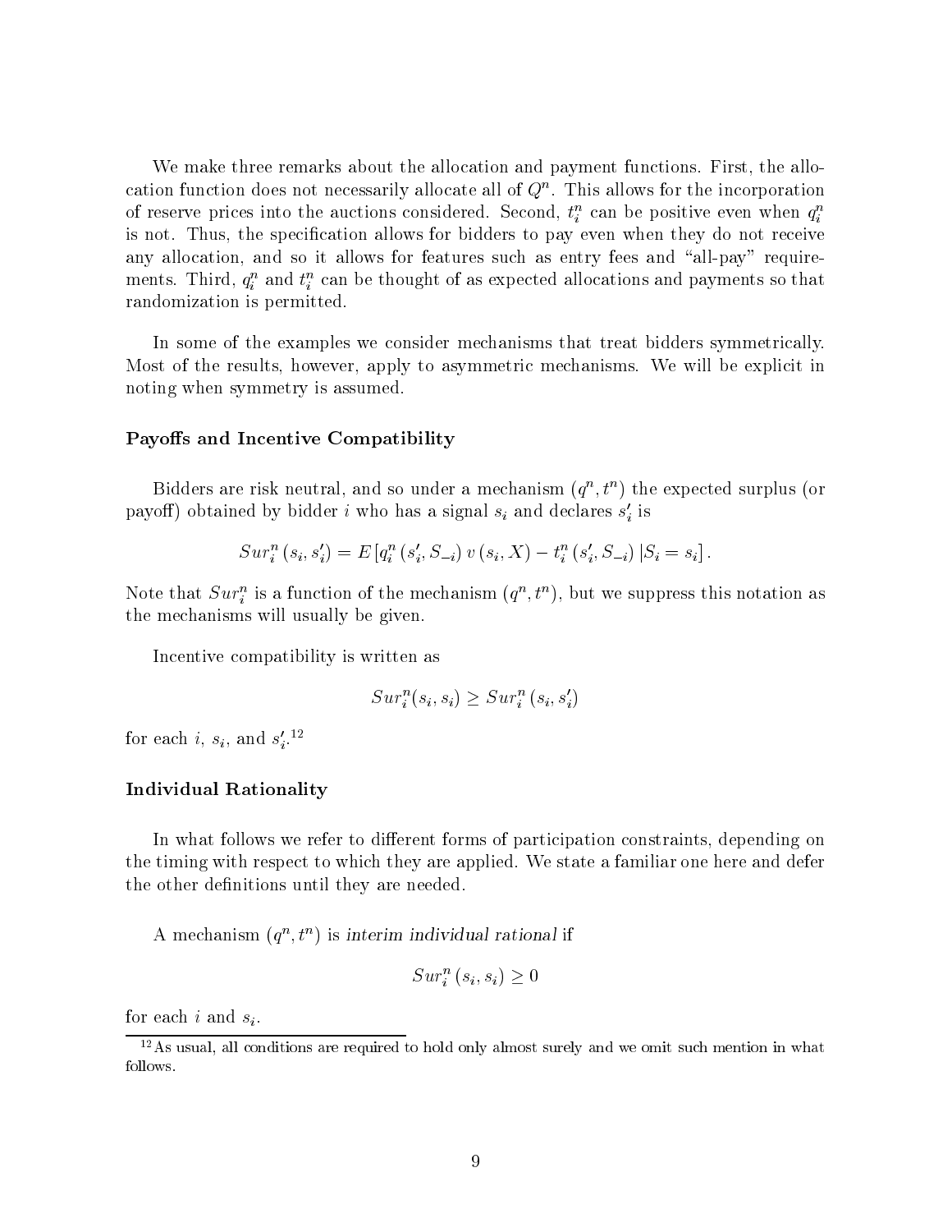We make three remarks about the allocation and payment functions. First, the allocation function does not necessarily allocate all of $Q^n$. This allows for the incorporation of reserve prices into the auctions considered. Second, $t_i^n$ can be positive even when $q_i^n$ is not. Thus, the specification allows for bidders to pay even when they do not receive any allocation, and so it allows for features such as entry fees and "all-pay" requirements. Third, $q_i^n$ and $t_i^n$ can be thought of as expected allocations and payments so that randomization is permitted.

In some of the examples we consider mechanisms that treat bidders symmetrically. Most of the results, however, apply to asymmetric mechanisms. We will be explicit in noting when symmetry is assumed.

### Payoffs and Incentive Compatibility

Bidders are risk neutral, and so under a mechanism $(q^n, t^n)$ the expected surplus (or payoff) obtained by bidder $i$ who has a signal $s_i$ and declares $s_i'$ is

$$Sur_i^n(s_i, s_i') = E\left[q_i^n(s_i', S_{-i})\, v(s_i, X) - t_i^n(s_i', S_{-i})\, |S_i = s_i\right].$$

Note that $Sur_i^n$ is a function of the mechanism $(q^n, t^n)$, but we suppress this notation as the mechanisms will usually be given.

Incentive compatibility is written as

$$Sur_i^n(s_i, s_i) \geq Sur_i^n(s_i, s_i')$$

for each $i$, $s_i$, and $s_i'$.[12]

### Individual Rationality

In what follows we refer to different forms of participation constraints, depending on the timing with respect to which they are applied. We state a familiar one here and defer the other definitions until they are needed.

A mechanism $(q^n, t^n)$ is *interim individual rational* if

$$Sur_i^n(s_i, s_i) \geq 0$$

for each $i$ and $s_i$.

[12] As usual, all conditions are required to hold only almost surely and we omit such mention in what follows.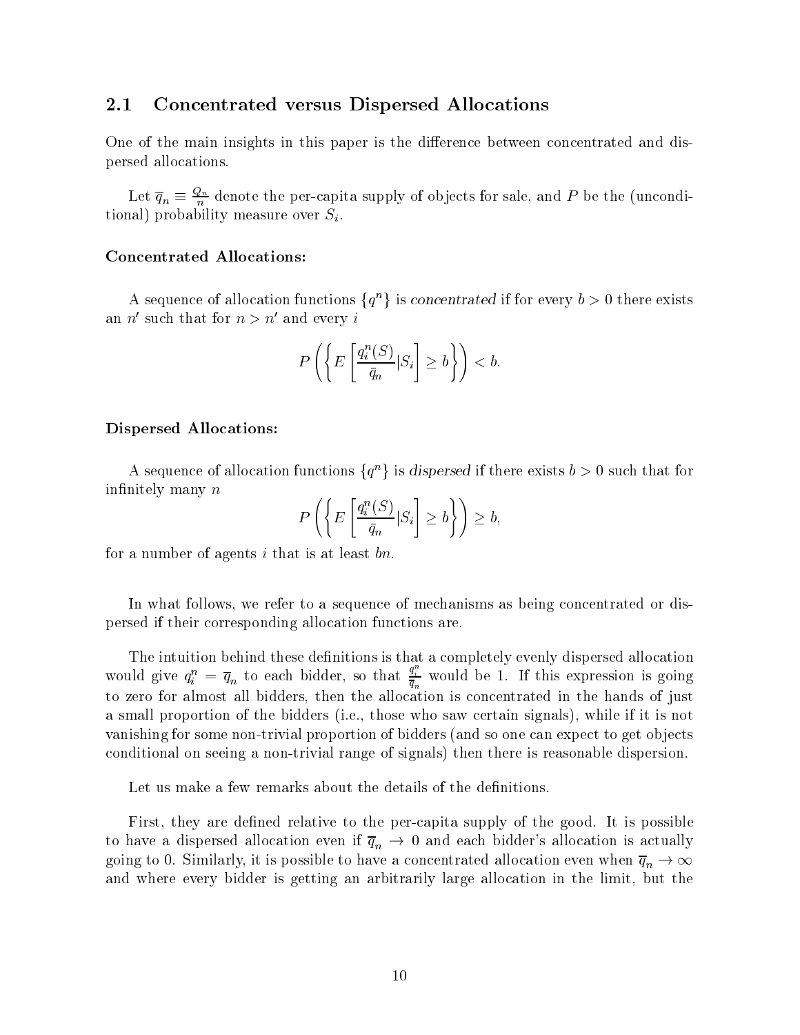## 2.1 Concentrated versus Dispersed Allocations

One of the main insights in this paper is the difference between concentrated and dispersed allocations.

Let $\overline{q}_n \equiv \frac{Q_n}{n}$ denote the per-capita supply of objects for sale, and $P$ be the (unconditional) probability measure over $S_i$.

**Concentrated Allocations:**

A sequence of allocation functions $\{q^n\}$ is *concentrated* if for every $b > 0$ there exists an $n'$ such that for $n > n'$ and every $i$

$$P\left(\left\{E\left[\frac{q_i^n(S)}{\bar{q}_n}|S_i\right] \geq b\right\}\right) < b.$$

**Dispersed Allocations:**

A sequence of allocation functions $\{q^n\}$ is *dispersed* if there exists $b > 0$ such that for infinitely many $n$

$$P\left(\left\{E\left[\frac{q_i^n(S)}{\bar{q}_n}|S_i\right] \geq b\right\}\right) \geq b,$$

for a number of agents $i$ that is at least $bn$.

In what follows, we refer to a sequence of mechanisms as being concentrated or dispersed if their corresponding allocation functions are.

The intuition behind these definitions is that a completely evenly dispersed allocation would give $q_i^n = \overline{q}_n$ to each bidder, so that $\frac{q_i^n}{\overline{q}_n}$ would be 1. If this expression is going to zero for almost all bidders, then the allocation is concentrated in the hands of just a small proportion of the bidders (i.e., those who saw certain signals), while if it is not vanishing for some non-trivial proportion of bidders (and so one can expect to get objects conditional on seeing a non-trivial range of signals) then there is reasonable dispersion.

Let us make a few remarks about the details of the definitions.

First, they are defined relative to the per-capita supply of the good. It is possible to have a dispersed allocation even if $\overline{q}_n \to 0$ and each bidder's allocation is actually going to 0. Similarly, it is possible to have a concentrated allocation even when $\overline{q}_n \to \infty$ and where every bidder is getting an arbitrarily large allocation in the limit, but the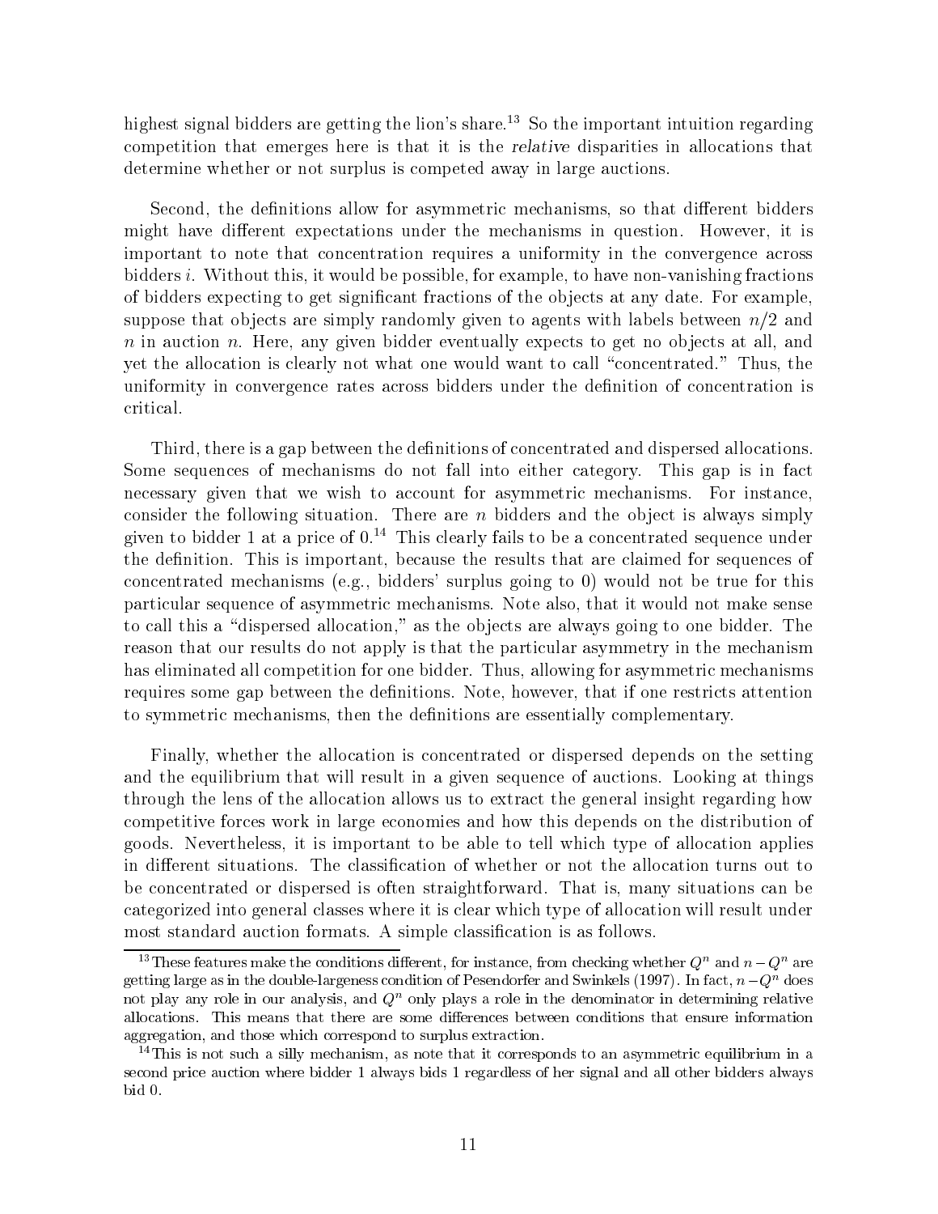highest signal bidders are getting the lion's share.[13] So the important intuition regarding competition that emerges here is that it is the *relative* disparities in allocations that determine whether or not surplus is competed away in large auctions.

Second, the definitions allow for asymmetric mechanisms, so that different bidders might have different expectations under the mechanisms in question. However, it is important to note that concentration requires a uniformity in the convergence across bidders $i$. Without this, it would be possible, for example, to have non-vanishing fractions of bidders expecting to get significant fractions of the objects at any date. For example, suppose that objects are simply randomly given to agents with labels between $n/2$ and $n$ in auction $n$. Here, any given bidder eventually expects to get no objects at all, and yet the allocation is clearly not what one would want to call "concentrated." Thus, the uniformity in convergence rates across bidders under the definition of concentration is critical.

Third, there is a gap between the definitions of concentrated and dispersed allocations. Some sequences of mechanisms do not fall into either category. This gap is in fact necessary given that we wish to account for asymmetric mechanisms. For instance, consider the following situation. There are $n$ bidders and the object is always simply given to bidder 1 at a price of 0.[14] This clearly fails to be a concentrated sequence under the definition. This is important, because the results that are claimed for sequences of concentrated mechanisms (e.g., bidders' surplus going to 0) would not be true for this particular sequence of asymmetric mechanisms. Note also, that it would not make sense to call this a "dispersed allocation," as the objects are always going to one bidder. The reason that our results do not apply is that the particular asymmetry in the mechanism has eliminated all competition for one bidder. Thus, allowing for asymmetric mechanisms requires some gap between the definitions. Note, however, that if one restricts attention to symmetric mechanisms, then the definitions are essentially complementary.

Finally, whether the allocation is concentrated or dispersed depends on the setting and the equilibrium that will result in a given sequence of auctions. Looking at things through the lens of the allocation allows us to extract the general insight regarding how competitive forces work in large economies and how this depends on the distribution of goods. Nevertheless, it is important to be able to tell which type of allocation applies in different situations. The classification of whether or not the allocation turns out to be concentrated or dispersed is often straightforward. That is, many situations can be categorized into general classes where it is clear which type of allocation will result under most standard auction formats. A simple classification is as follows.

---

[13] These features make the conditions different, for instance, from checking whether $Q^n$ and $n - Q^n$ are getting large as in the double-largeness condition of Pesendorfer and Swinkels (1997). In fact, $n - Q^n$ does not play any role in our analysis, and $Q^n$ only plays a role in the denominator in determining relative allocations. This means that there are some differences between conditions that ensure information aggregation, and those which correspond to surplus extraction.

[14] This is not such a silly mechanism, as note that it corresponds to an asymmetric equilibrium in a second price auction where bidder 1 always bids 1 regardless of her signal and all other bidders always bid 0.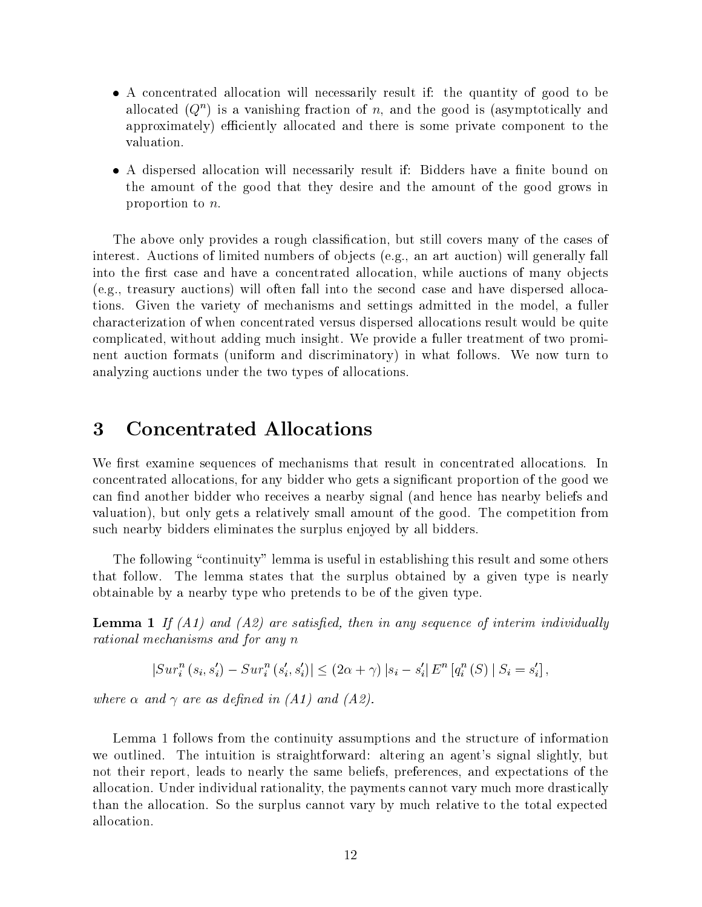- A concentrated allocation will necessarily result if: the quantity of good to be allocated ($Q^n$) is a vanishing fraction of $n$, and the good is (asymptotically and approximately) efficiently allocated and there is some private component to the valuation.

- A dispersed allocation will necessarily result if: Bidders have a finite bound on the amount of the good that they desire and the amount of the good grows in proportion to $n$.

The above only provides a rough classification, but still covers many of the cases of interest. Auctions of limited numbers of objects (e.g., an art auction) will generally fall into the first case and have a concentrated allocation, while auctions of many objects (e.g., treasury auctions) will often fall into the second case and have dispersed allocations. Given the variety of mechanisms and settings admitted in the model, a fuller characterization of when concentrated versus dispersed allocations result would be quite complicated, without adding much insight. We provide a fuller treatment of two prominent auction formats (uniform and discriminatory) in what follows. We now turn to analyzing auctions under the two types of allocations.

# 3 Concentrated Allocations

We first examine sequences of mechanisms that result in concentrated allocations. In concentrated allocations, for any bidder who gets a significant proportion of the good we can find another bidder who receives a nearby signal (and hence has nearby beliefs and valuation), but only gets a relatively small amount of the good. The competition from such nearby bidders eliminates the surplus enjoyed by all bidders.

The following "continuity" lemma is useful in establishing this result and some others that follow. The lemma states that the surplus obtained by a given type is nearly obtainable by a nearby type who pretends to be of the given type.

**Lemma 1** *If (A1) and (A2) are satisfied, then in any sequence of interim individually rational mechanisms and for any n*

$$\left|Sur_i^n\left(s_i, s_i'\right) - Sur_i^n\left(s_i', s_i'\right)\right| \leq (2\alpha + \gamma)\left|s_i - s_i'\right| E^n\left[q_i^n(S) \mid S_i = s_i'\right],$$

*where $\alpha$ and $\gamma$ are as defined in (A1) and (A2).*

Lemma 1 follows from the continuity assumptions and the structure of information we outlined. The intuition is straightforward: altering an agent's signal slightly, but not their report, leads to nearly the same beliefs, preferences, and expectations of the allocation. Under individual rationality, the payments cannot vary much more drastically than the allocation. So the surplus cannot vary by much relative to the total expected allocation.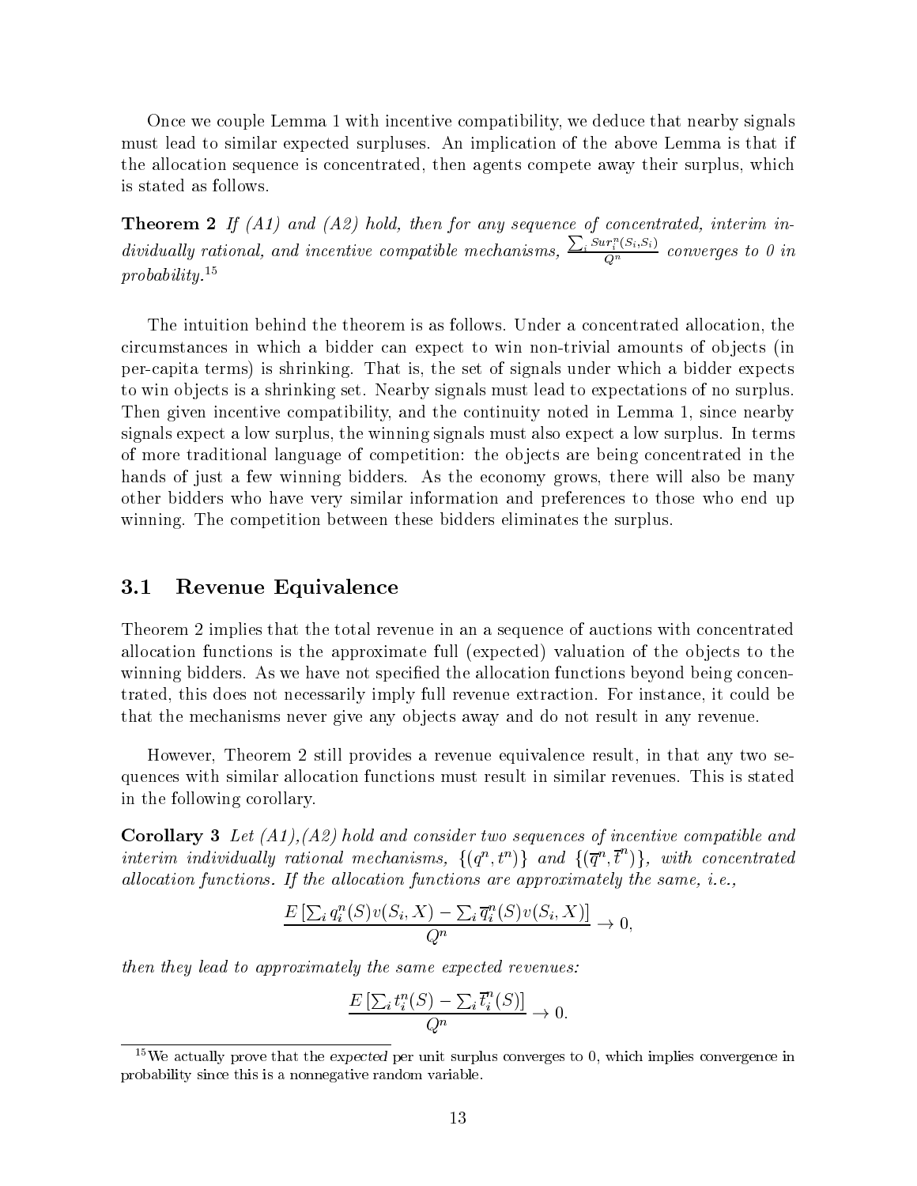Once we couple Lemma 1 with incentive compatibility, we deduce that nearby signals must lead to similar expected surpluses. An implication of the above Lemma is that if the allocation sequence is concentrated, then agents compete away their surplus, which is stated as follows.

**Theorem 2** *If (A1) and (A2) hold, then for any sequence of concentrated, interim individually rational, and incentive compatible mechanisms,* $\frac{\sum_i Sur_i^n(S_i, S_i)}{Q^n}$ *converges to 0 in probability.*[15]

The intuition behind the theorem is as follows. Under a concentrated allocation, the circumstances in which a bidder can expect to win non-trivial amounts of objects (in per-capita terms) is shrinking. That is, the set of signals under which a bidder expects to win objects is a shrinking set. Nearby signals must lead to expectations of no surplus. Then given incentive compatibility, and the continuity noted in Lemma 1, since nearby signals expect a low surplus, the winning signals must also expect a low surplus. In terms of more traditional language of competition: the objects are being concentrated in the hands of just a few winning bidders. As the economy grows, there will also be many other bidders who have very similar information and preferences to those who end up winning. The competition between these bidders eliminates the surplus.

## 3.1 Revenue Equivalence

Theorem 2 implies that the total revenue in an a sequence of auctions with concentrated allocation functions is the approximate full (expected) valuation of the objects to the winning bidders. As we have not specified the allocation functions beyond being concentrated, this does not necessarily imply full revenue extraction. For instance, it could be that the mechanisms never give any objects away and do not result in any revenue.

However, Theorem 2 still provides a revenue equivalence result, in that any two sequences with similar allocation functions must result in similar revenues. This is stated in the following corollary.

**Corollary 3** *Let (A1),(A2) hold and consider two sequences of incentive compatible and interim individually rational mechanisms,* $\{(q^n, t^n)\}$ *and* $\{(\overline{q}^n, \overline{t}^n)\}$*, with concentrated allocation functions. If the allocation functions are approximately the same, i.e.,*

$$\frac{E\left[\sum_i q_i^n(S)v(S_i, X) - \sum_i \overline{q}_i^n(S)v(S_i, X)\right]}{Q^n} \to 0,$$

*then they lead to approximately the same expected revenues:*

$$\frac{E\left[\sum_i t_i^n(S) - \sum_i \overline{t}_i^n(S)\right]}{Q^n} \to 0.$$

[15] We actually prove that the *expected* per unit surplus converges to 0, which implies convergence in probability since this is a nonnegative random variable.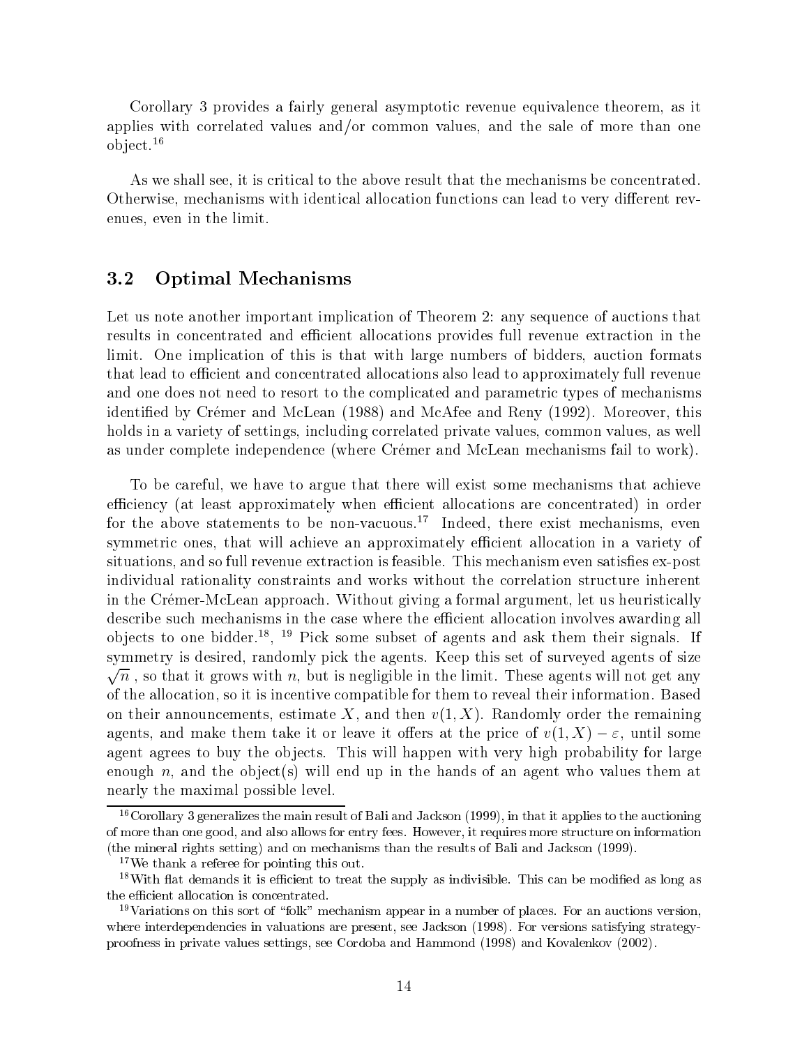Corollary 3 provides a fairly general asymptotic revenue equivalence theorem, as it applies with correlated values and/or common values, and the sale of more than one object.[16]

As we shall see, it is critical to the above result that the mechanisms be concentrated. Otherwise, mechanisms with identical allocation functions can lead to very different revenues, even in the limit.

## 3.2 Optimal Mechanisms

Let us note another important implication of Theorem 2: any sequence of auctions that results in concentrated and efficient allocations provides full revenue extraction in the limit. One implication of this is that with large numbers of bidders, auction formats that lead to efficient and concentrated allocations also lead to approximately full revenue and one does not need to resort to the complicated and parametric types of mechanisms identified by Crémer and McLean (1988) and McAfee and Reny (1992). Moreover, this holds in a variety of settings, including correlated private values, common values, as well as under complete independence (where Crémer and McLean mechanisms fail to work).

To be careful, we have to argue that there will exist some mechanisms that achieve efficiency (at least approximately when efficient allocations are concentrated) in order for the above statements to be non-vacuous.[17] Indeed, there exist mechanisms, even symmetric ones, that will achieve an approximately efficient allocation in a variety of situations, and so full revenue extraction is feasible. This mechanism even satisfies ex-post individual rationality constraints and works without the correlation structure inherent in the Crémer-McLean approach. Without giving a formal argument, let us heuristically describe such mechanisms in the case where the efficient allocation involves awarding all objects to one bidder.[18], [19] Pick some subset of agents and ask them their signals. If symmetry is desired, randomly pick the agents. Keep this set of surveyed agents of size $\sqrt{n}$, so that it grows with $n$, but is negligible in the limit. These agents will not get any of the allocation, so it is incentive compatible for them to reveal their information. Based on their announcements, estimate $X$, and then $v(1, X)$. Randomly order the remaining agents, and make them take it or leave it offers at the price of $v(1, X) - \varepsilon$, until some agent agrees to buy the objects. This will happen with very high probability for large enough $n$, and the object(s) will end up in the hands of an agent who values them at nearly the maximal possible level.

---

[16] Corollary 3 generalizes the main result of Bali and Jackson (1999), in that it applies to the auctioning of more than one good, and also allows for entry fees. However, it requires more structure on information (the mineral rights setting) and on mechanisms than the results of Bali and Jackson (1999).

[17] We thank a referee for pointing this out.

[18] With flat demands it is efficient to treat the supply as indivisible. This can be modified as long as the efficient allocation is concentrated.

[19] Variations on this sort of "folk" mechanism appear in a number of places. For an auctions version, where interdependencies in valuations are present, see Jackson (1998). For versions satisfying strategy-proofness in private values settings, see Cordoba and Hammond (1998) and Kovalenkov (2002).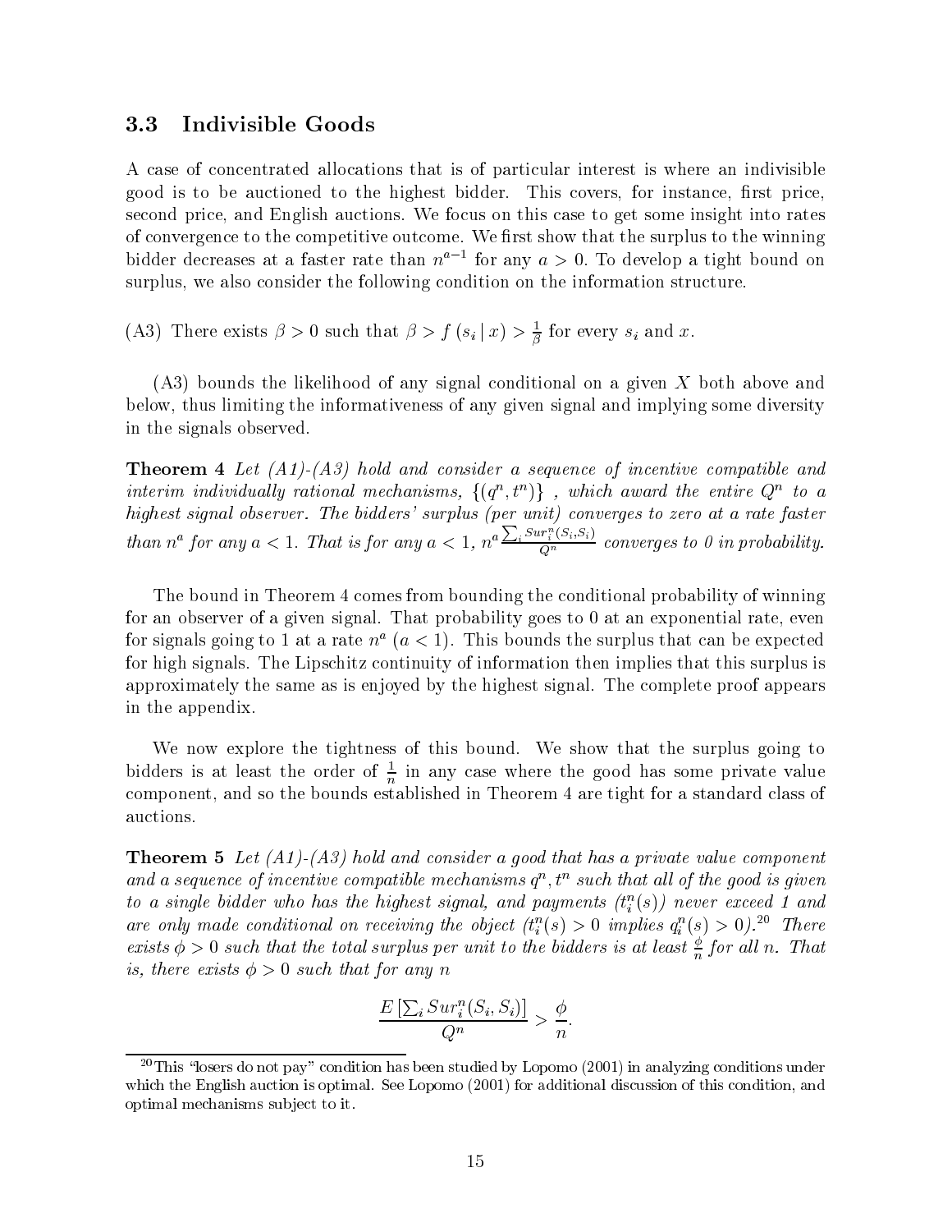### 3.3 Indivisible Goods

A case of concentrated allocations that is of particular interest is where an indivisible good is to be auctioned to the highest bidder. This covers, for instance, first price, second price, and English auctions. We focus on this case to get some insight into rates of convergence to the competitive outcome. We first show that the surplus to the winning bidder decreases at a faster rate than $n^{a-1}$ for any $a > 0$. To develop a tight bound on surplus, we also consider the following condition on the information structure.

(A3) There exists $\beta > 0$ such that $\beta > f(s_i \mid x) > \frac{1}{\beta}$ for every $s_i$ and $x$.

(A3) bounds the likelihood of any signal conditional on a given $X$ both above and below, thus limiting the informativeness of any given signal and implying some diversity in the signals observed.

**Theorem 4** *Let (A1)-(A3) hold and consider a sequence of incentive compatible and interim individually rational mechanisms, $\{(q^n, t^n)\}$, which award the entire $Q^n$ to a highest signal observer. The bidders' surplus (per unit) converges to zero at a rate faster than $n^a$ for any $a < 1$. That is for any $a < 1$, $n^a \frac{\sum_i Sur_i^n(S_i, S_i)}{Q^n}$ converges to 0 in probability.*

The bound in Theorem 4 comes from bounding the conditional probability of winning for an observer of a given signal. That probability goes to 0 at an exponential rate, even for signals going to 1 at a rate $n^a$ ($a < 1$). This bounds the surplus that can be expected for high signals. The Lipschitz continuity of information then implies that this surplus is approximately the same as is enjoyed by the highest signal. The complete proof appears in the appendix.

We now explore the tightness of this bound. We show that the surplus going to bidders is at least the order of $\frac{1}{n}$ in any case where the good has some private value component, and so the bounds established in Theorem 4 are tight for a standard class of auctions.

**Theorem 5** *Let (A1)-(A3) hold and consider a good that has a private value component and a sequence of incentive compatible mechanisms $q^n, t^n$ such that all of the good is given to a single bidder who has the highest signal, and payments ($t_i^n(s)$) never exceed 1 and are only made conditional on receiving the object ($t_i^n(s) > 0$ implies $q_i^n(s) > 0$).*[20] *There exists $\phi > 0$ such that the total surplus per unit to the bidders is at least $\frac{\phi}{n}$ for all $n$. That is, there exists $\phi > 0$ such that for any $n$*

$$\frac{E\left[\sum_i Sur_i^n(S_i, S_i)\right]}{Q^n} > \frac{\phi}{n}.$$

[20] This "losers do not pay" condition has been studied by Lopomo (2001) in analyzing conditions under which the English auction is optimal. See Lopomo (2001) for additional discussion of this condition, and optimal mechanisms subject to it.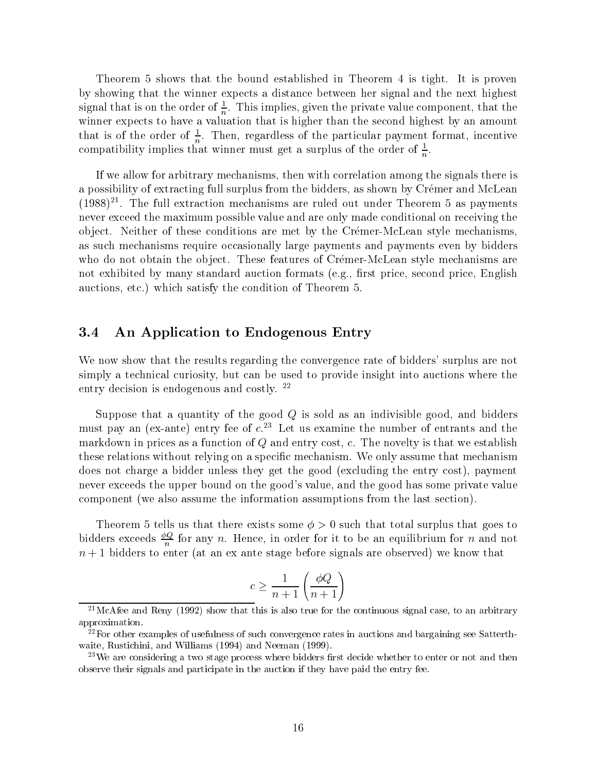Theorem 5 shows that the bound established in Theorem 4 is tight. It is proven by showing that the winner expects a distance between her signal and the next highest signal that is on the order of $\frac{1}{n}$. This implies, given the private value component, that the winner expects to have a valuation that is higher than the second highest by an amount that is of the order of $\frac{1}{n}$. Then, regardless of the particular payment format, incentive compatibility implies that winner must get a surplus of the order of $\frac{1}{n}$.

If we allow for arbitrary mechanisms, then with correlation among the signals there is a possibility of extracting full surplus from the bidders, as shown by Crémer and McLean (1988)[21]. The full extraction mechanisms are ruled out under Theorem 5 as payments never exceed the maximum possible value and are only made conditional on receiving the object. Neither of these conditions are met by the Crémer-McLean style mechanisms, as such mechanisms require occasionally large payments and payments even by bidders who do not obtain the object. These features of Crémer-McLean style mechanisms are not exhibited by many standard auction formats (e.g., first price, second price, English auctions, etc.) which satisfy the condition of Theorem 5.

## 3.4 An Application to Endogenous Entry

We now show that the results regarding the convergence rate of bidders' surplus are not simply a technical curiosity, but can be used to provide insight into auctions where the entry decision is endogenous and costly. [22]

Suppose that a quantity of the good $Q$ is sold as an indivisible good, and bidders must pay an (ex-ante) entry fee of $c$.[23] Let us examine the number of entrants and the markdown in prices as a function of $Q$ and entry cost, $c$. The novelty is that we establish these relations without relying on a specific mechanism. We only assume that mechanism does not charge a bidder unless they get the good (excluding the entry cost), payment never exceeds the upper bound on the good's value, and the good has some private value component (we also assume the information assumptions from the last section).

Theorem 5 tells us that there exists some $\phi > 0$ such that total surplus that goes to bidders exceeds $\frac{\phi Q}{n}$ for any $n$. Hence, in order for it to be an equilibrium for $n$ and not $n+1$ bidders to enter (at an ex ante stage before signals are observed) we know that

$$c \geq \frac{1}{n+1}\left(\frac{\phi Q}{n+1}\right)$$

[21] McAfee and Reny (1992) show that this is also true for the continuous signal case, to an arbitrary approximation.

[22] For other examples of usefulness of such convergence rates in auctions and bargaining see Satterthwaite, Rustichini, and Williams (1994) and Neeman (1999).

[23] We are considering a two stage process where bidders first decide whether to enter or not and then observe their signals and participate in the auction if they have paid the entry fee.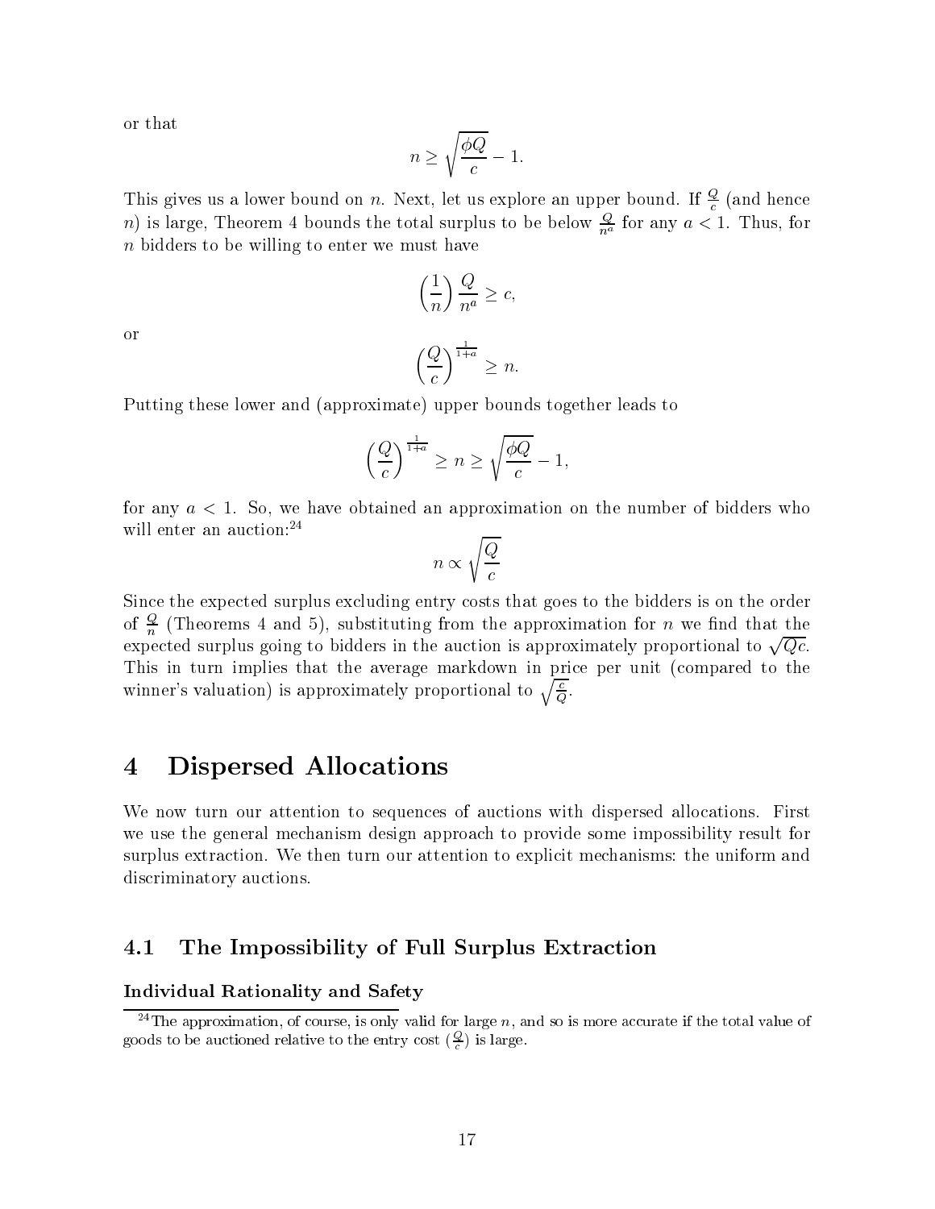or that

$$n \geq \sqrt{\frac{\phi Q}{c}} - 1.$$

This gives us a lower bound on $n$. Next, let us explore an upper bound. If $\frac{Q}{c}$ (and hence $n$) is large, Theorem 4 bounds the total surplus to be below $\frac{Q}{n^a}$ for any $a < 1$. Thus, for $n$ bidders to be willing to enter we must have

$$\left(\frac{1}{n}\right)\frac{Q}{n^a} \geq c,$$

or

$$\left(\frac{Q}{c}\right)^{\frac{1}{1+a}} \geq n.$$

Putting these lower and (approximate) upper bounds together leads to

$$\left(\frac{Q}{c}\right)^{\frac{1}{1+a}} \geq n \geq \sqrt{\frac{\phi Q}{c}} - 1,$$

for any $a < 1$. So, we have obtained an approximation on the number of bidders who will enter an auction:[24]

$$n \propto \sqrt{\frac{Q}{c}}$$

Since the expected surplus excluding entry costs that goes to the bidders is on the order of $\frac{Q}{n}$ (Theorems 4 and 5), substituting from the approximation for $n$ we find that the expected surplus going to bidders in the auction is approximately proportional to $\sqrt{Qc}$. This in turn implies that the average markdown in price per unit (compared to the winner's valuation) is approximately proportional to $\sqrt{\frac{c}{Q}}$.

# 4 Dispersed Allocations

We now turn our attention to sequences of auctions with dispersed allocations. First we use the general mechanism design approach to provide some impossibility result for surplus extraction. We then turn our attention to explicit mechanisms: the uniform and discriminatory auctions.

## 4.1 The Impossibility of Full Surplus Extraction

**Individual Rationality and Safety**

[24] The approximation, of course, is only valid for large $n$, and so is more accurate if the total value of goods to be auctioned relative to the entry cost ($\frac{Q}{c}$) is large.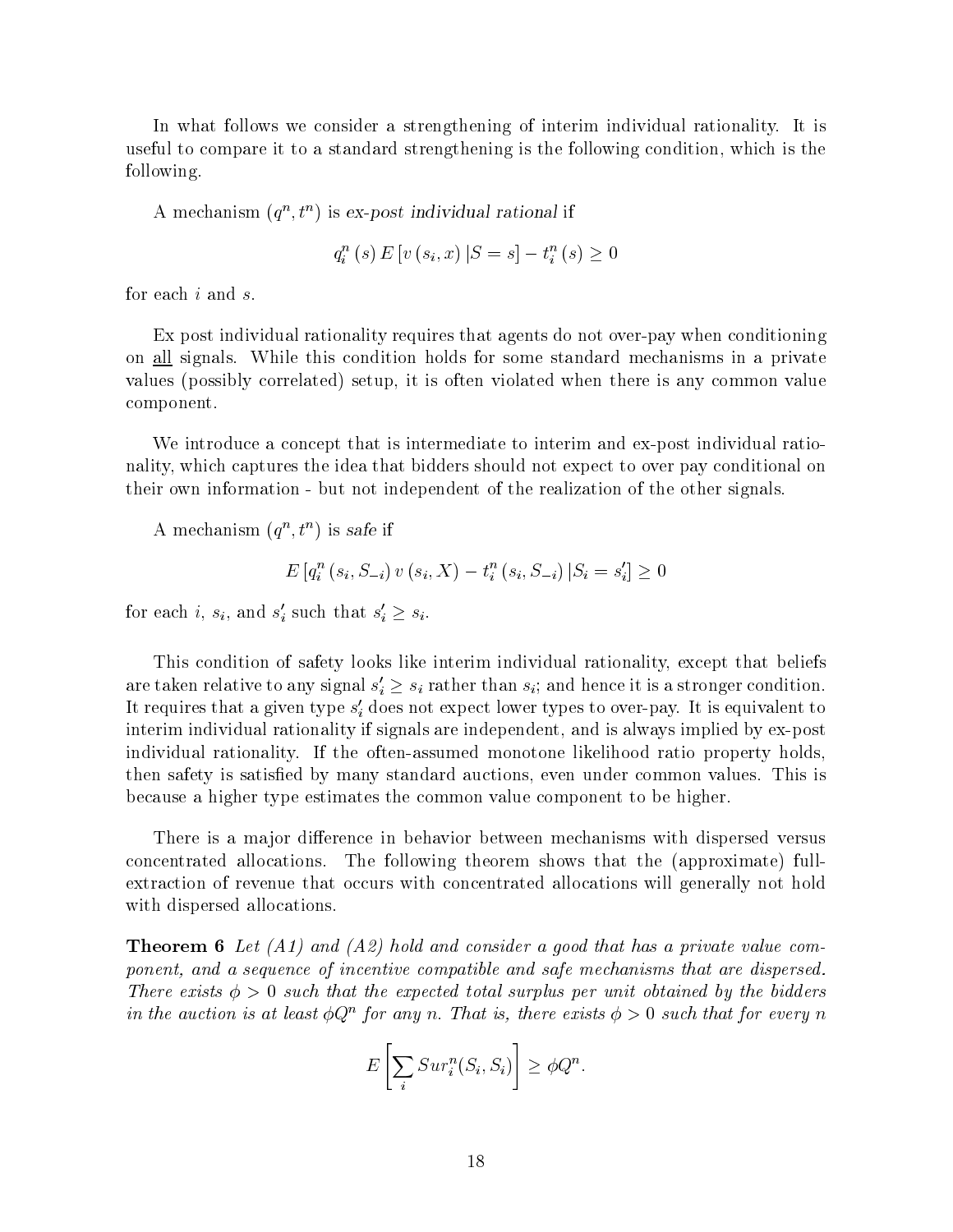In what follows we consider a strengthening of interim individual rationality. It is useful to compare it to a standard strengthening is the following condition, which is the following.

A mechanism $(q^n, t^n)$ is *ex-post individual rational* if

$$q_i^n(s) E[v(s_i, x) | S = s] - t_i^n(s) \geq 0$$

for each $i$ and $s$.

Ex post individual rationality requires that agents do not over-pay when conditioning on <u>all</u> signals. While this condition holds for some standard mechanisms in a private values (possibly correlated) setup, it is often violated when there is any common value component.

We introduce a concept that is intermediate to interim and ex-post individual rationality, which captures the idea that bidders should not expect to over pay conditional on their own information - but not independent of the realization of the other signals.

A mechanism $(q^n, t^n)$ is *safe* if

$$E[q_i^n(s_i, S_{-i}) v(s_i, X) - t_i^n(s_i, S_{-i}) | S_i = s_i'] \geq 0$$

for each $i$, $s_i$, and $s_i'$ such that $s_i' \geq s_i$.

This condition of safety looks like interim individual rationality, except that beliefs are taken relative to any signal $s_i' \geq s_i$ rather than $s_i$; and hence it is a stronger condition. It requires that a given type $s_i'$ does not expect lower types to over-pay. It is equivalent to interim individual rationality if signals are independent, and is always implied by ex-post individual rationality. If the often-assumed monotone likelihood ratio property holds, then safety is satisfied by many standard auctions, even under common values. This is because a higher type estimates the common value component to be higher.

There is a major difference in behavior between mechanisms with dispersed versus concentrated allocations. The following theorem shows that the (approximate) full-extraction of revenue that occurs with concentrated allocations will generally not hold with dispersed allocations.

**Theorem 6** *Let (A1) and (A2) hold and consider a good that has a private value component, and a sequence of incentive compatible and safe mechanisms that are dispersed. There exists $\phi > 0$ such that the expected total surplus per unit obtained by the bidders in the auction is at least $\phi Q^n$ for any $n$. That is, there exists $\phi > 0$ such that for every $n$*

$$E\left[\sum_i Sur_i^n(S_i, S_i)\right] \geq \phi Q^n.$$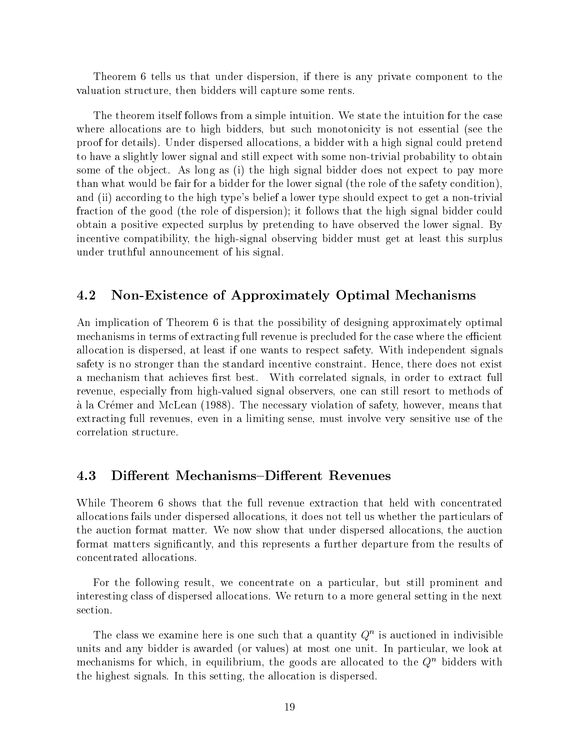Theorem 6 tells us that under dispersion, if there is any private component to the valuation structure, then bidders will capture some rents.

The theorem itself follows from a simple intuition. We state the intuition for the case where allocations are to high bidders, but such monotonicity is not essential (see the proof for details). Under dispersed allocations, a bidder with a high signal could pretend to have a slightly lower signal and still expect with some non-trivial probability to obtain some of the object. As long as (i) the high signal bidder does not expect to pay more than what would be fair for a bidder for the lower signal (the role of the safety condition), and (ii) according to the high type's belief a lower type should expect to get a non-trivial fraction of the good (the role of dispersion); it follows that the high signal bidder could obtain a positive expected surplus by pretending to have observed the lower signal. By incentive compatibility, the high-signal observing bidder must get at least this surplus under truthful announcement of his signal.

## 4.2 Non-Existence of Approximately Optimal Mechanisms

An implication of Theorem 6 is that the possibility of designing approximately optimal mechanisms in terms of extracting full revenue is precluded for the case where the efficient allocation is dispersed, at least if one wants to respect safety. With independent signals safety is no stronger than the standard incentive constraint. Hence, there does not exist a mechanism that achieves first best. With correlated signals, in order to extract full revenue, especially from high-valued signal observers, one can still resort to methods of à la Crémer and McLean (1988). The necessary violation of safety, however, means that extracting full revenues, even in a limiting sense, must involve very sensitive use of the correlation structure.

## 4.3 Different Mechanisms–Different Revenues

While Theorem 6 shows that the full revenue extraction that held with concentrated allocations fails under dispersed allocations, it does not tell us whether the particulars of the auction format matter. We now show that under dispersed allocations, the auction format matters significantly, and this represents a further departure from the results of concentrated allocations.

For the following result, we concentrate on a particular, but still prominent and interesting class of dispersed allocations. We return to a more general setting in the next section.

The class we examine here is one such that a quantity $Q^n$ is auctioned in indivisible units and any bidder is awarded (or values) at most one unit. In particular, we look at mechanisms for which, in equilibrium, the goods are allocated to the $Q^n$ bidders with the highest signals. In this setting, the allocation is dispersed.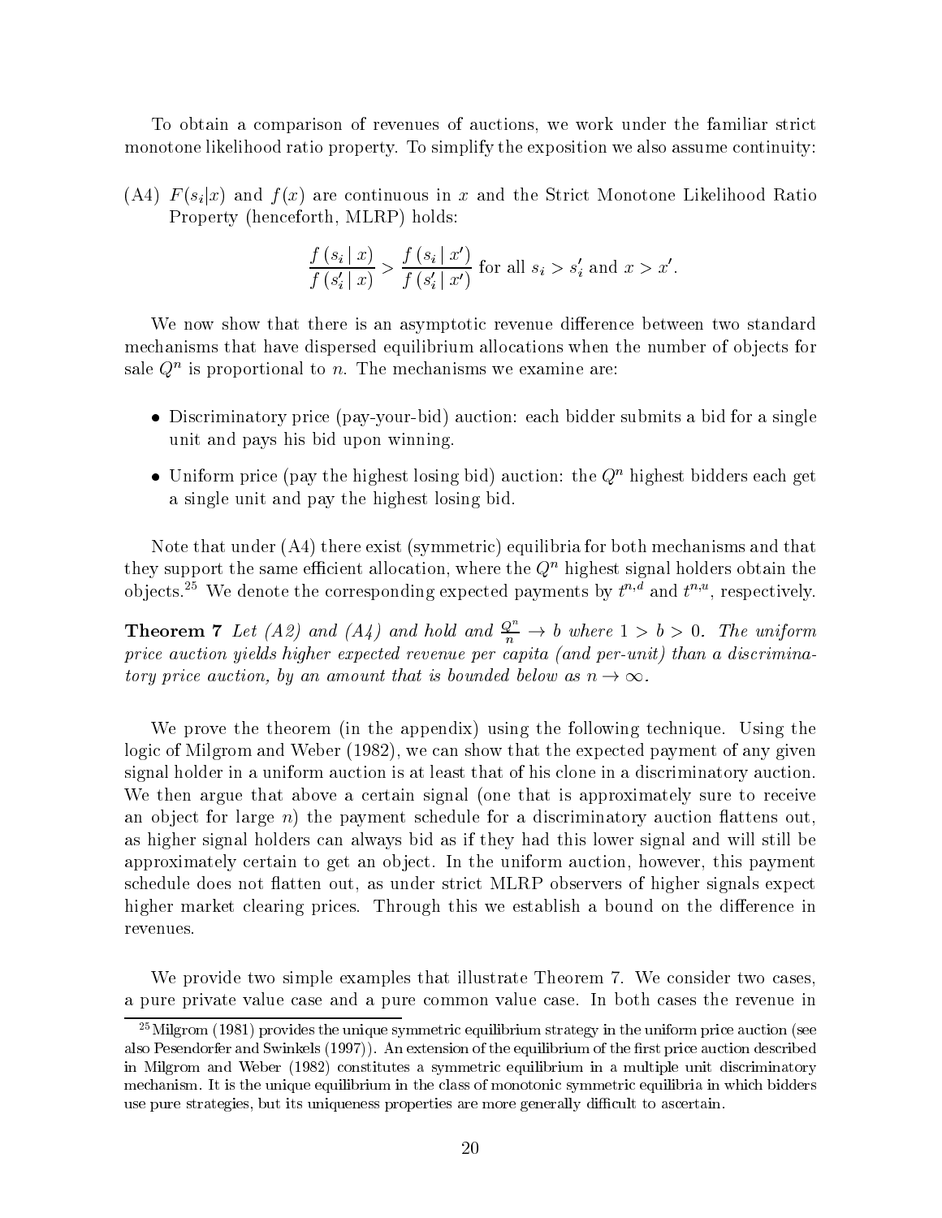To obtain a comparison of revenues of auctions, we work under the familiar strict monotone likelihood ratio property. To simplify the exposition we also assume continuity:

(A4) $F(s_i|x)$ and $f(x)$ are continuous in $x$ and the Strict Monotone Likelihood Ratio Property (henceforth, MLRP) holds:

$$\frac{f(s_i \mid x)}{f(s_i' \mid x)} > \frac{f(s_i \mid x')}{f(s_i' \mid x')} \text{ for all } s_i > s_i' \text{ and } x > x'.$$

We now show that there is an asymptotic revenue difference between two standard mechanisms that have dispersed equilibrium allocations when the number of objects for sale $Q^n$ is proportional to $n$. The mechanisms we examine are:

- Discriminatory price (pay-your-bid) auction: each bidder submits a bid for a single unit and pays his bid upon winning.
- Uniform price (pay the highest losing bid) auction: the $Q^n$ highest bidders each get a single unit and pay the highest losing bid.

Note that under (A4) there exist (symmetric) equilibria for both mechanisms and that they support the same efficient allocation, where the $Q^n$ highest signal holders obtain the objects.[25] We denote the corresponding expected payments by $t^{n,d}$ and $t^{n,u}$, respectively.

**Theorem 7** *Let (A2) and (A4) and hold and $\frac{Q^n}{n} \to b$ where $1 > b > 0$. The uniform price auction yields higher expected revenue per capita (and per-unit) than a discriminatory price auction, by an amount that is bounded below as $n \to \infty$.*

We prove the theorem (in the appendix) using the following technique. Using the logic of Milgrom and Weber (1982), we can show that the expected payment of any given signal holder in a uniform auction is at least that of his clone in a discriminatory auction. We then argue that above a certain signal (one that is approximately sure to receive an object for large $n$) the payment schedule for a discriminatory auction flattens out, as higher signal holders can always bid as if they had this lower signal and will still be approximately certain to get an object. In the uniform auction, however, this payment schedule does not flatten out, as under strict MLRP observers of higher signals expect higher market clearing prices. Through this we establish a bound on the difference in revenues.

We provide two simple examples that illustrate Theorem 7. We consider two cases, a pure private value case and a pure common value case. In both cases the revenue in

[25] Milgrom (1981) provides the unique symmetric equilibrium strategy in the uniform price auction (see also Pesendorfer and Swinkels (1997)). An extension of the equilibrium of the first price auction described in Milgrom and Weber (1982) constitutes a symmetric equilibrium in a multiple unit discriminatory mechanism. It is the unique equilibrium in the class of monotonic symmetric equilibria in which bidders use pure strategies, but its uniqueness properties are more generally difficult to ascertain.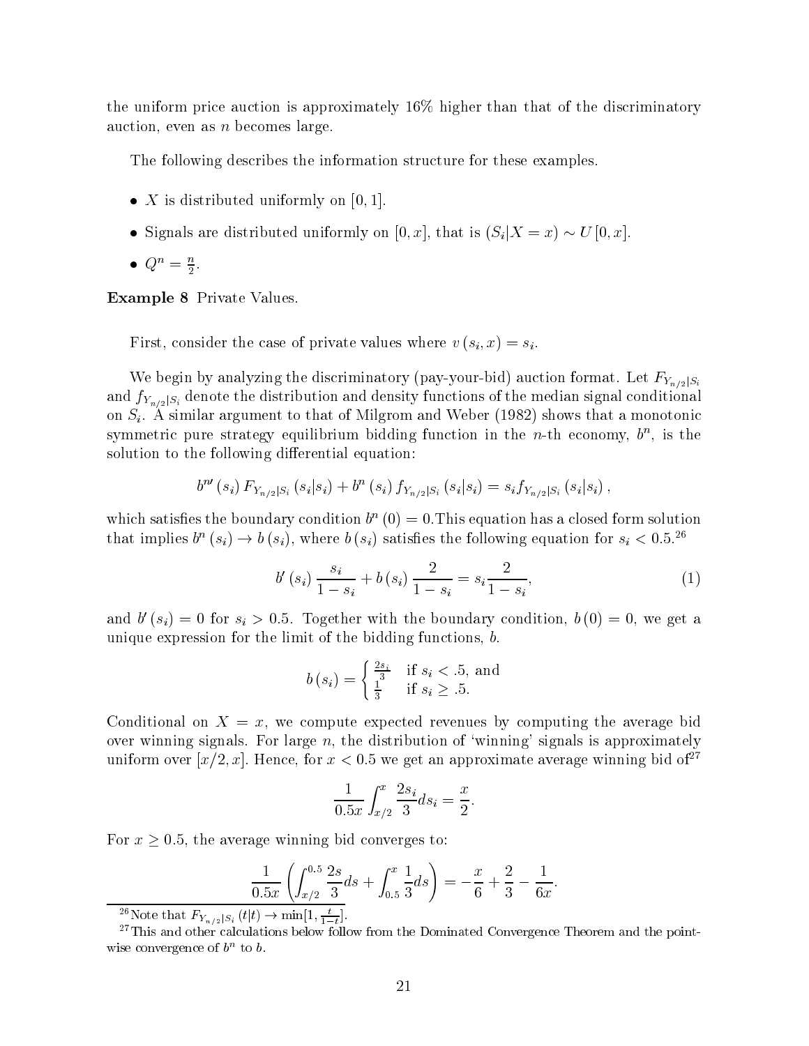the uniform price auction is approximately 16% higher than that of the discriminatory auction, even as $n$ becomes large.

The following describes the information structure for these examples.

- $X$ is distributed uniformly on $[0,1]$.
- Signals are distributed uniformly on $[0,x]$, that is $(S_i|X=x) \sim U[0,x]$.
- $Q^n = \frac{n}{2}$.

**Example 8** Private Values.

First, consider the case of private values where $v(s_i, x) = s_i$.

We begin by analyzing the discriminatory (pay-your-bid) auction format. Let $F_{Y_{n/2}|S_i}$ and $f_{Y_{n/2}|S_i}$ denote the distribution and density functions of the median signal conditional on $S_i$. A similar argument to that of Milgrom and Weber (1982) shows that a monotonic symmetric pure strategy equilibrium bidding function in the $n$-th economy, $b^n$, is the solution to the following differential equation:

$$b^{n\prime}(s_i) F_{Y_{n/2}|S_i}(s_i|s_i) + b^n(s_i) f_{Y_{n/2}|S_i}(s_i|s_i) = s_i f_{Y_{n/2}|S_i}(s_i|s_i),$$

which satisfies the boundary condition $b^n(0) = 0$. This equation has a closed form solution that implies $b^n(s_i) \to b(s_i)$, where $b(s_i)$ satisfies the following equation for $s_i < 0.5$.[26]

$$b'(s_i) \frac{s_i}{1-s_i} + b(s_i) \frac{2}{1-s_i} = s_i \frac{2}{1-s_i}, \tag{1}$$

and $b'(s_i) = 0$ for $s_i > 0.5$. Together with the boundary condition, $b(0) = 0$, we get a unique expression for the limit of the bidding functions, $b$.

$$b(s_i) = \begin{cases} \frac{2s_i}{3} & \text{if } s_i < .5, \text{ and} \\ \frac{1}{3} & \text{if } s_i \geq .5. \end{cases}$$

Conditional on $X = x$, we compute expected revenues by computing the average bid over winning signals. For large $n$, the distribution of 'winning' signals is approximately uniform over $[x/2, x]$. Hence, for $x < 0.5$ we get an approximate average winning bid of[27]

$$\frac{1}{0.5x} \int_{x/2}^{x} \frac{2s_i}{3} ds_i = \frac{x}{2}.$$

For $x \geq 0.5$, the average winning bid converges to:

$$\frac{1}{0.5x} \left( \int_{x/2}^{0.5} \frac{2s}{3} ds + \int_{0.5}^{x} \frac{1}{3} ds \right) = -\frac{x}{6} + \frac{2}{3} - \frac{1}{6x}.$$

[26] Note that $F_{Y_{n/2}|S_i}(t|t) \to \min[1, \frac{t}{1-t}]$.

[27] This and other calculations below follow from the Dominated Convergence Theorem and the pointwise convergence of $b^n$ to $b$.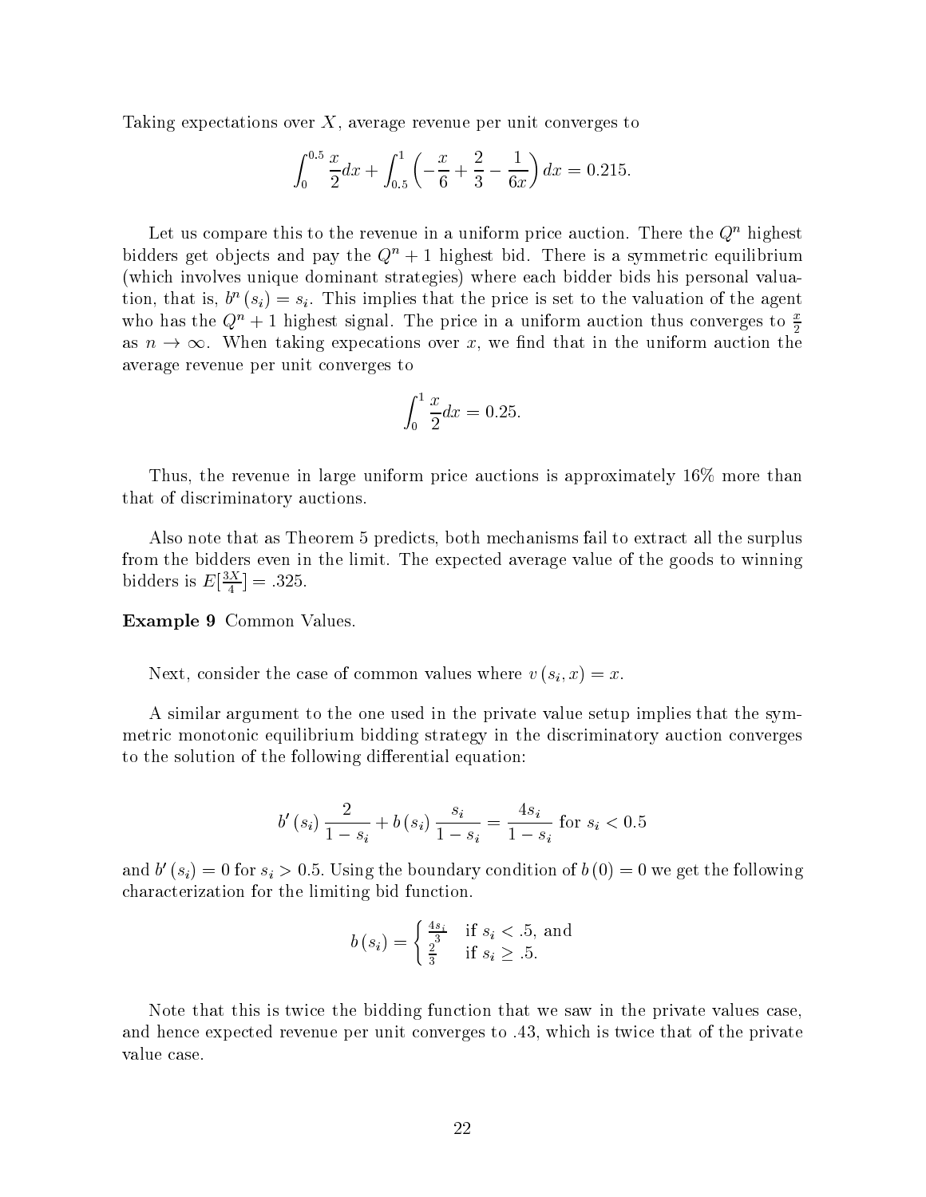Taking expectations over $X$, average revenue per unit converges to

$$\int_0^{0.5} \frac{x}{2} dx + \int_{0.5}^1 \left( -\frac{x}{6} + \frac{2}{3} - \frac{1}{6x} \right) dx = 0.215.$$

Let us compare this to the revenue in a uniform price auction. There the $Q^n$ highest bidders get objects and pay the $Q^n + 1$ highest bid. There is a symmetric equilibrium (which involves unique dominant strategies) where each bidder bids his personal valuation, that is, $b^n(s_i) = s_i$. This implies that the price is set to the valuation of the agent who has the $Q^n + 1$ highest signal. The price in a uniform auction thus converges to $\frac{x}{2}$ as $n \to \infty$. When taking expecations over $x$, we find that in the uniform auction the average revenue per unit converges to

$$\int_0^1 \frac{x}{2} dx = 0.25.$$

Thus, the revenue in large uniform price auctions is approximately 16% more than that of discriminatory auctions.

Also note that as Theorem 5 predicts, both mechanisms fail to extract all the surplus from the bidders even in the limit. The expected average value of the goods to winning bidders is $E[\frac{3X}{4}] = .325$.

**Example 9** Common Values.

Next, consider the case of common values where $v(s_i, x) = x$.

A similar argument to the one used in the private value setup implies that the symmetric monotonic equilibrium bidding strategy in the discriminatory auction converges to the solution of the following differential equation:

$$b'(s_i) \frac{2}{1 - s_i} + b(s_i) \frac{s_i}{1 - s_i} = \frac{4s_i}{1 - s_i} \text{ for } s_i < 0.5$$

and $b'(s_i) = 0$ for $s_i > 0.5$. Using the boundary condition of $b(0) = 0$ we get the following characterization for the limiting bid function.

$$b(s_i) = \begin{cases} \frac{4s_i}{3} & \text{if } s_i < .5, \text{ and} \\ \frac{2}{3} & \text{if } s_i \geq .5. \end{cases}$$

Note that this is twice the bidding function that we saw in the private values case, and hence expected revenue per unit converges to .43, which is twice that of the private value case.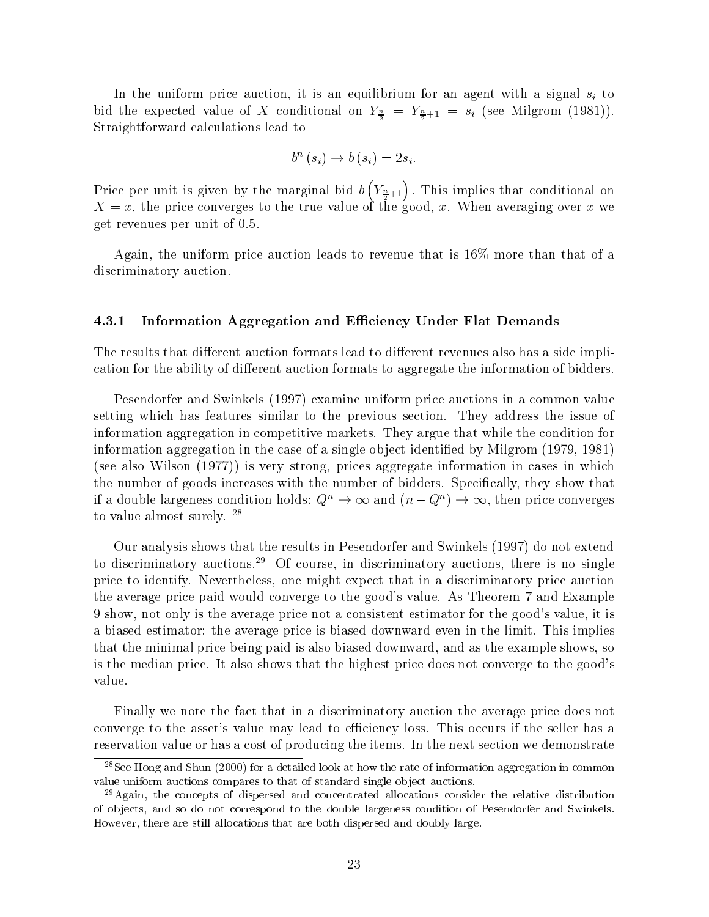In the uniform price auction, it is an equilibrium for an agent with a signal $s_i$ to bid the expected value of $X$ conditional on $Y_{\frac{n}{2}} = Y_{\frac{n}{2}+1} = s_i$ (see Milgrom (1981)). Straightforward calculations lead to

$$b^n(s_i) \to b(s_i) = 2s_i.$$

Price per unit is given by the marginal bid $b\left(Y_{\frac{n}{2}+1}\right)$. This implies that conditional on $X = x$, the price converges to the true value of the good, $x$. When averaging over $x$ we get revenues per unit of 0.5.

Again, the uniform price auction leads to revenue that is 16% more than that of a discriminatory auction.

### 4.3.1 Information Aggregation and Efficiency Under Flat Demands

The results that different auction formats lead to different revenues also has a side implication for the ability of different auction formats to aggregate the information of bidders.

Pesendorfer and Swinkels (1997) examine uniform price auctions in a common value setting which has features similar to the previous section. They address the issue of information aggregation in competitive markets. They argue that while the condition for information aggregation in the case of a single object identified by Milgrom (1979, 1981) (see also Wilson (1977)) is very strong, prices aggregate information in cases in which the number of goods increases with the number of bidders. Specifically, they show that if a double largeness condition holds: $Q^n \to \infty$ and $(n - Q^n) \to \infty$, then price converges to value almost surely. [28]

Our analysis shows that the results in Pesendorfer and Swinkels (1997) do not extend to discriminatory auctions.[29] Of course, in discriminatory auctions, there is no single price to identify. Nevertheless, one might expect that in a discriminatory price auction the average price paid would converge to the good's value. As Theorem 7 and Example 9 show, not only is the average price not a consistent estimator for the good's value, it is a biased estimator: the average price is biased downward even in the limit. This implies that the minimal price being paid is also biased downward, and as the example shows, so is the median price. It also shows that the highest price does not converge to the good's value.

Finally we note the fact that in a discriminatory auction the average price does not converge to the asset's value may lead to efficiency loss. This occurs if the seller has a reservation value or has a cost of producing the items. In the next section we demonstrate

[28] See Hong and Shun (2000) for a detailed look at how the rate of information aggregation in common value uniform auctions compares to that of standard single object auctions.

[29] Again, the concepts of dispersed and concentrated allocations consider the relative distribution of objects, and so do not correspond to the double largeness condition of Pesendorfer and Swinkels. However, there are still allocations that are both dispersed and doubly large.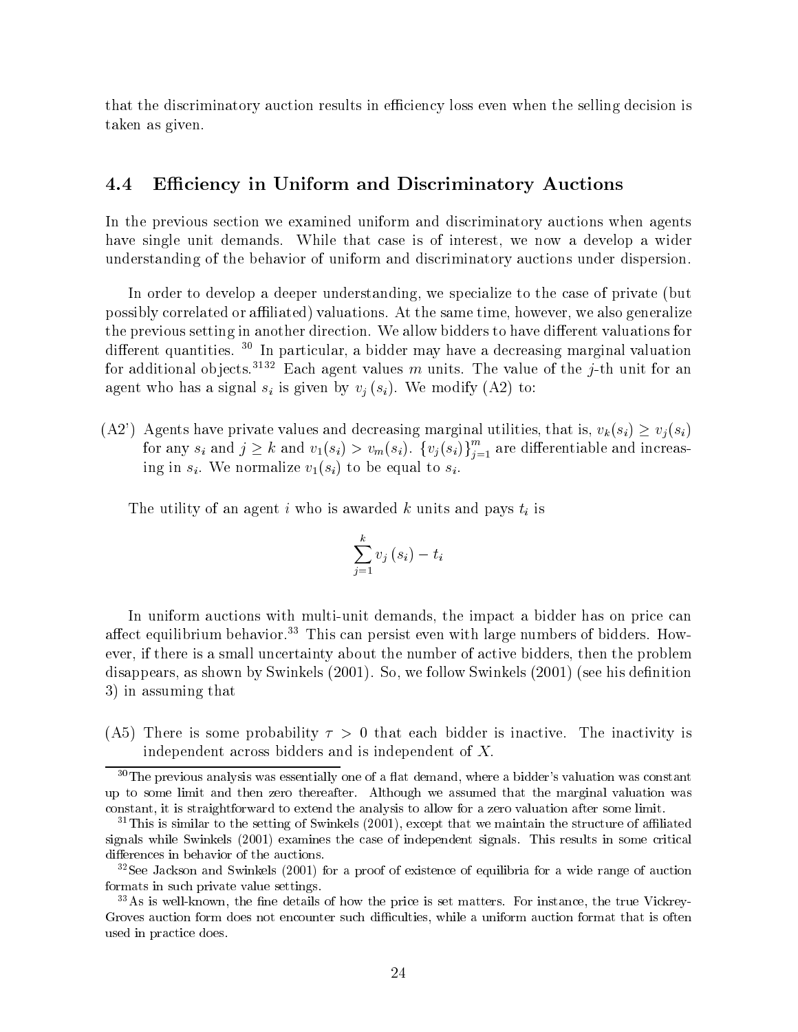that the discriminatory auction results in efficiency loss even when the selling decision is taken as given.

## 4.4 Efficiency in Uniform and Discriminatory Auctions

In the previous section we examined uniform and discriminatory auctions when agents have single unit demands. While that case is of interest, we now a develop a wider understanding of the behavior of uniform and discriminatory auctions under dispersion.

In order to develop a deeper understanding, we specialize to the case of private (but possibly correlated or affiliated) valuations. At the same time, however, we also generalize the previous setting in another direction. We allow bidders to have different valuations for different quantities. [30] In particular, a bidder may have a decreasing marginal valuation for additional objects.[31][32] Each agent values $m$ units. The value of the $j$-th unit for an agent who has a signal $s_i$ is given by $v_j(s_i)$. We modify (A2) to:

(A2') Agents have private values and decreasing marginal utilities, that is, $v_k(s_i) \geq v_j(s_i)$ for any $s_i$ and $j \geq k$ and $v_1(s_i) > v_m(s_i)$. $\{v_j(s_i)\}_{j=1}^m$ are differentiable and increasing in $s_i$. We normalize $v_1(s_i)$ to be equal to $s_i$.

The utility of an agent $i$ who is awarded $k$ units and pays $t_i$ is

$$\sum_{j=1}^{k} v_j(s_i) - t_i$$

In uniform auctions with multi-unit demands, the impact a bidder has on price can affect equilibrium behavior.[33] This can persist even with large numbers of bidders. However, if there is a small uncertainty about the number of active bidders, then the problem disappears, as shown by Swinkels (2001). So, we follow Swinkels (2001) (see his definition 3) in assuming that

(A5) There is some probability $\tau > 0$ that each bidder is inactive. The inactivity is independent across bidders and is independent of $X$.

---

[30] The previous analysis was essentially one of a flat demand, where a bidder's valuation was constant up to some limit and then zero thereafter. Although we assumed that the marginal valuation was constant, it is straightforward to extend the analysis to allow for a zero valuation after some limit.

[31] This is similar to the setting of Swinkels (2001), except that we maintain the structure of affiliated signals while Swinkels (2001) examines the case of independent signals. This results in some critical differences in behavior of the auctions.

[32] See Jackson and Swinkels (2001) for a proof of existence of equilibria for a wide range of auction formats in such private value settings.

[33] As is well-known, the fine details of how the price is set matters. For instance, the true Vickrey-Groves auction form does not encounter such difficulties, while a uniform auction format that is often used in practice does.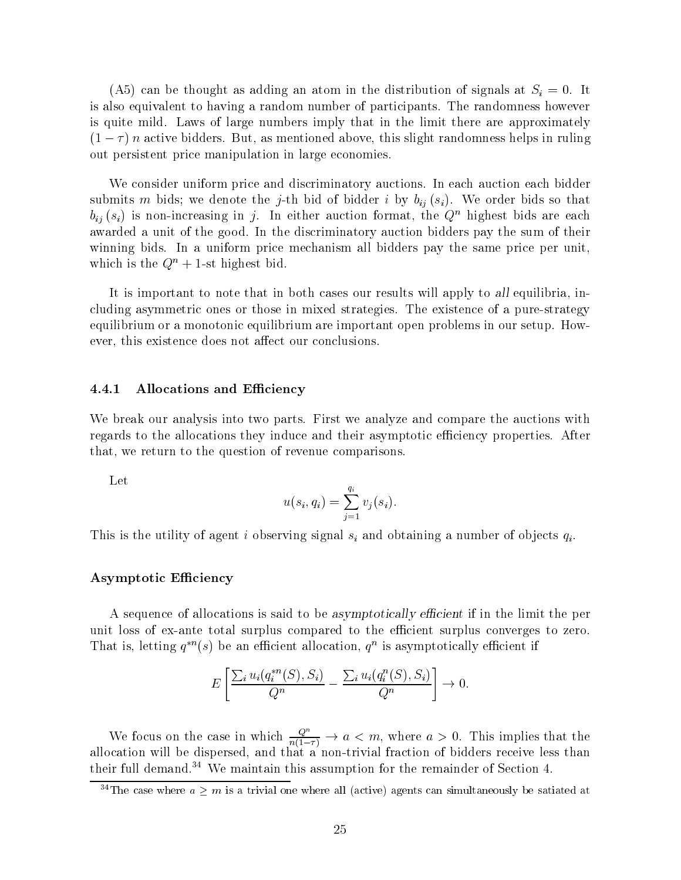(A5) can be thought as adding an atom in the distribution of signals at $S_i = 0$. It is also equivalent to having a random number of participants. The randomness however is quite mild. Laws of large numbers imply that in the limit there are approximately $(1-\tau)\,n$ active bidders. But, as mentioned above, this slight randomness helps in ruling out persistent price manipulation in large economies.

We consider uniform price and discriminatory auctions. In each auction each bidder submits $m$ bids; we denote the $j$-th bid of bidder $i$ by $b_{ij}(s_i)$. We order bids so that $b_{ij}(s_i)$ is non-increasing in $j$. In either auction format, the $Q^n$ highest bids are each awarded a unit of the good. In the discriminatory auction bidders pay the sum of their winning bids. In a uniform price mechanism all bidders pay the same price per unit, which is the $Q^n + 1$-st highest bid.

It is important to note that in both cases our results will apply to *all* equilibria, including asymmetric ones or those in mixed strategies. The existence of a pure-strategy equilibrium or a monotonic equilibrium are important open problems in our setup. However, this existence does not affect our conclusions.

### 4.4.1 Allocations and Efficiency

We break our analysis into two parts. First we analyze and compare the auctions with regards to the allocations they induce and their asymptotic efficiency properties. After that, we return to the question of revenue comparisons.

Let

$$u(s_i, q_i) = \sum_{j=1}^{q_i} v_j(s_i).$$

This is the utility of agent $i$ observing signal $s_i$ and obtaining a number of objects $q_i$.

#### Asymptotic Efficiency

A sequence of allocations is said to be *asymptotically efficient* if in the limit the per unit loss of ex-ante total surplus compared to the efficient surplus converges to zero. That is, letting $q^{*n}(s)$ be an efficient allocation, $q^n$ is asymptotically efficient if

$$E\left[\frac{\sum_i u_i(q_i^{*n}(S), S_i)}{Q^n} - \frac{\sum_i u_i(q_i^n(S), S_i)}{Q^n}\right] \to 0.$$

We focus on the case in which $\frac{Q^n}{n(1-\tau)} \to a < m$, where $a > 0$. This implies that the allocation will be dispersed, and that a non-trivial fraction of bidders receive less than their full demand.[34] We maintain this assumption for the remainder of Section 4.

[34] The case where $a \geq m$ is a trivial one where all (active) agents can simultaneously be satiated at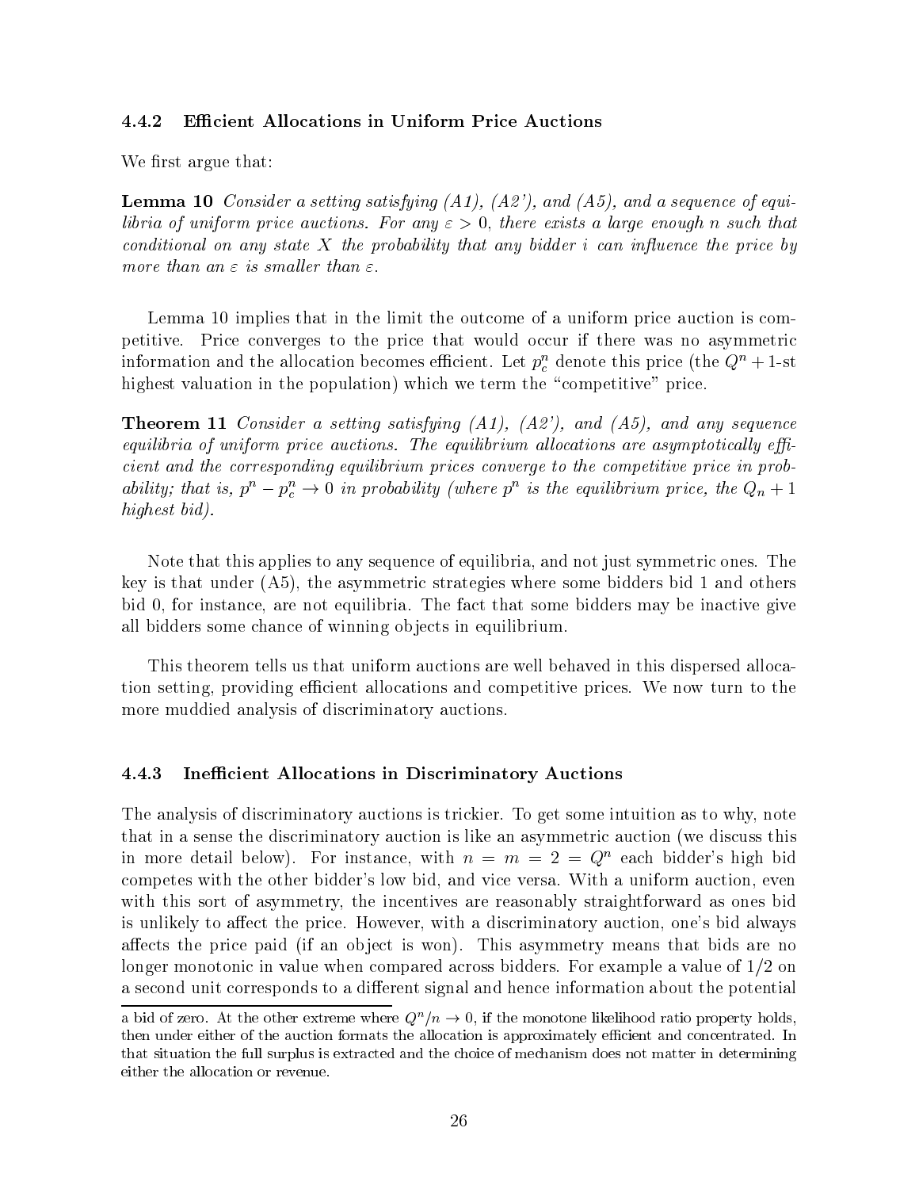### 4.4.2 Efficient Allocations in Uniform Price Auctions

We first argue that:

**Lemma 10** *Consider a setting satisfying (A1), (A2'), and (A5), and a sequence of equilibria of uniform price auctions. For any $\varepsilon > 0$, there exists a large enough $n$ such that conditional on any state $X$ the probability that any bidder $i$ can influence the price by more than an $\varepsilon$ is smaller than $\varepsilon$.*

Lemma 10 implies that in the limit the outcome of a uniform price auction is competitive. Price converges to the price that would occur if there was no asymmetric information and the allocation becomes efficient. Let $p_c^n$ denote this price (the $Q^n + 1$-st highest valuation in the population) which we term the "competitive" price.

**Theorem 11** *Consider a setting satisfying (A1), (A2'), and (A5), and any sequence equilibria of uniform price auctions. The equilibrium allocations are asymptotically efficient and the corresponding equilibrium prices converge to the competitive price in probability; that is, $p^n - p_c^n \to 0$ in probability (where $p^n$ is the equilibrium price, the $Q_n + 1$ highest bid).*

Note that this applies to any sequence of equilibria, and not just symmetric ones. The key is that under (A5), the asymmetric strategies where some bidders bid 1 and others bid 0, for instance, are not equilibria. The fact that some bidders may be inactive give all bidders some chance of winning objects in equilibrium.

This theorem tells us that uniform auctions are well behaved in this dispersed allocation setting, providing efficient allocations and competitive prices. We now turn to the more muddied analysis of discriminatory auctions.

### 4.4.3 Inefficient Allocations in Discriminatory Auctions

The analysis of discriminatory auctions is trickier. To get some intuition as to why, note that in a sense the discriminatory auction is like an asymmetric auction (we discuss this in more detail below). For instance, with $n = m = 2 = Q^n$ each bidder's high bid competes with the other bidder's low bid, and vice versa. With a uniform auction, even with this sort of asymmetry, the incentives are reasonably straightforward as ones bid is unlikely to affect the price. However, with a discriminatory auction, one's bid always affects the price paid (if an object is won). This asymmetry means that bids are no longer monotonic in value when compared across bidders. For example a value of $1/2$ on a second unit corresponds to a different signal and hence information about the potential

a bid of zero. At the other extreme where $Q^n/n \to 0$, if the monotone likelihood ratio property holds, then under either of the auction formats the allocation is approximately efficient and concentrated. In that situation the full surplus is extracted and the choice of mechanism does not matter in determining either the allocation or revenue.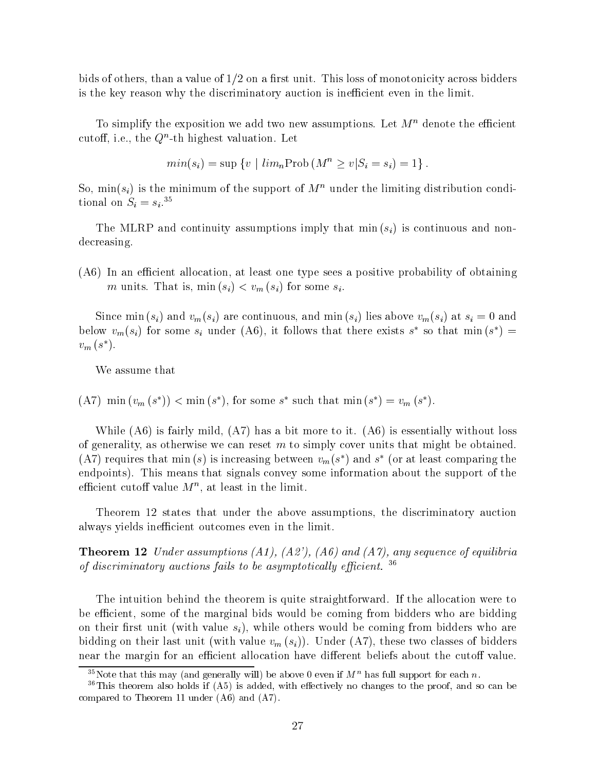bids of others, than a value of $1/2$ on a first unit. This loss of monotonicity across bidders is the key reason why the discriminatory auction is inefficient even in the limit.

To simplify the exposition we add two new assumptions. Let $M^n$ denote the efficient cutoff, i.e., the $Q^n$-th highest valuation. Let

$$min(s_i) = \sup \{v \mid lim_n \text{Prob}\,(M^n \geq v | S_i = s_i) = 1\}.$$

So, $\min(s_i)$ is the minimum of the support of $M^n$ under the limiting distribution conditional on $S_i = s_i$.[35]

The MLRP and continuity assumptions imply that $\min(s_i)$ is continuous and nondecreasing.

(A6) In an efficient allocation, at least one type sees a positive probability of obtaining $m$ units. That is, $\min(s_i) < v_m(s_i)$ for some $s_i$.

Since $\min(s_i)$ and $v_m(s_i)$ are continuous, and $\min(s_i)$ lies above $v_m(s_i)$ at $s_i = 0$ and below $v_m(s_i)$ for some $s_i$ under (A6), it follows that there exists $s^*$ so that $\min(s^*) = v_m(s^*)$.

We assume that

(A7) $\min(v_m(s^*)) < \min(s^*)$, for some $s^*$ such that $\min(s^*) = v_m(s^*)$.

While (A6) is fairly mild, (A7) has a bit more to it. (A6) is essentially without loss of generality, as otherwise we can reset $m$ to simply cover units that might be obtained. (A7) requires that $\min(s)$ is increasing between $v_m(s^*)$ and $s^*$ (or at least comparing the endpoints). This means that signals convey some information about the support of the efficient cutoff value $M^n$, at least in the limit.

Theorem 12 states that under the above assumptions, the discriminatory auction always yields inefficient outcomes even in the limit.

**Theorem 12** *Under assumptions (A1), (A2'), (A6) and (A7), any sequence of equilibria of discriminatory auctions fails to be asymptotically efficient.* [36]

The intuition behind the theorem is quite straightforward. If the allocation were to be efficient, some of the marginal bids would be coming from bidders who are bidding on their first unit (with value $s_i$), while others would be coming from bidders who are bidding on their last unit (with value $v_m(s_i)$). Under (A7), these two classes of bidders near the margin for an efficient allocation have different beliefs about the cutoff value.

[35] Note that this may (and generally will) be above 0 even if $M^n$ has full support for each $n$.

[36] This theorem also holds if (A5) is added, with effectively no changes to the proof, and so can be compared to Theorem 11 under (A6) and (A7).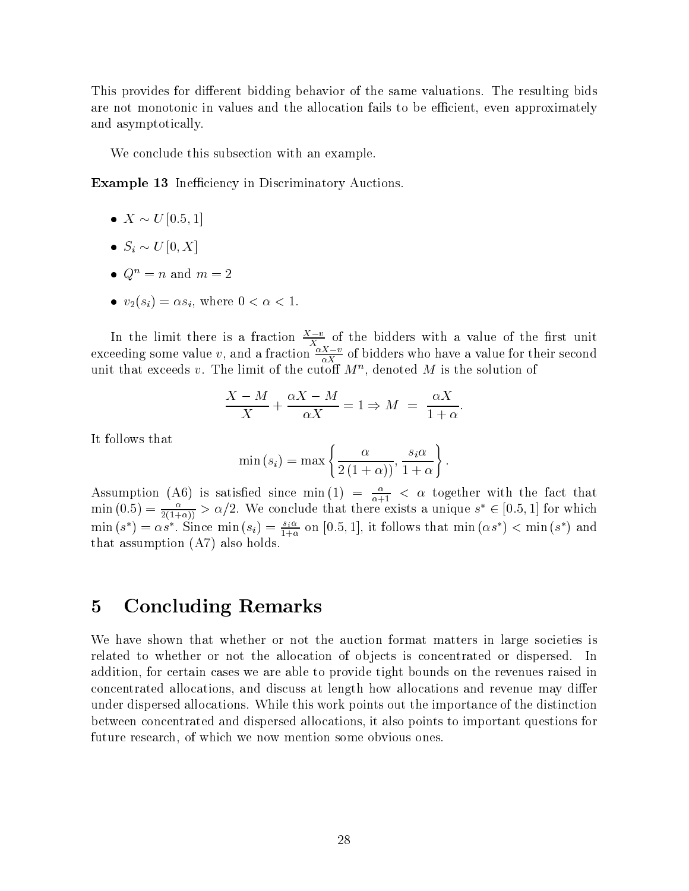This provides for different bidding behavior of the same valuations. The resulting bids are not monotonic in values and the allocation fails to be efficient, even approximately and asymptotically.

We conclude this subsection with an example.

**Example 13** Inefficiency in Discriminatory Auctions.

- $X \sim U[0.5, 1]$
- $S_i \sim U[0, X]$
- $Q^n = n$ and $m = 2$
- $v_2(s_i) = \alpha s_i$, where $0 < \alpha < 1$.

In the limit there is a fraction $\frac{X-v}{X}$ of the bidders with a value of the first unit exceeding some value $v$, and a fraction $\frac{\alpha X - v}{\alpha X}$ of bidders who have a value for their second unit that exceeds $v$. The limit of the cutoff $M^n$, denoted $M$ is the solution of

$$\frac{X-M}{X} + \frac{\alpha X - M}{\alpha X} = 1 \Rightarrow M \;=\; \frac{\alpha X}{1+\alpha}.$$

It follows that

$$\min(s_i) = \max\left\{\frac{\alpha}{2(1+\alpha)}, \frac{s_i \alpha}{1+\alpha}\right\}.$$

Assumption (A6) is satisfied since $\min(1) = \frac{\alpha}{\alpha+1} < \alpha$ together with the fact that $\min(0.5) = \frac{\alpha}{2(1+\alpha))} > \alpha/2$. We conclude that there exists a unique $s^* \in [0.5, 1]$ for which $\min(s^*) = \alpha s^*$. Since $\min(s_i) = \frac{s_i \alpha}{1+\alpha}$ on $[0.5, 1]$, it follows that $\min(\alpha s^*) < \min(s^*)$ and that assumption (A7) also holds.

# 5 Concluding Remarks

We have shown that whether or not the auction format matters in large societies is related to whether or not the allocation of objects is concentrated or dispersed. In addition, for certain cases we are able to provide tight bounds on the revenues raised in concentrated allocations, and discuss at length how allocations and revenue may differ under dispersed allocations. While this work points out the importance of the distinction between concentrated and dispersed allocations, it also points to important questions for future research, of which we now mention some obvious ones.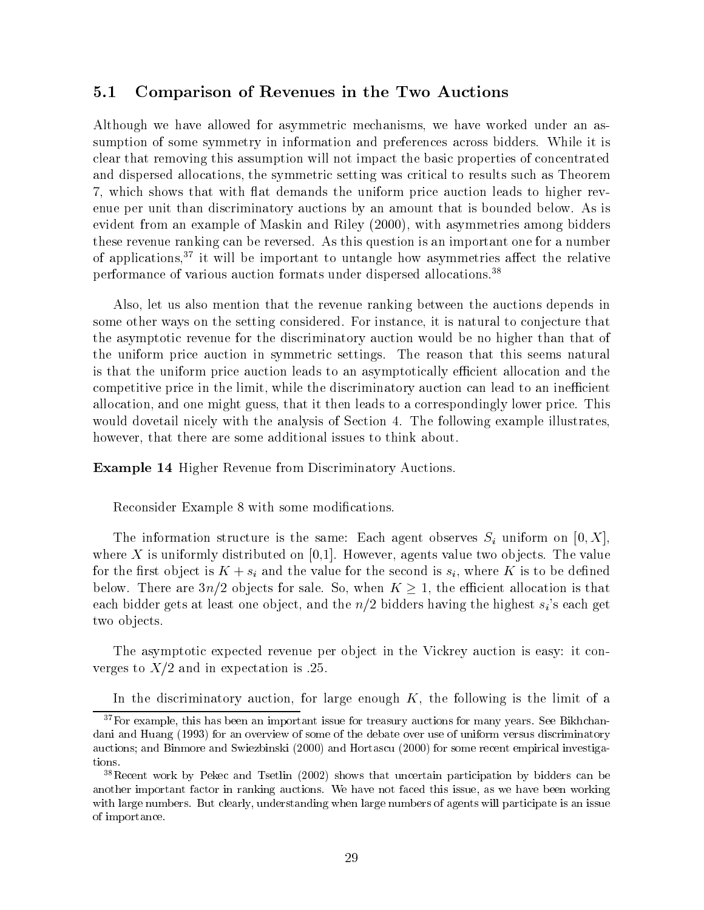### 5.1 Comparison of Revenues in the Two Auctions

Although we have allowed for asymmetric mechanisms, we have worked under an assumption of some symmetry in information and preferences across bidders. While it is clear that removing this assumption will not impact the basic properties of concentrated and dispersed allocations, the symmetric setting was critical to results such as Theorem 7, which shows that with flat demands the uniform price auction leads to higher revenue per unit than discriminatory auctions by an amount that is bounded below. As is evident from an example of Maskin and Riley (2000), with asymmetries among bidders these revenue ranking can be reversed. As this question is an important one for a number of applications,[37] it will be important to untangle how asymmetries affect the relative performance of various auction formats under dispersed allocations.[38]

Also, let us also mention that the revenue ranking between the auctions depends in some other ways on the setting considered. For instance, it is natural to conjecture that the asymptotic revenue for the discriminatory auction would be no higher than that of the uniform price auction in symmetric settings. The reason that this seems natural is that the uniform price auction leads to an asymptotically efficient allocation and the competitive price in the limit, while the discriminatory auction can lead to an inefficient allocation, and one might guess, that it then leads to a correspondingly lower price. This would dovetail nicely with the analysis of Section 4. The following example illustrates, however, that there are some additional issues to think about.

**Example 14** Higher Revenue from Discriminatory Auctions.

Reconsider Example 8 with some modifications.

The information structure is the same: Each agent observes $S_i$ uniform on $[0, X]$, where $X$ is uniformly distributed on [0,1]. However, agents value two objects. The value for the first object is $K + s_i$ and the value for the second is $s_i$, where $K$ is to be defined below. There are $3n/2$ objects for sale. So, when $K \geq 1$, the efficient allocation is that each bidder gets at least one object, and the $n/2$ bidders having the highest $s_i$'s each get two objects.

The asymptotic expected revenue per object in the Vickrey auction is easy: it converges to $X/2$ and in expectation is .25.

In the discriminatory auction, for large enough $K$, the following is the limit of a

[37] For example, this has been an important issue for treasury auctions for many years. See Bikhchandani and Huang (1993) for an overview of some of the debate over use of uniform versus discriminatory auctions; and Binmore and Swiezbinski (2000) and Hortascu (2000) for some recent empirical investigations.

[38] Recent work by Pekec and Tsetlin (2002) shows that uncertain participation by bidders can be another important factor in ranking auctions. We have not faced this issue, as we have been working with large numbers. But clearly, understanding when large numbers of agents will participate is an issue of importance.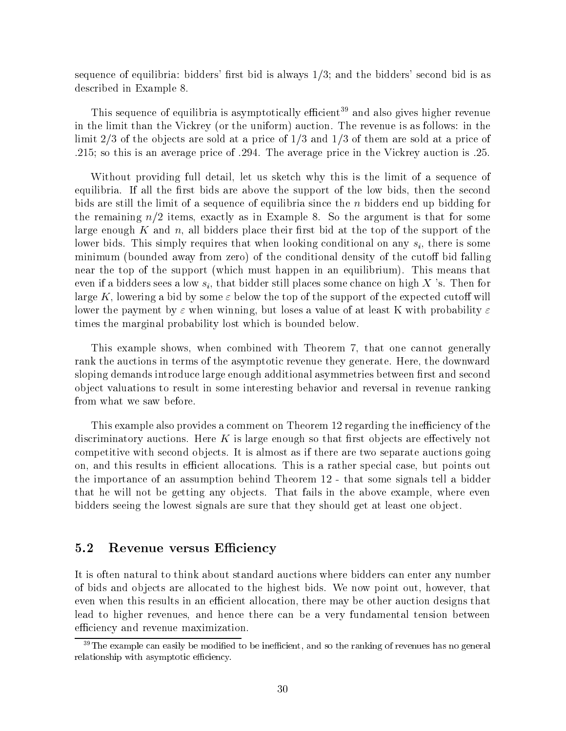sequence of equilibria: bidders' first bid is always 1/3; and the bidders' second bid is as described in Example 8.

This sequence of equilibria is asymptotically efficient[39] and also gives higher revenue in the limit than the Vickrey (or the uniform) auction. The revenue is as follows: in the limit 2/3 of the objects are sold at a price of 1/3 and 1/3 of them are sold at a price of .215; so this is an average price of .294. The average price in the Vickrey auction is .25.

Without providing full detail, let us sketch why this is the limit of a sequence of equilibria. If all the first bids are above the support of the low bids, then the second bids are still the limit of a sequence of equilibria since the $n$ bidders end up bidding for the remaining $n/2$ items, exactly as in Example 8. So the argument is that for some large enough $K$ and $n$, all bidders place their first bid at the top of the support of the lower bids. This simply requires that when looking conditional on any $s_i$, there is some minimum (bounded away from zero) of the conditional density of the cutoff bid falling near the top of the support (which must happen in an equilibrium). This means that even if a bidders sees a low $s_i$, that bidder still places some chance on high $X$'s. Then for large $K$, lowering a bid by some $\varepsilon$ below the top of the support of the expected cutoff will lower the payment by $\varepsilon$ when winning, but loses a value of at least K with probability $\varepsilon$ times the marginal probability lost which is bounded below.

This example shows, when combined with Theorem 7, that one cannot generally rank the auctions in terms of the asymptotic revenue they generate. Here, the downward sloping demands introduce large enough additional asymmetries between first and second object valuations to result in some interesting behavior and reversal in revenue ranking from what we saw before.

This example also provides a comment on Theorem 12 regarding the inefficiency of the discriminatory auctions. Here $K$ is large enough so that first objects are effectively not competitive with second objects. It is almost as if there are two separate auctions going on, and this results in efficient allocations. This is a rather special case, but points out the importance of an assumption behind Theorem 12 - that some signals tell a bidder that he will not be getting any objects. That fails in the above example, where even bidders seeing the lowest signals are sure that they should get at least one object.

## 5.2 Revenue versus Efficiency

It is often natural to think about standard auctions where bidders can enter any number of bids and objects are allocated to the highest bids. We now point out, however, that even when this results in an efficient allocation, there may be other auction designs that lead to higher revenues, and hence there can be a very fundamental tension between efficiency and revenue maximization.

[39] The example can easily be modified to be inefficient, and so the ranking of revenues has no general relationship with asymptotic efficiency.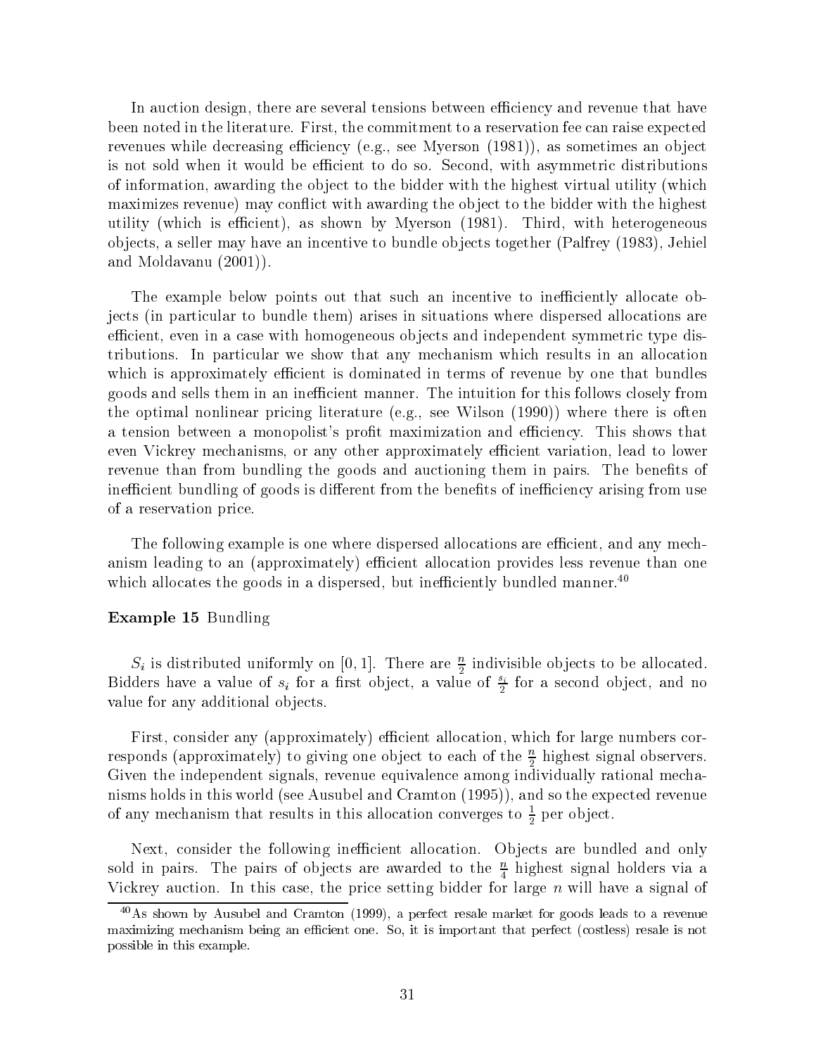In auction design, there are several tensions between efficiency and revenue that have been noted in the literature. First, the commitment to a reservation fee can raise expected revenues while decreasing efficiency (e.g., see Myerson (1981)), as sometimes an object is not sold when it would be efficient to do so. Second, with asymmetric distributions of information, awarding the object to the bidder with the highest virtual utility (which maximizes revenue) may conflict with awarding the object to the bidder with the highest utility (which is efficient), as shown by Myerson (1981). Third, with heterogeneous objects, a seller may have an incentive to bundle objects together (Palfrey (1983), Jehiel and Moldavanu (2001)).

The example below points out that such an incentive to inefficiently allocate objects (in particular to bundle them) arises in situations where dispersed allocations are efficient, even in a case with homogeneous objects and independent symmetric type distributions. In particular we show that any mechanism which results in an allocation which is approximately efficient is dominated in terms of revenue by one that bundles goods and sells them in an inefficient manner. The intuition for this follows closely from the optimal nonlinear pricing literature (e.g., see Wilson (1990)) where there is often a tension between a monopolist's profit maximization and efficiency. This shows that even Vickrey mechanisms, or any other approximately efficient variation, lead to lower revenue than from bundling the goods and auctioning them in pairs. The benefits of inefficient bundling of goods is different from the benefits of inefficiency arising from use of a reservation price.

The following example is one where dispersed allocations are efficient, and any mechanism leading to an (approximately) efficient allocation provides less revenue than one which allocates the goods in a dispersed, but inefficiently bundled manner.[40]

**Example 15** Bundling

$S_i$ is distributed uniformly on $[0, 1]$. There are $\frac{n}{2}$ indivisible objects to be allocated. Bidders have a value of $s_i$ for a first object, a value of $\frac{s_i}{2}$ for a second object, and no value for any additional objects.

First, consider any (approximately) efficient allocation, which for large numbers corresponds (approximately) to giving one object to each of the $\frac{n}{2}$ highest signal observers. Given the independent signals, revenue equivalence among individually rational mechanisms holds in this world (see Ausubel and Cramton (1995)), and so the expected revenue of any mechanism that results in this allocation converges to $\frac{1}{2}$ per object.

Next, consider the following inefficient allocation. Objects are bundled and only sold in pairs. The pairs of objects are awarded to the $\frac{n}{4}$ highest signal holders via a Vickrey auction. In this case, the price setting bidder for large $n$ will have a signal of

[40] As shown by Ausubel and Cramton (1999), a perfect resale market for goods leads to a revenue maximizing mechanism being an efficient one. So, it is important that perfect (costless) resale is not possible in this example.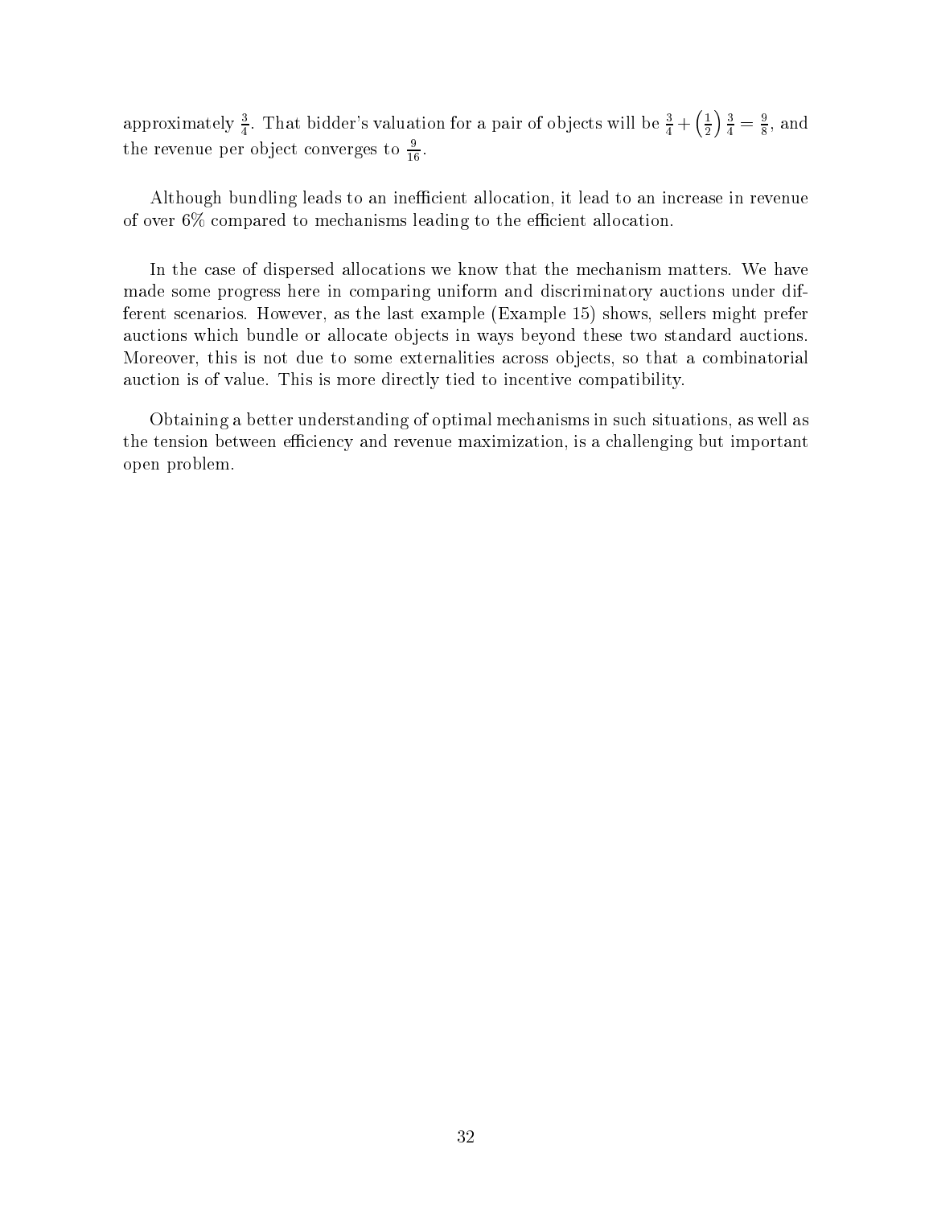approximately $\frac{3}{4}$. That bidder's valuation for a pair of objects will be $\frac{3}{4} + \left(\frac{1}{2}\right)\frac{3}{4} = \frac{9}{8}$, and the revenue per object converges to $\frac{9}{16}$.

Although bundling leads to an inefficient allocation, it lead to an increase in revenue of over 6% compared to mechanisms leading to the efficient allocation.

In the case of dispersed allocations we know that the mechanism matters. We have made some progress here in comparing uniform and discriminatory auctions under different scenarios. However, as the last example (Example 15) shows, sellers might prefer auctions which bundle or allocate objects in ways beyond these two standard auctions. Moreover, this is not due to some externalities across objects, so that a combinatorial auction is of value. This is more directly tied to incentive compatibility.

Obtaining a better understanding of optimal mechanisms in such situations, as well as the tension between efficiency and revenue maximization, is a challenging but important open problem.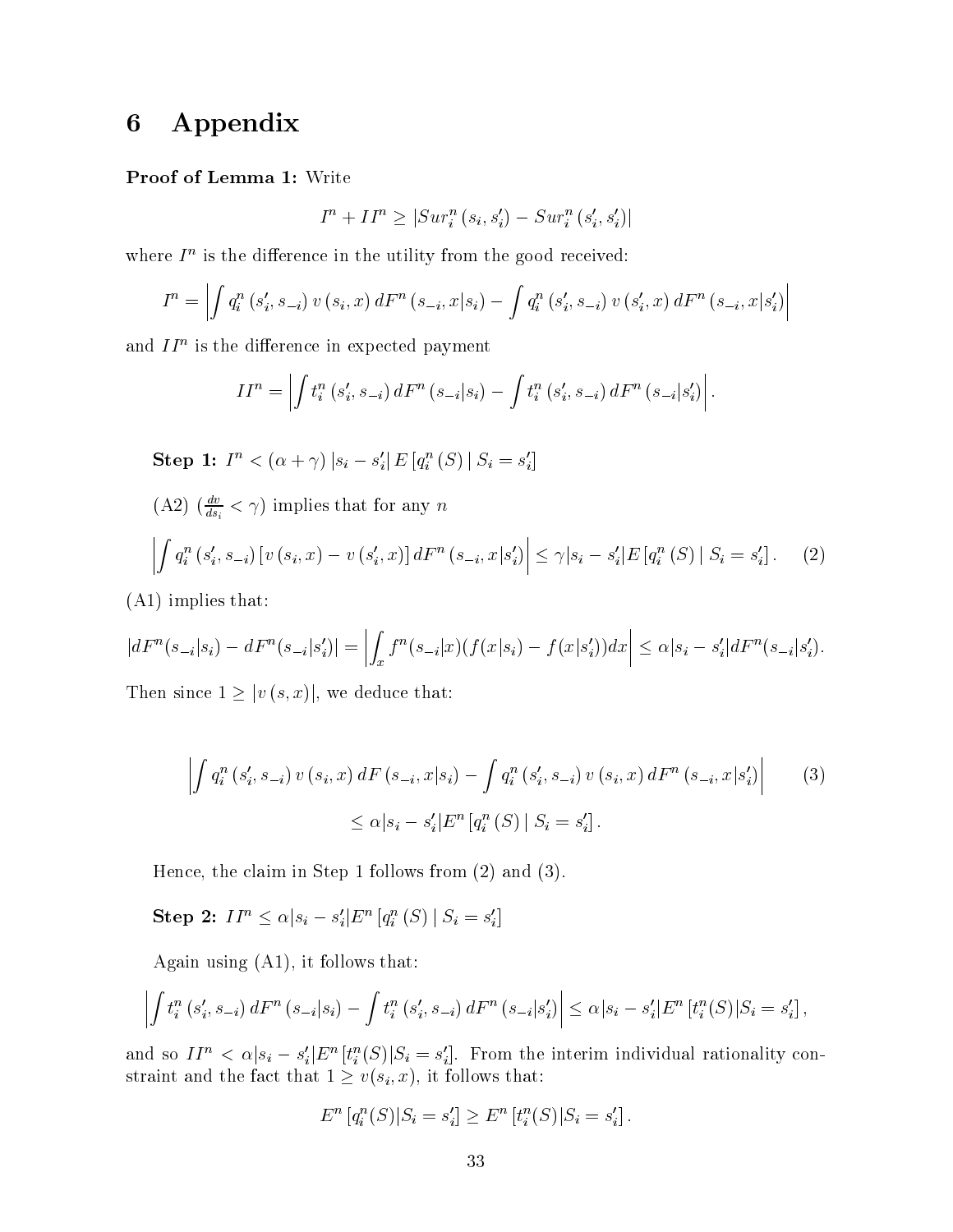# 6 Appendix

**Proof of Lemma 1:** Write

$$I^n + II^n \geq |Sur_i^n(s_i, s_i') - Sur_i^n(s_i', s_i')|$$

where $I^n$ is the difference in the utility from the good received:

$$I^n = \left| \int q_i^n(s_i', s_{-i}) v(s_i, x) dF^n(s_{-i}, x|s_i) - \int q_i^n(s_i', s_{-i}) v(s_i', x) dF^n(s_{-i}, x|s_i') \right|$$

and $II^n$ is the difference in expected payment

$$II^n = \left| \int t_i^n(s_i', s_{-i}) dF^n(s_{-i}|s_i) - \int t_i^n(s_i', s_{-i}) dF^n(s_{-i}|s_i') \right|.$$

**Step 1:** $I^n < (\alpha + \gamma)|s_i - s_i'| E[q_i^n(S) \mid S_i = s_i']$

(A2) ($\frac{dv}{ds_i} < \gamma$) implies that for any $n$

$$\left| \int q_i^n(s_i', s_{-i}) [v(s_i, x) - v(s_i', x)] dF^n(s_{-i}, x|s_i') \right| \leq \gamma |s_i - s_i'| E[q_i^n(S) \mid S_i = s_i']. \quad (2)$$

(A1) implies that:

$$|dF^n(s_{-i}|s_i) - dF^n(s_{-i}|s_i')| = \left| \int_x f^n(s_{-i}|x)(f(x|s_i) - f(x|s_i'))dx \right| \leq \alpha |s_i - s_i'| dF^n(s_{-i}|s_i').$$

Then since $1 \geq |v(s, x)|$, we deduce that:

$$\left| \int q_i^n(s_i', s_{-i}) v(s_i, x) dF(s_{-i}, x|s_i) - \int q_i^n(s_i', s_{-i}) v(s_i, x) dF^n(s_{-i}, x|s_i') \right| \quad (3)$$
$$\leq \alpha |s_i - s_i'| E^n[q_i^n(S) \mid S_i = s_i'].$$

Hence, the claim in Step 1 follows from (2) and (3).

**Step 2:** $II^n \leq \alpha |s_i - s_i'| E^n[q_i^n(S) \mid S_i = s_i']$

Again using (A1), it follows that:

$$\left| \int t_i^n(s_i', s_{-i}) dF^n(s_{-i}|s_i) - \int t_i^n(s_i', s_{-i}) dF^n(s_{-i}|s_i') \right| \leq \alpha |s_i - s_i'| E^n[t_i^n(S)|S_i = s_i'],$$

and so $II^n < \alpha |s_i - s_i'| E^n[t_i^n(S)|S_i = s_i']$. From the interim individual rationality constraint and the fact that $1 \geq v(s_i, x)$, it follows that:

$$E^n[q_i^n(S)|S_i = s_i'] \geq E^n[t_i^n(S)|S_i = s_i'].$$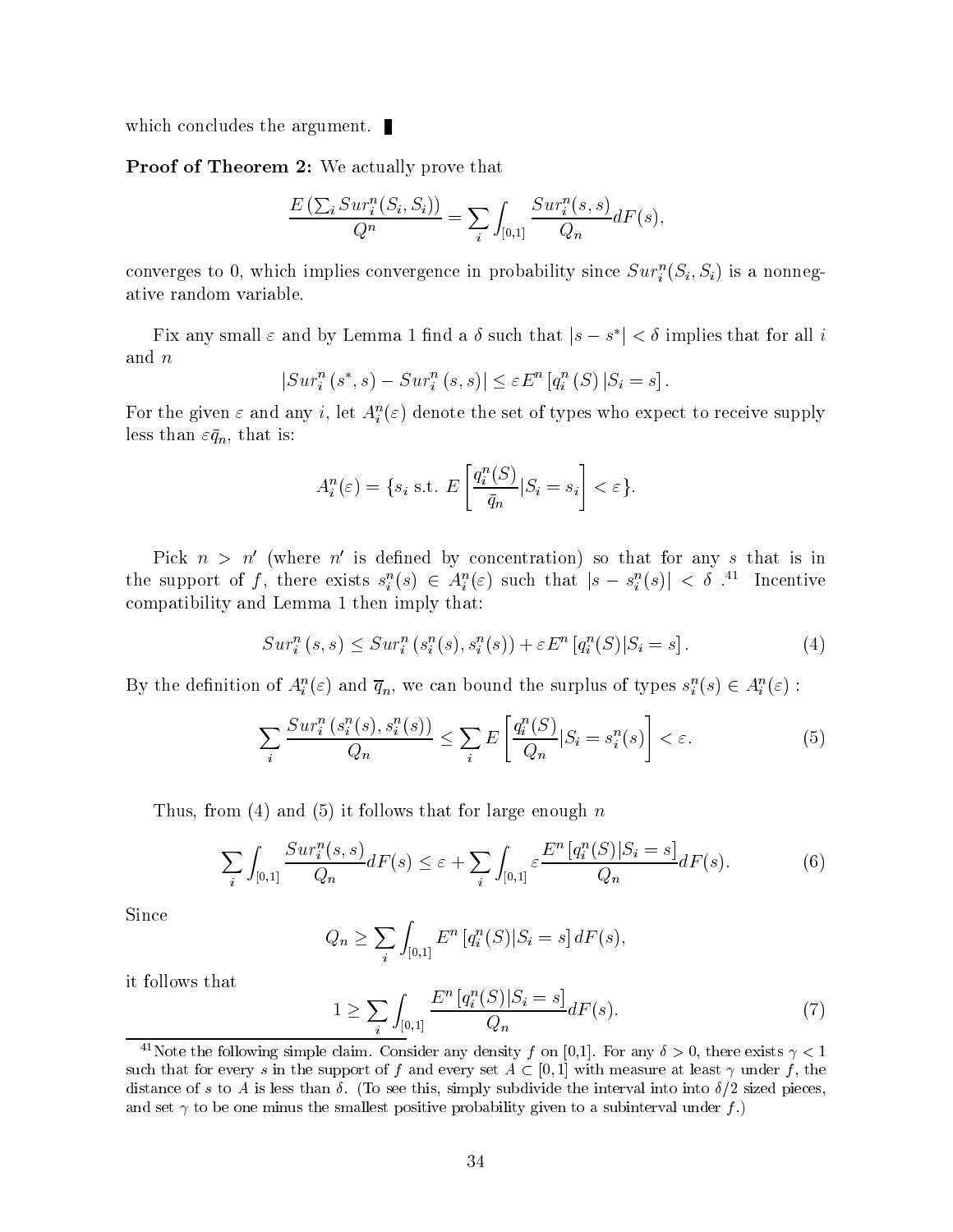which concludes the argument. ∎

**Proof of Theorem 2:** We actually prove that

$$\frac{E\left(\sum_i Sur_i^n(S_i, S_i)\right)}{Q^n} = \sum_i \int_{[0,1]} \frac{Sur_i^n(s,s)}{Q_n} dF(s),$$

converges to 0, which implies convergence in probability since $Sur_i^n(S_i, S_i)$ is a nonnegative random variable.

Fix any small $\varepsilon$ and by Lemma 1 find a $\delta$ such that $|s - s^*| < \delta$ implies that for all $i$ and $n$

$$|Sur_i^n(s^*, s) - Sur_i^n(s, s)| \leq \varepsilon E^n\left[q_i^n(S) | S_i = s\right].$$

For the given $\varepsilon$ and any $i$, let $A_i^n(\varepsilon)$ denote the set of types who expect to receive supply less than $\varepsilon \bar{q}_n$, that is:

$$A_i^n(\varepsilon) = \{s_i \text{ s.t. } E\left[\frac{q_i^n(S)}{\bar{q}_n} | S_i = s_i\right] < \varepsilon\}.$$

Pick $n > n'$ (where $n'$ is defined by concentration) so that for any $s$ that is in the support of $f$, there exists $s_i^n(s) \in A_i^n(\varepsilon)$ such that $|s - s_i^n(s)| < \delta$.[41] Incentive compatibility and Lemma 1 then imply that:

$$Sur_i^n(s, s) \leq Sur_i^n(s_i^n(s), s_i^n(s)) + \varepsilon E^n\left[q_i^n(S) | S_i = s\right]. \tag{4}$$

By the definition of $A_i^n(\varepsilon)$ and $\overline{q}_n$, we can bound the surplus of types $s_i^n(s) \in A_i^n(\varepsilon)$ :

$$\sum_i \frac{Sur_i^n(s_i^n(s), s_i^n(s))}{Q_n} \leq \sum_i E\left[\frac{q_i^n(S)}{Q_n} | S_i = s_i^n(s)\right] < \varepsilon. \tag{5}$$

Thus, from (4) and (5) it follows that for large enough $n$

$$\sum_i \int_{[0,1]} \frac{Sur_i^n(s,s)}{Q_n} dF(s) \leq \varepsilon + \sum_i \int_{[0,1]} \varepsilon \frac{E^n\left[q_i^n(S) | S_i = s\right]}{Q_n} dF(s). \tag{6}$$

Since

$$Q_n \geq \sum_i \int_{[0,1]} E^n\left[q_i^n(S) | S_i = s\right] dF(s),$$

it follows that

$$1 \geq \sum_i \int_{[0,1]} \frac{E^n\left[q_i^n(S) | S_i = s\right]}{Q_n} dF(s). \tag{7}$$

[41] Note the following simple claim. Consider any density $f$ on [0,1]. For any $\delta > 0$, there exists $\gamma < 1$ such that for every $s$ in the support of $f$ and every set $A \subset [0,1]$ with measure at least $\gamma$ under $f$, the distance of $s$ to $A$ is less than $\delta$. (To see this, simply subdivide the interval into into $\delta/2$ sized pieces, and set $\gamma$ to be one minus the smallest positive probability given to a subinterval under $f$.)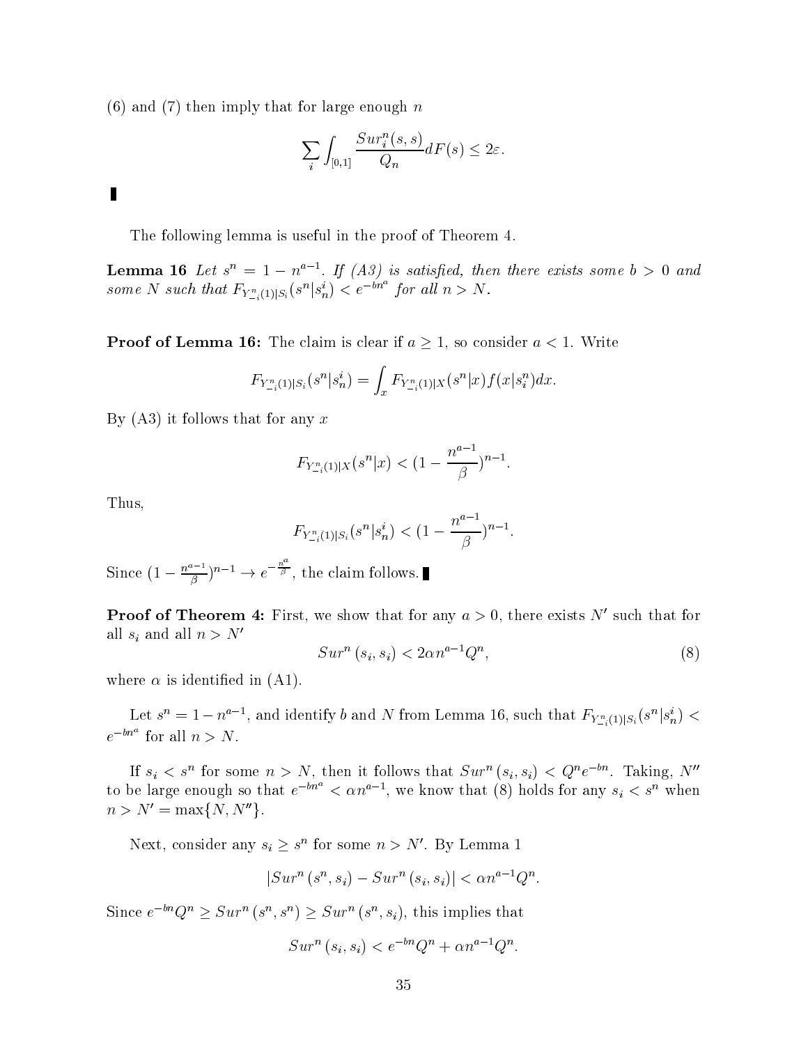(6) and (7) then imply that for large enough $n$

$$\sum_i \int_{[0,1]} \frac{Sur_i^n(s,s)}{Q_n} dF(s) \leq 2\varepsilon.$$

▮

The following lemma is useful in the proof of Theorem 4.

**Lemma 16** *Let $s^n = 1 - n^{a-1}$. If (A3) is satisfied, then there exists some $b > 0$ and some $N$ such that $F_{Y_{-i}^n(1)|S_i}(s^n|s_n^i) < e^{-bn^a}$ for all $n > N$.*

**Proof of Lemma 16:** The claim is clear if $a \geq 1$, so consider $a < 1$. Write

$$F_{Y_{-i}^n(1)|S_i}(s^n|s_n^i) = \int_x F_{Y_{-i}^n(1)|X}(s^n|x) f(x|s_i^n) dx.$$

By (A3) it follows that for any $x$

$$F_{Y_{-i}^n(1)|X}(s^n|x) < (1 - \frac{n^{a-1}}{\beta})^{n-1}.$$

Thus,

$$F_{Y_{-i}^n(1)|S_i}(s^n|s_n^i) < (1 - \frac{n^{a-1}}{\beta})^{n-1}.$$

Since $(1 - \frac{n^{a-1}}{\beta})^{n-1} \to e^{-\frac{n^a}{\beta}}$, the claim follows. ▮

**Proof of Theorem 4:** First, we show that for any $a > 0$, there exists $N'$ such that for all $s_i$ and all $n > N'$

$$Sur^n(s_i, s_i) < 2\alpha n^{a-1} Q^n, \tag{8}$$

where $\alpha$ is identified in (A1).

Let $s^n = 1 - n^{a-1}$, and identify $b$ and $N$ from Lemma 16, such that $F_{Y_{-i}^n(1)|S_i}(s^n|s_n^i) < e^{-bn^a}$ for all $n > N$.

If $s_i < s^n$ for some $n > N$, then it follows that $Sur^n(s_i, s_i) < Q^n e^{-bn}$. Taking, $N''$ to be large enough so that $e^{-bn^a} < \alpha n^{a-1}$, we know that (8) holds for any $s_i < s^n$ when $n > N' = \max\{N, N''\}$.

Next, consider any $s_i \geq s^n$ for some $n > N'$. By Lemma 1

$$|Sur^n(s^n, s_i) - Sur^n(s_i, s_i)| < \alpha n^{a-1} Q^n.$$

Since $e^{-bn} Q^n \geq Sur^n(s^n, s^n) \geq Sur^n(s^n, s_i)$, this implies that

$$Sur^n(s_i, s_i) < e^{-bn} Q^n + \alpha n^{a-1} Q^n.$$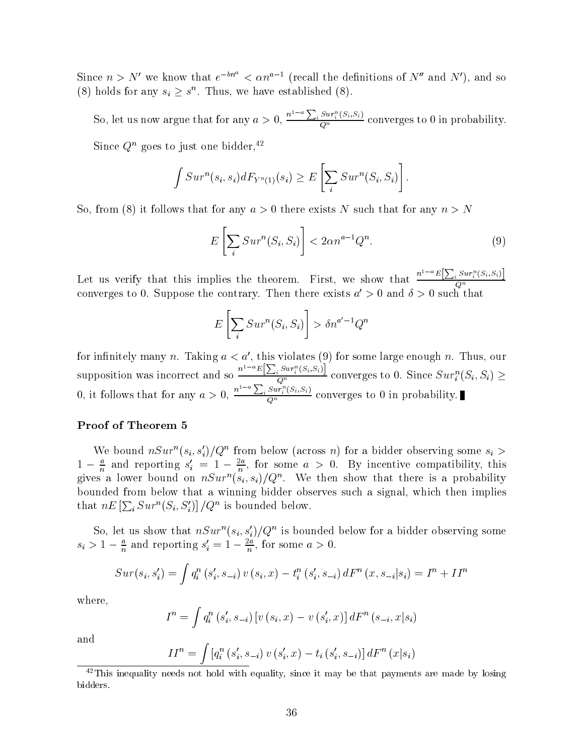Since $n > N'$ we know that $e^{-bn^a} < \alpha n^{a-1}$ (recall the definitions of $N''$ and $N'$), and so (8) holds for any $s_i \geq s^n$. Thus, we have established (8).

So, let us now argue that for any $a > 0$, $\frac{n^{1-a}\sum_i Sur_i^n(S_i,S_i)}{Q^n}$ converges to 0 in probability.

Since $Q^n$ goes to just one bidder,[42]

$$\int Sur^n(s_i, s_i) dF_{Y^n(1)}(s_i) \geq E\left[\sum_i Sur^n(S_i, S_i)\right].$$

So, from (8) it follows that for any $a > 0$ there exists $N$ such that for any $n > N$

$$E\left[\sum_i Sur^n(S_i, S_i)\right] < 2\alpha n^{a-1} Q^n. \tag{9}$$

Let us verify that this implies the theorem. First, we show that $\frac{n^{1-a}E\left[\sum_i Sur_i^n(S_i,S_i)\right]}{Q^n}$ converges to 0. Suppose the contrary. Then there exists $a' > 0$ and $\delta > 0$ such that

$$E\left[\sum_i Sur^n(S_i, S_i)\right] > \delta n^{a'-1} Q^n$$

for infinitely many $n$. Taking $a < a'$, this violates (9) for some large enough $n$. Thus, our supposition was incorrect and so $\frac{n^{1-a}E\left[\sum_i Sur_i^n(S_i,S_i)\right]}{Q^n}$ converges to 0. Since $Sur_i^n(S_i, S_i) \geq 0$, it follows that for any $a > 0$, $\frac{n^{1-a}\sum_i Sur_i^n(S_i,S_i)}{Q^n}$ converges to 0 in probability. ∎

### Proof of Theorem 5

We bound $nSur^n(s_i, s_i')/Q^n$ from below (across $n$) for a bidder observing some $s_i > 1 - \frac{a}{n}$ and reporting $s_i' = 1 - \frac{2a}{n}$, for some $a > 0$. By incentive compatibility, this gives a lower bound on $nSur^n(s_i, s_i)/Q^n$. We then show that there is a probability bounded from below that a winning bidder observes such a signal, which then implies that $nE\left[\sum_i Sur^n(S_i, S_i')\right]/Q^n$ is bounded below.

So, let us show that $nSur^n(s_i, s_i')/Q^n$ is bounded below for a bidder observing some $s_i > 1 - \frac{a}{n}$ and reporting $s_i' = 1 - \frac{2a}{n}$, for some $a > 0$.

$$Sur(s_i, s_i') = \int q_i^n\left(s_i', s_{-i}\right) v\left(s_i, x\right) - t_i^n\left(s_i', s_{-i}\right) dF^n\left(x, s_{-i}|s_i\right) = I^n + II^n$$

where,

$$I^n = \int q_i^n\left(s_i', s_{-i}\right)\left[v\left(s_i, x\right) - v\left(s_i', x\right)\right] dF^n\left(s_{-i}, x|s_i\right)$$

and

$$II^n = \int \left[q_i^n\left(s_i', s_{-i}\right) v\left(s_i', x\right) - t_i\left(s_i', s_{-i}\right)\right] dF^n\left(x|s_i\right)$$

[42] This inequality needs not hold with equality, since it may be that payments are made by losing bidders.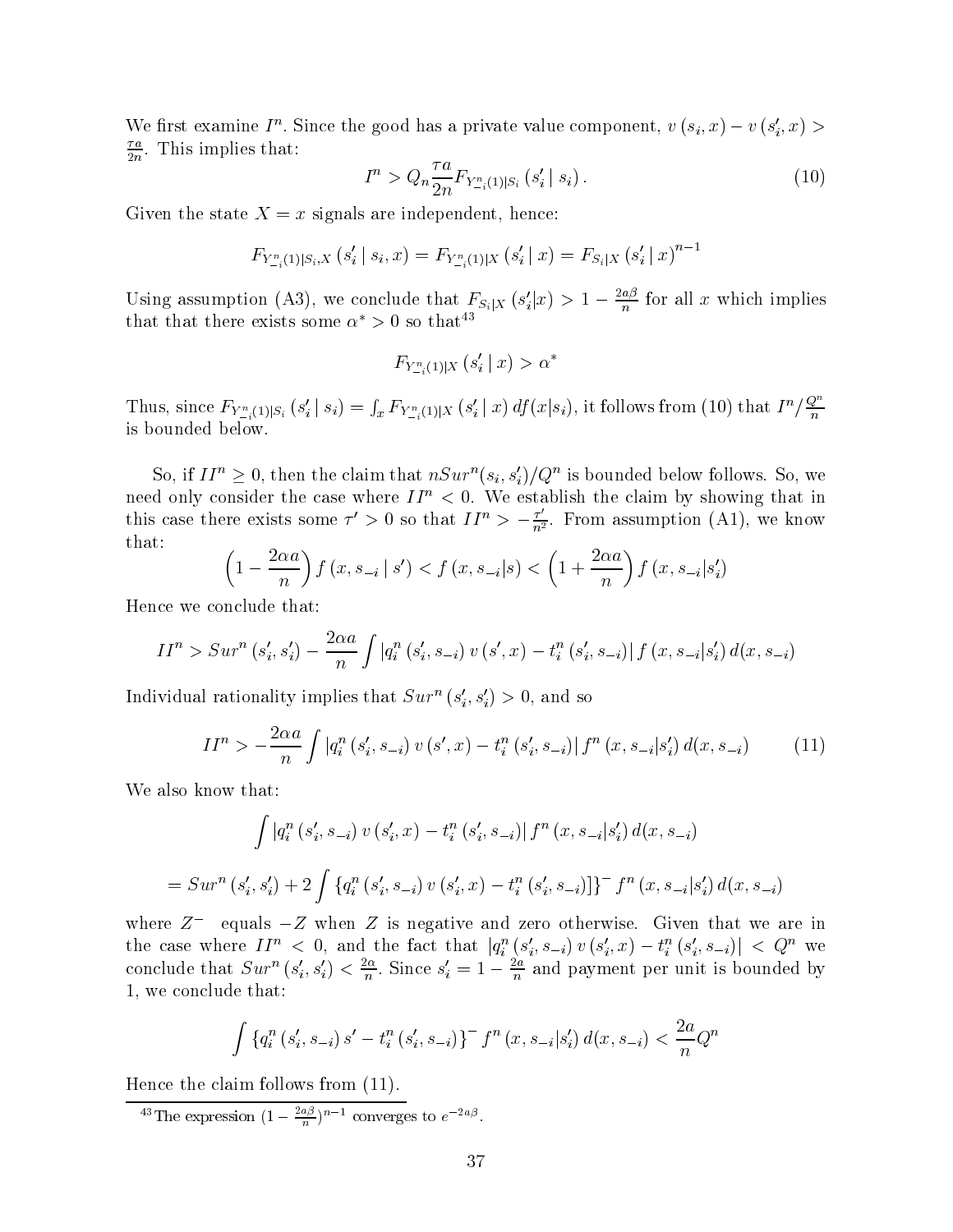We first examine $I^n$. Since the good has a private value component, $v(s_i, x) - v(s_i', x) > \frac{\tau a}{2n}$. This implies that:

$$I^n > Q_n \frac{\tau a}{2n} F_{Y_{-i}^n(1)|S_i}(s_i' \mid s_i). \tag{10}$$

Given the state $X = x$ signals are independent, hence:

$$F_{Y_{-i}^n(1)|S_i,X}(s_i' \mid s_i, x) = F_{Y_{-i}^n(1)|X}(s_i' \mid x) = F_{S_i|X}(s_i' \mid x)^{n-1}$$

Using assumption (A3), we conclude that $F_{S_i|X}(s_i'|x) > 1 - \frac{2a\beta}{n}$ for all $x$ which implies that that there exists some $\alpha^* > 0$ so that[43]

$$F_{Y_{-i}^n(1)|X}(s_i' \mid x) > \alpha^*$$

Thus, since $F_{Y_{-i}^n(1)|S_i}(s_i' \mid s_i) = \int_x F_{Y_{-i}^n(1)|X}(s_i' \mid x)\, df(x|s_i)$, it follows from (10) that $I^n / \frac{Q^n}{n}$ is bounded below.

So, if $II^n \geq 0$, then the claim that $nSur^n(s_i, s_i')/Q^n$ is bounded below follows. So, we need only consider the case where $II^n < 0$. We establish the claim by showing that in this case there exists some $\tau' > 0$ so that $II^n > -\frac{\tau'}{n^2}$. From assumption (A1), we know that:

$$\left(1 - \frac{2\alpha a}{n}\right) f(x, s_{-i} \mid s') < f(x, s_{-i}|s) < \left(1 + \frac{2\alpha a}{n}\right) f(x, s_{-i}|s_i')$$

Hence we conclude that:

$$II^n > Sur^n(s_i', s_i') - \frac{2\alpha a}{n} \int |q_i^n(s_i', s_{-i})\, v(s', x) - t_i^n(s_i', s_{-i})|\, f(x, s_{-i}|s_i')\, d(x, s_{-i})$$

Individual rationality implies that $Sur^n(s_i', s_i') > 0$, and so

$$II^n > -\frac{2\alpha a}{n} \int |q_i^n(s_i', s_{-i})\, v(s', x) - t_i^n(s_i', s_{-i})|\, f^n(x, s_{-i}|s_i')\, d(x, s_{-i}) \tag{11}$$

We also know that:

$$\int |q_i^n(s_i', s_{-i})\, v(s_i', x) - t_i^n(s_i', s_{-i})|\, f^n(x, s_{-i}|s_i')\, d(x, s_{-i})$$

$$= Sur^n(s_i', s_i') + 2 \int \{q_i^n(s_i', s_{-i})\, v(s_i', x) - t_i^n(s_i', s_{-i})]\}^- f^n(x, s_{-i}|s_i')\, d(x, s_{-i})$$

where $Z^-$ equals $-Z$ when $Z$ is negative and zero otherwise. Given that we are in the case where $II^n < 0$, and the fact that $|q_i^n(s_i', s_{-i})\, v(s_i', x) - t_i^n(s_i', s_{-i})| < Q^n$ we conclude that $Sur^n(s_i', s_i') < \frac{2\alpha}{n}$. Since $s_i' = 1 - \frac{2a}{n}$ and payment per unit is bounded by 1, we conclude that:

$$\int \{q_i^n(s_i', s_{-i})\, s' - t_i^n(s_i', s_{-i})\}^- f^n(x, s_{-i}|s_i')\, d(x, s_{-i}) < \frac{2a}{n} Q^n$$

Hence the claim follows from (11).

[43] The expression $(1 - \frac{2a\beta}{n})^{n-1}$ converges to $e^{-2a\beta}$.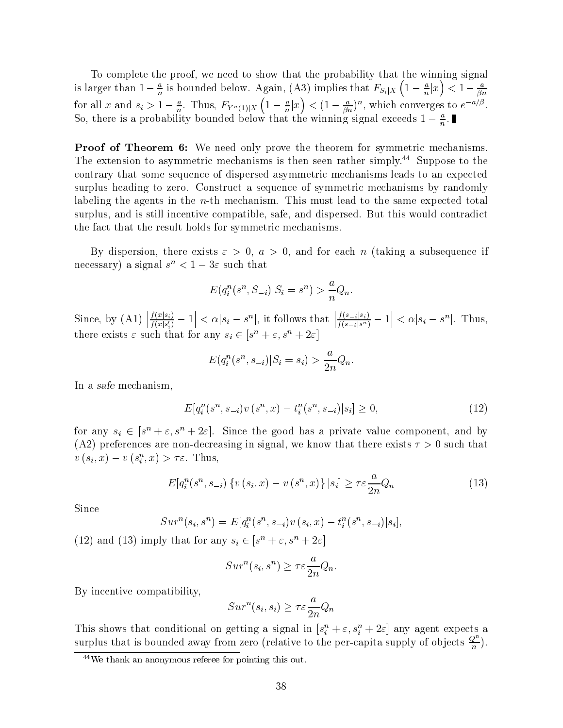To complete the proof, we need to show that the probability that the winning signal is larger than $1 - \frac{a}{n}$ is bounded below. Again, (A3) implies that $F_{S_i|X}\left(1 - \frac{a}{n}|x\right) < 1 - \frac{a}{\beta n}$ for all $x$ and $s_i > 1 - \frac{a}{n}$. Thus, $F_{Y^n(1)|X}\left(1 - \frac{a}{n}|x\right) < (1 - \frac{a}{\beta n})^n$, which converges to $e^{-a/\beta}$. So, there is a probability bounded below that the winning signal exceeds $1 - \frac{a}{n}$. ∎

**Proof of Theorem 6:** We need only prove the theorem for symmetric mechanisms. The extension to asymmetric mechanisms is then seen rather simply.[44] Suppose to the contrary that some sequence of dispersed asymmetric mechanisms leads to an expected surplus heading to zero. Construct a sequence of symmetric mechanisms by randomly labeling the agents in the $n$-th mechanism. This must lead to the same expected total surplus, and is still incentive compatible, safe, and dispersed. But this would contradict the fact that the result holds for symmetric mechanisms.

By dispersion, there exists $\varepsilon > 0$, $a > 0$, and for each $n$ (taking a subsequence if necessary) a signal $s^n < 1 - 3\varepsilon$ such that

$$E(q_i^n(s^n, S_{-i})|S_i = s^n) > \frac{a}{n}Q_n.$$

Since, by (A1) $\left|\frac{f(x|s_i)}{f(x|s_i')} - 1\right| < \alpha|s_i - s^n|$, it follows that $\left|\frac{f(s_{-i}|s_i)}{f(s_{-i}|s^n)} - 1\right| < \alpha|s_i - s^n|$. Thus, there exists $\varepsilon$ such that for any $s_i \in [s^n + \varepsilon, s^n + 2\varepsilon]$

$$E(q_i^n(s^n, s_{-i})|S_i = s_i) > \frac{a}{2n}Q_n.$$

In a *safe* mechanism,

$$E[q_i^n(s^n, s_{-i})v\left(s^n, x\right) - t_i^n(s^n, s_{-i})|s_i] \geq 0, \tag{12}$$

for any $s_i \in [s^n + \varepsilon, s^n + 2\varepsilon]$. Since the good has a private value component, and by (A2) preferences are non-decreasing in signal, we know that there exists $\tau > 0$ such that $v\left(s_i, x\right) - v\left(s_i^n, x\right) > \tau\varepsilon$. Thus,

$$E[q_i^n(s^n, s_{-i})\left\{v\left(s_i, x\right) - v\left(s^n, x\right)\right\}|s_i] \geq \tau\varepsilon\frac{a}{2n}Q_n \tag{13}$$

Since

$$Sur^n(s_i, s^n) = E[q_i^n(s^n, s_{-i})v\left(s_i, x\right) - t_i^n(s^n, s_{-i})|s_i],$$

(12) and (13) imply that for any $s_i \in [s^n + \varepsilon, s^n + 2\varepsilon]$

$$Sur^n(s_i, s^n) \geq \tau\varepsilon\frac{a}{2n}Q_n.$$

By incentive compatibility,

$$Sur^n(s_i, s_i) \geq \tau\varepsilon\frac{a}{2n}Q_n$$

This shows that conditional on getting a signal in $[s_i^n + \varepsilon, s_i^n + 2\varepsilon]$ any agent expects a surplus that is bounded away from zero (relative to the per-capita supply of objects $\frac{Q^n}{n}$).

[44] We thank an anonymous referee for pointing this out.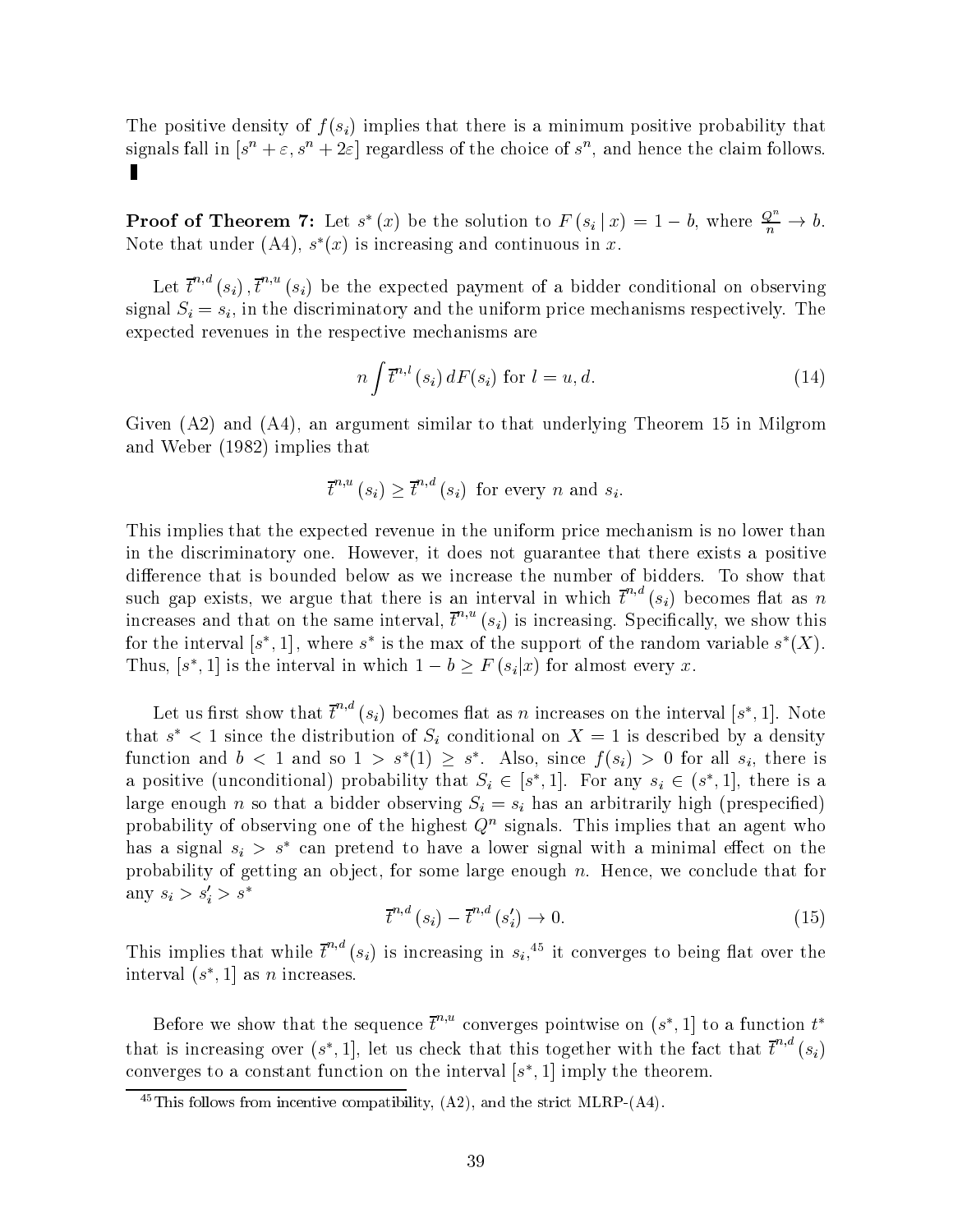The positive density of $f(s_i)$ implies that there is a minimum positive probability that signals fall in $[s^n + \varepsilon, s^n + 2\varepsilon]$ regardless of the choice of $s^n$, and hence the claim follows. ▮

**Proof of Theorem 7:** Let $s^*(x)$ be the solution to $F(s_i \mid x) = 1 - b$, where $\frac{Q^n}{n} \to b$. Note that under (A4), $s^*(x)$ is increasing and continuous in $x$.

Let $\overline{t}^{n,d}(s_i), \overline{t}^{n,u}(s_i)$ be the expected payment of a bidder conditional on observing signal $S_i = s_i$, in the discriminatory and the uniform price mechanisms respectively. The expected revenues in the respective mechanisms are

$$n \int \overline{t}^{n,l}(s_i)\, dF(s_i) \text{ for } l = u, d. \tag{14}$$

Given (A2) and (A4), an argument similar to that underlying Theorem 15 in Milgrom and Weber (1982) implies that

$$\overline{t}^{n,u}(s_i) \geq \overline{t}^{n,d}(s_i) \text{ for every } n \text{ and } s_i.$$

This implies that the expected revenue in the uniform price mechanism is no lower than in the discriminatory one. However, it does not guarantee that there exists a positive difference that is bounded below as we increase the number of bidders. To show that such gap exists, we argue that there is an interval in which $\overline{t}^{n,d}(s_i)$ becomes flat as $n$ increases and that on the same interval, $\overline{t}^{n,u}(s_i)$ is increasing. Specifically, we show this for the interval $[s^*, 1]$, where $s^*$ is the max of the support of the random variable $s^*(X)$. Thus, $[s^*, 1]$ is the interval in which $1 - b \geq F(s_i|x)$ for almost every $x$.

Let us first show that $\overline{t}^{n,d}(s_i)$ becomes flat as $n$ increases on the interval $[s^*, 1]$. Note that $s^* < 1$ since the distribution of $S_i$ conditional on $X = 1$ is described by a density function and $b < 1$ and so $1 > s^*(1) \geq s^*$. Also, since $f(s_i) > 0$ for all $s_i$, there is a positive (unconditional) probability that $S_i \in [s^*, 1]$. For any $s_i \in (s^*, 1]$, there is a large enough $n$ so that a bidder observing $S_i = s_i$ has an arbitrarily high (prespecified) probability of observing one of the highest $Q^n$ signals. This implies that an agent who has a signal $s_i > s^*$ can pretend to have a lower signal with a minimal effect on the probability of getting an object, for some large enough $n$. Hence, we conclude that for any $s_i > s_i' > s^*$

$$\overline{t}^{n,d}(s_i) - \overline{t}^{n,d}(s_i') \to 0. \tag{15}$$

This implies that while $\overline{t}^{n,d}(s_i)$ is increasing in $s_i$,[45] it converges to being flat over the interval $(s^*, 1]$ as $n$ increases.

Before we show that the sequence $\overline{t}^{n,u}$ converges pointwise on $(s^*, 1]$ to a function $t^*$ that is increasing over $(s^*, 1]$, let us check that this together with the fact that $\overline{t}^{n,d}(s_i)$ converges to a constant function on the interval $[s^*, 1]$ imply the theorem.

[45] This follows from incentive compatibility, (A2), and the strict MLRP-(A4).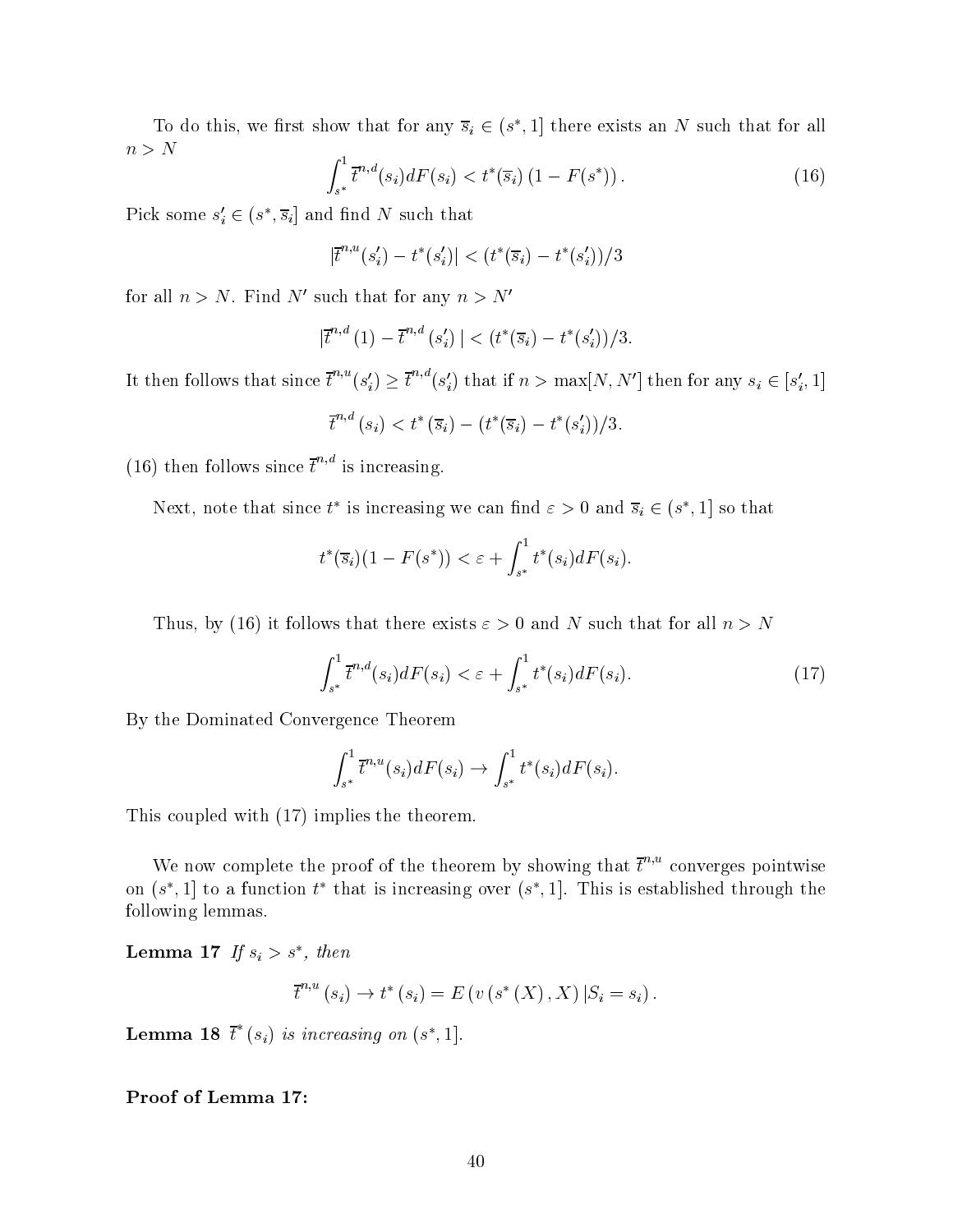To do this, we first show that for any $\overline{s}_i \in (s^*, 1]$ there exists an $N$ such that for all $n > N$

$$\int_{s^*}^{1} \overline{t}^{n,d}(s_i)dF(s_i) < t^*(\overline{s}_i)\left(1 - F(s^*)\right). \tag{16}$$

Pick some $s_i' \in (s^*, \overline{s}_i]$ and find $N$ such that

$$|\overline{t}^{n,u}(s_i') - t^*(s_i')| < (t^*(\overline{s}_i) - t^*(s_i'))/3$$

for all $n > N$. Find $N'$ such that for any $n > N'$

$$|\overline{t}^{n,d}\left(1\right) - \overline{t}^{n,d}\left(s_i'\right)| < (t^*(\overline{s}_i) - t^*(s_i'))/3.$$

It then follows that since $\overline{t}^{n,u}(s_i') \geq \overline{t}^{n,d}(s_i')$ that if $n > \max[N, N']$ then for any $s_i \in [s_i', 1]$

$$\overline{t}^{n,d}\left(s_i\right) < t^*\left(\overline{s}_i\right) - (t^*(\overline{s}_i) - t^*(s_i'))/3.$$

(16) then follows since $\overline{t}^{n,d}$ is increasing.

Next, note that since $t^*$ is increasing we can find $\varepsilon > 0$ and $\overline{s}_i \in (s^*, 1]$ so that

$$t^*(\overline{s}_i)(1 - F(s^*)) < \varepsilon + \int_{s^*}^{1} t^*(s_i)dF(s_i).$$

Thus, by (16) it follows that there exists $\varepsilon > 0$ and $N$ such that for all $n > N$

$$\int_{s^*}^{1} \overline{t}^{n,d}(s_i)dF(s_i) < \varepsilon + \int_{s^*}^{1} t^*(s_i)dF(s_i). \tag{17}$$

By the Dominated Convergence Theorem

$$\int_{s^*}^{1} \overline{t}^{n,u}(s_i)dF(s_i) \to \int_{s^*}^{1} t^*(s_i)dF(s_i).$$

This coupled with (17) implies the theorem.

We now complete the proof of the theorem by showing that $\overline{t}^{n,u}$ converges pointwise on $(s^*, 1]$ to a function $t^*$ that is increasing over $(s^*, 1]$. This is established through the following lemmas.

**Lemma 17** *If $s_i > s^*$, then*

$$\overline{t}^{n,u}\left(s_i\right) \to t^*\left(s_i\right) = E\left(v\left(s^*\left(X\right), X\right)|S_i = s_i\right).$$

**Lemma 18** *$\overline{t}^*\left(s_i\right)$ is increasing on $(s^*, 1]$.*

**Proof of Lemma 17:**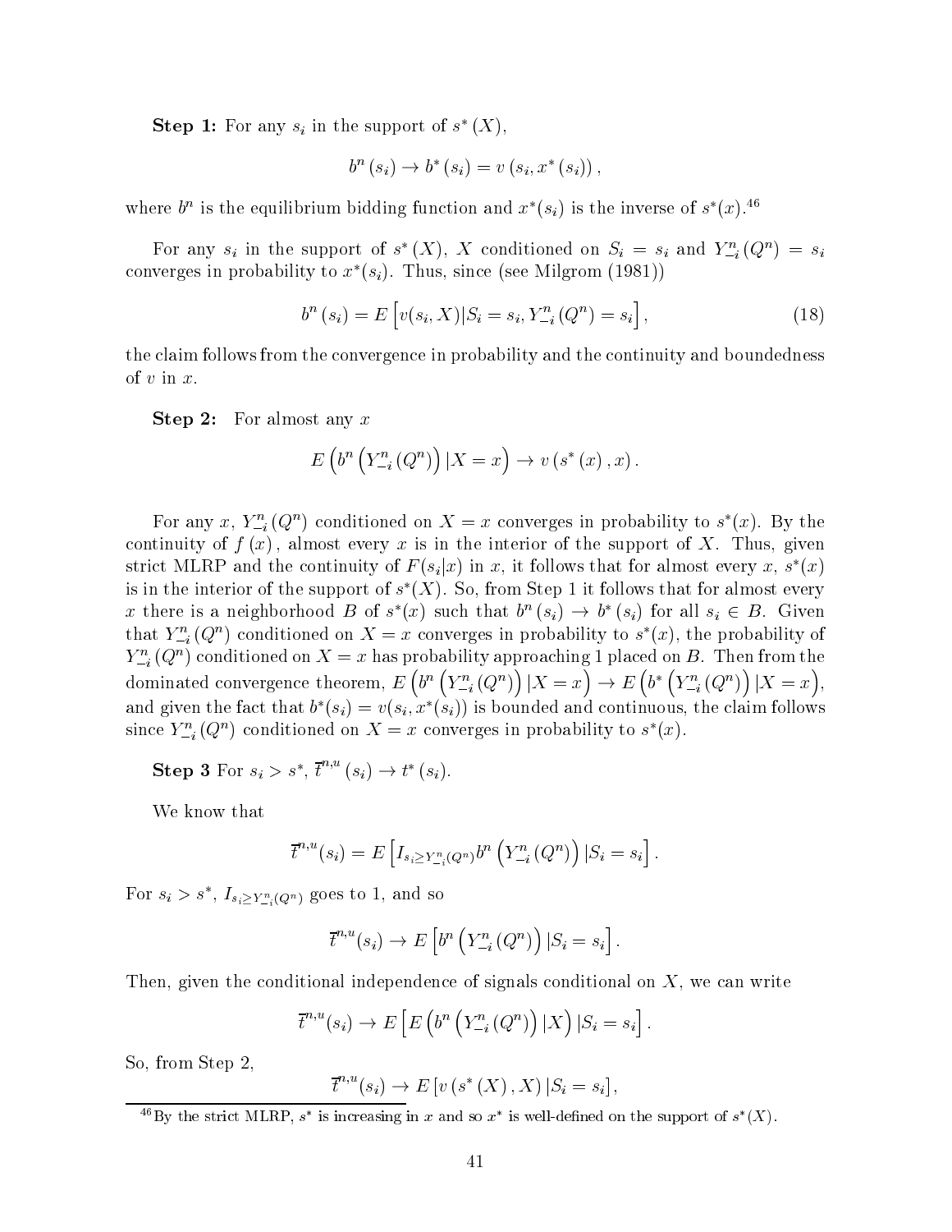**Step 1:** For any $s_i$ in the support of $s^*(X)$,

$$b^n(s_i) \to b^*(s_i) = v(s_i, x^*(s_i)),$$

where $b^n$ is the equilibrium bidding function and $x^*(s_i)$ is the inverse of $s^*(x)$.[46]

For any $s_i$ in the support of $s^*(X)$, $X$ conditioned on $S_i = s_i$ and $Y^n_{-i}(Q^n) = s_i$ converges in probability to $x^*(s_i)$. Thus, since (see Milgrom (1981))

$$b^n(s_i) = E\left[v(s_i, X)|S_i = s_i, Y^n_{-i}(Q^n) = s_i\right], \tag{18}$$

the claim follows from the convergence in probability and the continuity and boundedness of $v$ in $x$.

**Step 2:** For almost any $x$

$$E\left(b^n\left(Y^n_{-i}(Q^n)\right)|X = x\right) \to v(s^*(x), x).$$

For any $x$, $Y^n_{-i}(Q^n)$ conditioned on $X = x$ converges in probability to $s^*(x)$. By the continuity of $f(x)$, almost every $x$ is in the interior of the support of $X$. Thus, given strict MLRP and the continuity of $F(s_i|x)$ in $x$, it follows that for almost every $x$, $s^*(x)$ is in the interior of the support of $s^*(X)$. So, from Step 1 it follows that for almost every $x$ there is a neighborhood $B$ of $s^*(x)$ such that $b^n(s_i) \to b^*(s_i)$ for all $s_i \in B$. Given that $Y^n_{-i}(Q^n)$ conditioned on $X = x$ converges in probability to $s^*(x)$, the probability of $Y^n_{-i}(Q^n)$ conditioned on $X = x$ has probability approaching 1 placed on $B$. Then from the dominated convergence theorem, $E\left(b^n\left(Y^n_{-i}(Q^n)\right)|X = x\right) \to E\left(b^*\left(Y^n_{-i}(Q^n)\right)|X = x\right)$, and given the fact that $b^*(s_i) = v(s_i, x^*(s_i))$ is bounded and continuous, the claim follows since $Y^n_{-i}(Q^n)$ conditioned on $X = x$ converges in probability to $s^*(x)$.

**Step 3** For $s_i > s^*$, $\bar{t}^{n,u}(s_i) \to t^*(s_i)$.

We know that

$$\bar{t}^{n,u}(s_i) = E\left[I_{s_i \geq Y^n_{-i}(Q^n)} b^n\left(Y^n_{-i}(Q^n)\right)|S_i = s_i\right].$$

For $s_i > s^*$, $I_{s_i \geq Y^n_{-i}(Q^n)}$ goes to 1, and so

$$\bar{t}^{n,u}(s_i) \to E\left[b^n\left(Y^n_{-i}(Q^n)\right)|S_i = s_i\right].$$

Then, given the conditional independence of signals conditional on $X$, we can write

$$\bar{t}^{n,u}(s_i) \to E\left[E\left(b^n\left(Y^n_{-i}(Q^n)\right)|X\right)|S_i = s_i\right].$$

So, from Step 2,

$$\bar{t}^{n,u}(s_i) \to E\left[v(s^*(X), X)|S_i = s_i\right],$$

[46] By the strict MLRP, $s^*$ is increasing in $x$ and so $x^*$ is well-defined on the support of $s^*(X)$.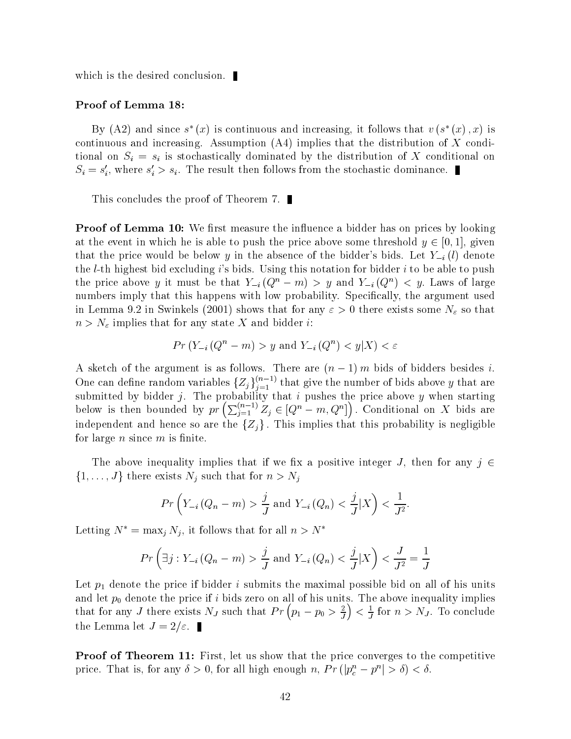which is the desired conclusion. ∎

**Proof of Lemma 18:**

By (A2) and since $s^*(x)$ is continuous and increasing, it follows that $v(s^*(x), x)$ is continuous and increasing. Assumption (A4) implies that the distribution of $X$ conditional on $S_i = s_i$ is stochastically dominated by the distribution of $X$ conditional on $S_i = s_i'$, where $s_i' > s_i$. The result then follows from the stochastic dominance. ∎

This concludes the proof of Theorem 7. ∎

**Proof of Lemma 10:** We first measure the influence a bidder has on prices by looking at the event in which he is able to push the price above some threshold $y \in [0,1]$, given that the price would be below $y$ in the absence of the bidder's bids. Let $Y_{-i}(l)$ denote the $l$-th highest bid excluding $i$'s bids. Using this notation for bidder $i$ to be able to push the price above $y$ it must be that $Y_{-i}(Q^n - m) > y$ and $Y_{-i}(Q^n) < y$. Laws of large numbers imply that this happens with low probability. Specifically, the argument used in Lemma 9.2 in Swinkels (2001) shows that for any $\varepsilon > 0$ there exists some $N_\varepsilon$ so that $n > N_\varepsilon$ implies that for any state $X$ and bidder $i$:

$$Pr\left(Y_{-i}(Q^n - m) > y \text{ and } Y_{-i}(Q^n) < y | X\right) < \varepsilon$$

A sketch of the argument is as follows. There are $(n-1)m$ bids of bidders besides $i$. One can define random variables $\{Z_j\}_{j=1}^{(n-1)}$ that give the number of bids above $y$ that are submitted by bidder $j$. The probability that $i$ pushes the price above $y$ when starting below is then bounded by $pr\left(\sum_{j=1}^{(n-1)} Z_j \in [Q^n - m, Q^n]\right)$. Conditional on $X$ bids are independent and hence so are the $\{Z_j\}$. This implies that this probability is negligible for large $n$ since $m$ is finite.

The above inequality implies that if we fix a positive integer $J$, then for any $j \in \{1, \ldots, J\}$ there exists $N_j$ such that for $n > N_j$

$$Pr\left(Y_{-i}(Q_n - m) > \frac{j}{J} \text{ and } Y_{-i}(Q_n) < \frac{j}{J} | X\right) < \frac{1}{J^2}.$$

Letting $N^* = \max_j N_j$, it follows that for all $n > N^*$

$$Pr\left(\exists j : Y_{-i}(Q_n - m) > \frac{j}{J} \text{ and } Y_{-i}(Q_n) < \frac{j}{J} | X\right) < \frac{J}{J^2} = \frac{1}{J}$$

Let $p_1$ denote the price if bidder $i$ submits the maximal possible bid on all of his units and let $p_0$ denote the price if $i$ bids zero on all of his units. The above inequality implies that for any $J$ there exists $N_J$ such that $Pr\left(p_1 - p_0 > \frac{2}{J}\right) < \frac{1}{J}$ for $n > N_J$. To conclude the Lemma let $J = 2/\varepsilon$. ∎

**Proof of Theorem 11:** First, let us show that the price converges to the competitive price. That is, for any $\delta > 0$, for all high enough $n$, $Pr\left(|p_c^n - p^n| > \delta\right) < \delta$.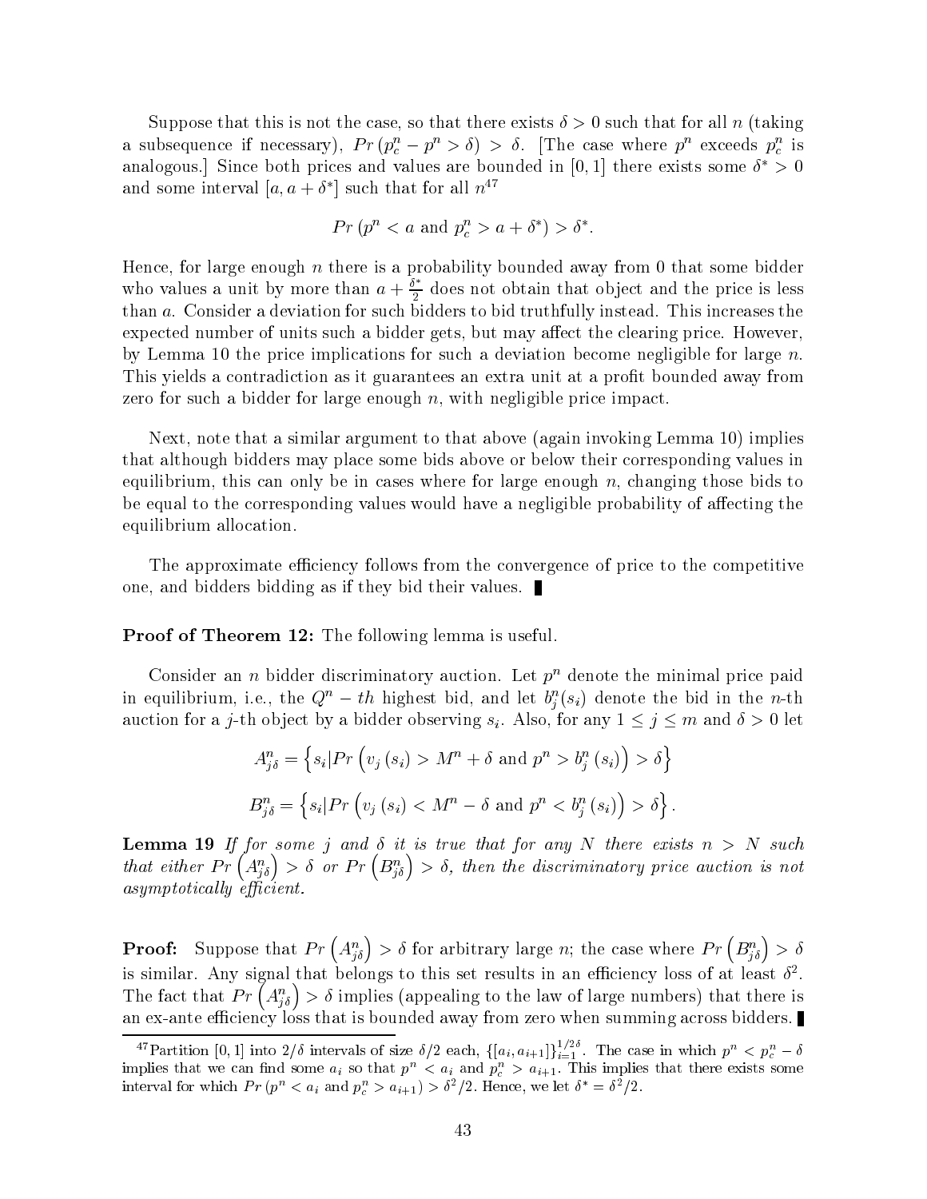Suppose that this is not the case, so that there exists $\delta > 0$ such that for all $n$ (taking a subsequence if necessary), $Pr\left(p_c^n - p^n > \delta\right) > \delta$. [The case where $p^n$ exceeds $p_c^n$ is analogous.] Since both prices and values are bounded in $[0, 1]$ there exists some $\delta^* > 0$ and some interval $[a, a + \delta^*]$ such that for all $n$[47]

$$Pr\left(p^n < a \text{ and } p_c^n > a + \delta^*\right) > \delta^*.$$

Hence, for large enough $n$ there is a probability bounded away from 0 that some bidder who values a unit by more than $a + \frac{\delta^*}{2}$ does not obtain that object and the price is less than $a$. Consider a deviation for such bidders to bid truthfully instead. This increases the expected number of units such a bidder gets, but may affect the clearing price. However, by Lemma 10 the price implications for such a deviation become negligible for large $n$. This yields a contradiction as it guarantees an extra unit at a profit bounded away from zero for such a bidder for large enough $n$, with negligible price impact.

Next, note that a similar argument to that above (again invoking Lemma 10) implies that although bidders may place some bids above or below their corresponding values in equilibrium, this can only be in cases where for large enough $n$, changing those bids to be equal to the corresponding values would have a negligible probability of affecting the equilibrium allocation.

The approximate efficiency follows from the convergence of price to the competitive one, and bidders bidding as if they bid their values. ∎

**Proof of Theorem 12:** The following lemma is useful.

Consider an $n$ bidder discriminatory auction. Let $p^n$ denote the minimal price paid in equilibrium, i.e., the $Q^n - th$ highest bid, and let $b_j^n(s_i)$ denote the bid in the $n$-th auction for a $j$-th object by a bidder observing $s_i$. Also, for any $1 \leq j \leq m$ and $\delta > 0$ let

$$A_{j\delta}^n = \left\{ s_i | Pr\left(v_j\left(s_i\right) > M^n + \delta \text{ and } p^n > b_j^n\left(s_i\right)\right) > \delta \right\}$$

$$B_{j\delta}^n = \left\{ s_i | Pr\left(v_j\left(s_i\right) < M^n - \delta \text{ and } p^n < b_j^n\left(s_i\right)\right) > \delta \right\}.$$

**Lemma 19** *If for some $j$ and $\delta$ it is true that for any $N$ there exists $n > N$ such that either $Pr\left(A_{j\delta}^n\right) > \delta$ or $Pr\left(B_{j\delta}^n\right) > \delta$, then the discriminatory price auction is not asymptotically efficient.*

**Proof:** Suppose that $Pr\left(A_{j\delta}^n\right) > \delta$ for arbitrary large $n$; the case where $Pr\left(B_{j\delta}^n\right) > \delta$ is similar. Any signal that belongs to this set results in an efficiency loss of at least $\delta^2$. The fact that $Pr\left(A_{j\delta}^n\right) > \delta$ implies (appealing to the law of large numbers) that there is an ex-ante efficiency loss that is bounded away from zero when summing across bidders. ∎

---

[47] Partition $[0, 1]$ into $2/\delta$ intervals of size $\delta/2$ each, $\{[a_i, a_{i+1}]\}_{i=1}^{1/2\delta}$. The case in which $p^n < p_c^n - \delta$ implies that we can find some $a_i$ so that $p^n < a_i$ and $p_c^n > a_{i+1}$. This implies that there exists some interval for which $Pr\left(p^n < a_i \text{ and } p_c^n > a_{i+1}\right) > \delta^2/2$. Hence, we let $\delta^* = \delta^2/2$.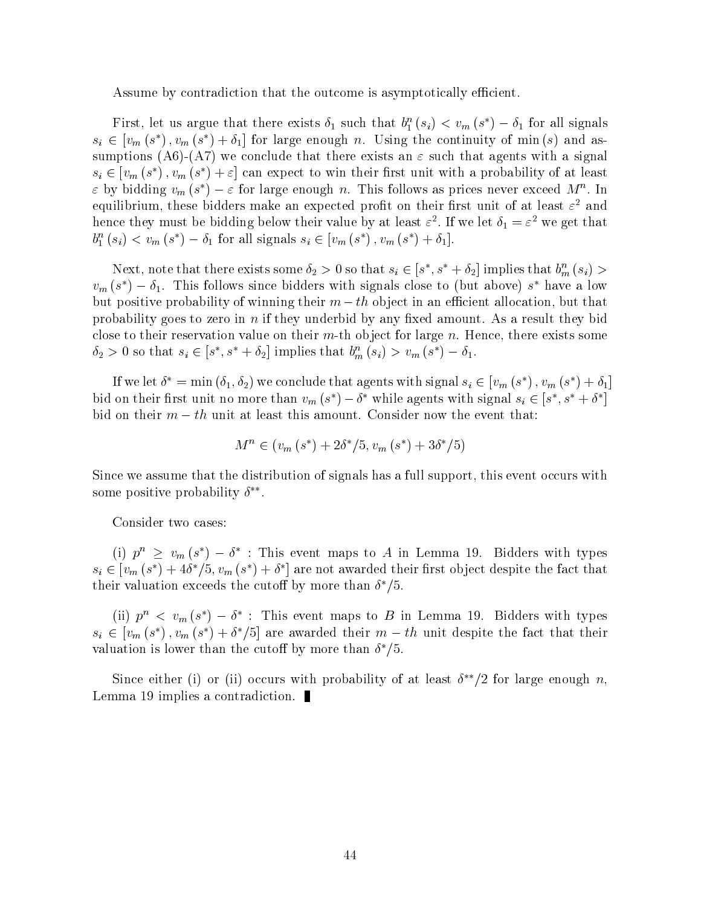Assume by contradiction that the outcome is asymptotically efficient.

First, let us argue that there exists $\delta_1$ such that $b_1^n(s_i) < v_m(s^*) - \delta_1$ for all signals $s_i \in [v_m(s^*), v_m(s^*) + \delta_1]$ for large enough $n$. Using the continuity of $\min(s)$ and assumptions (A6)-(A7) we conclude that there exists an $\varepsilon$ such that agents with a signal $s_i \in [v_m(s^*), v_m(s^*) + \varepsilon]$ can expect to win their first unit with a probability of at least $\varepsilon$ by bidding $v_m(s^*) - \varepsilon$ for large enough $n$. This follows as prices never exceed $M^n$. In equilibrium, these bidders make an expected profit on their first unit of at least $\varepsilon^2$ and hence they must be bidding below their value by at least $\varepsilon^2$. If we let $\delta_1 = \varepsilon^2$ we get that $b_1^n(s_i) < v_m(s^*) - \delta_1$ for all signals $s_i \in [v_m(s^*), v_m(s^*) + \delta_1]$.

Next, note that there exists some $\delta_2 > 0$ so that $s_i \in [s^*, s^* + \delta_2]$ implies that $b_m^n(s_i) > v_m(s^*) - \delta_1$. This follows since bidders with signals close to (but above) $s^*$ have a low but positive probability of winning their $m-th$ object in an efficient allocation, but that probability goes to zero in $n$ if they underbid by any fixed amount. As a result they bid close to their reservation value on their $m$-th object for large $n$. Hence, there exists some $\delta_2 > 0$ so that $s_i \in [s^*, s^* + \delta_2]$ implies that $b_m^n(s_i) > v_m(s^*) - \delta_1$.

If we let $\delta^* = \min(\delta_1, \delta_2)$ we conclude that agents with signal $s_i \in [v_m(s^*), v_m(s^*) + \delta_1]$ bid on their first unit no more than $v_m(s^*) - \delta^*$ while agents with signal $s_i \in [s^*, s^* + \delta^*]$ bid on their $m-th$ unit at least this amount. Consider now the event that:

$$M^n \in (v_m(s^*) + 2\delta^*/5, v_m(s^*) + 3\delta^*/5)$$

Since we assume that the distribution of signals has a full support, this event occurs with some positive probability $\delta^{**}$.

Consider two cases:

(i) $p^n \geq v_m(s^*) - \delta^*$ : This event maps to $A$ in Lemma 19. Bidders with types $s_i \in [v_m(s^*) + 4\delta^*/5, v_m(s^*) + \delta^*]$ are not awarded their first object despite the fact that their valuation exceeds the cutoff by more than $\delta^*/5$.

(ii) $p^n < v_m(s^*) - \delta^*$ : This event maps to $B$ in Lemma 19. Bidders with types $s_i \in [v_m(s^*), v_m(s^*) + \delta^*/5]$ are awarded their $m-th$ unit despite the fact that their valuation is lower than the cutoff by more than $\delta^*/5$.

Since either (i) or (ii) occurs with probability of at least $\delta^{**}/2$ for large enough $n$, Lemma 19 implies a contradiction. ∎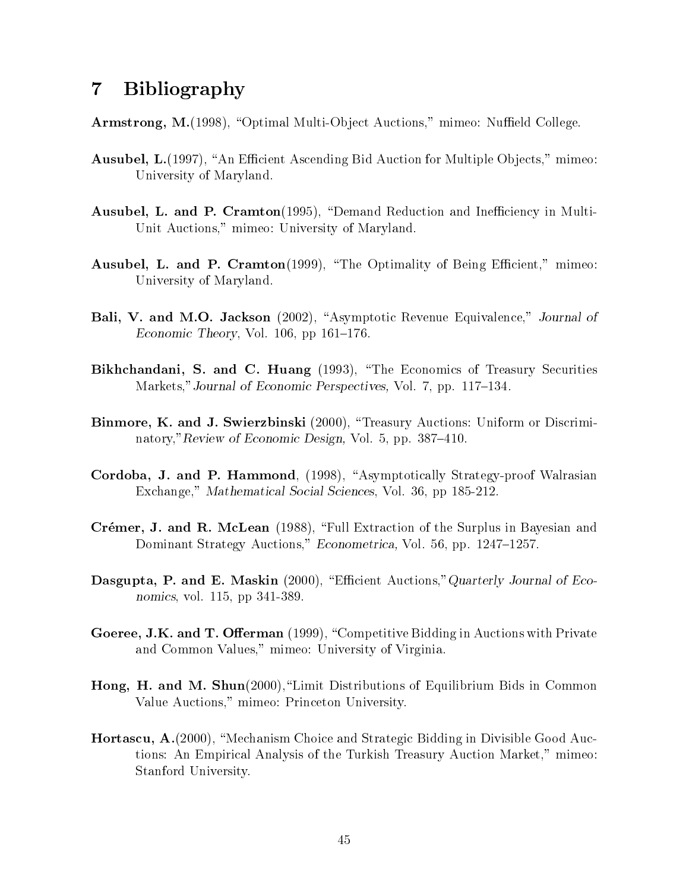# 7 Bibliography

**Armstrong, M.**(1998), "Optimal Multi-Object Auctions," mimeo: Nuffield College.

**Ausubel, L.**(1997), "An Efficient Ascending Bid Auction for Multiple Objects," mimeo: University of Maryland.

**Ausubel, L. and P. Cramton**(1995), "Demand Reduction and Inefficiency in Multi-Unit Auctions," mimeo: University of Maryland.

**Ausubel, L. and P. Cramton**(1999), "The Optimality of Being Efficient," mimeo: University of Maryland.

**Bali, V. and M.O. Jackson** (2002), "Asymptotic Revenue Equivalence," *Journal of Economic Theory*, Vol. 106, pp 161–176.

**Bikhchandani, S. and C. Huang** (1993), "The Economics of Treasury Securities Markets," *Journal of Economic Perspectives*, Vol. 7, pp. 117–134.

**Binmore, K. and J. Swierzbinski** (2000), "Treasury Auctions: Uniform or Discriminatory," *Review of Economic Design*, Vol. 5, pp. 387–410.

**Cordoba, J. and P. Hammond**, (1998), "Asymptotically Strategy-proof Walrasian Exchange," *Mathematical Social Sciences*, Vol. 36, pp 185-212.

**Crémer, J. and R. McLean** (1988), "Full Extraction of the Surplus in Bayesian and Dominant Strategy Auctions," *Econometrica*, Vol. 56, pp. 1247–1257.

**Dasgupta, P. and E. Maskin** (2000), "Efficient Auctions," *Quarterly Journal of Economics*, vol. 115, pp 341-389.

**Goeree, J.K. and T. Offerman** (1999), "Competitive Bidding in Auctions with Private and Common Values," mimeo: University of Virginia.

**Hong, H. and M. Shun**(2000),"Limit Distributions of Equilibrium Bids in Common Value Auctions," mimeo: Princeton University.

**Hortascu, A.**(2000), "Mechanism Choice and Strategic Bidding in Divisible Good Auctions: An Empirical Analysis of the Turkish Treasury Auction Market," mimeo: Stanford University.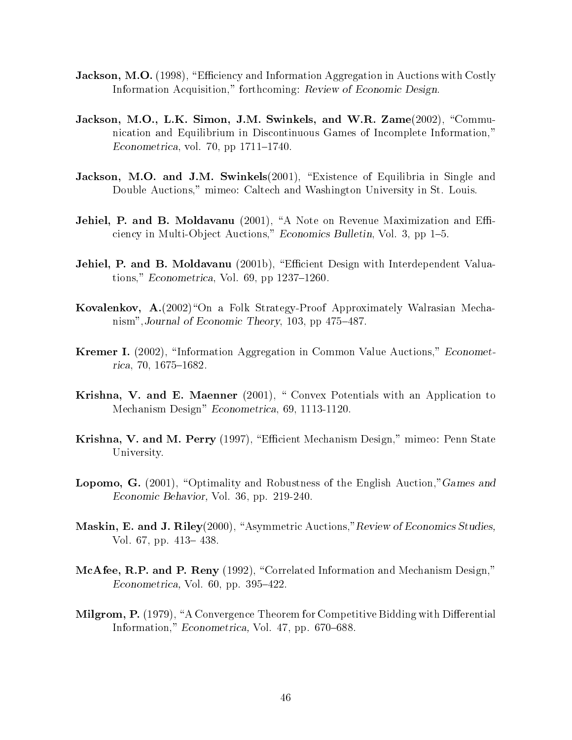**Jackson, M.O.** (1998), "Efficiency and Information Aggregation in Auctions with Costly Information Acquisition," forthcoming: *Review of Economic Design*.

**Jackson, M.O., L.K. Simon, J.M. Swinkels, and W.R. Zame**(2002), "Communication and Equilibrium in Discontinuous Games of Incomplete Information," *Econometrica*, vol. 70, pp 1711–1740.

**Jackson, M.O. and J.M. Swinkels**(2001), "Existence of Equilibria in Single and Double Auctions," mimeo: Caltech and Washington University in St. Louis.

**Jehiel, P. and B. Moldavanu** (2001), "A Note on Revenue Maximization and Efficiency in Multi-Object Auctions," *Economics Bulletin*, Vol. 3, pp 1–5.

**Jehiel, P. and B. Moldavanu** (2001b), "Efficient Design with Interdependent Valuations," *Econometrica*, Vol. 69, pp 1237–1260.

**Kovalenkov, A.**(2002)"On a Folk Strategy-Proof Approximately Walrasian Mechanism",*Journal of Economic Theory*, 103, pp 475–487.

**Kremer I.** (2002), "Information Aggregation in Common Value Auctions," *Econometrica*, 70, 1675–1682.

**Krishna, V. and E. Maenner** (2001), " Convex Potentials with an Application to Mechanism Design" *Econometrica*, 69, 1113-1120.

**Krishna, V. and M. Perry** (1997), "Efficient Mechanism Design," mimeo: Penn State University.

**Lopomo, G.** (2001), "Optimality and Robustness of the English Auction,"*Games and Economic Behavior,* Vol. 36, pp. 219-240.

**Maskin, E. and J. Riley**(2000), "Asymmetric Auctions,"*Review of Economics Studies,* Vol. 67, pp. 413– 438.

**McAfee, R.P. and P. Reny** (1992), "Correlated Information and Mechanism Design," *Econometrica,* Vol. 60, pp. 395–422.

**Milgrom, P.** (1979), "A Convergence Theorem for Competitive Bidding with Differential Information," *Econometrica,* Vol. 47, pp. 670–688.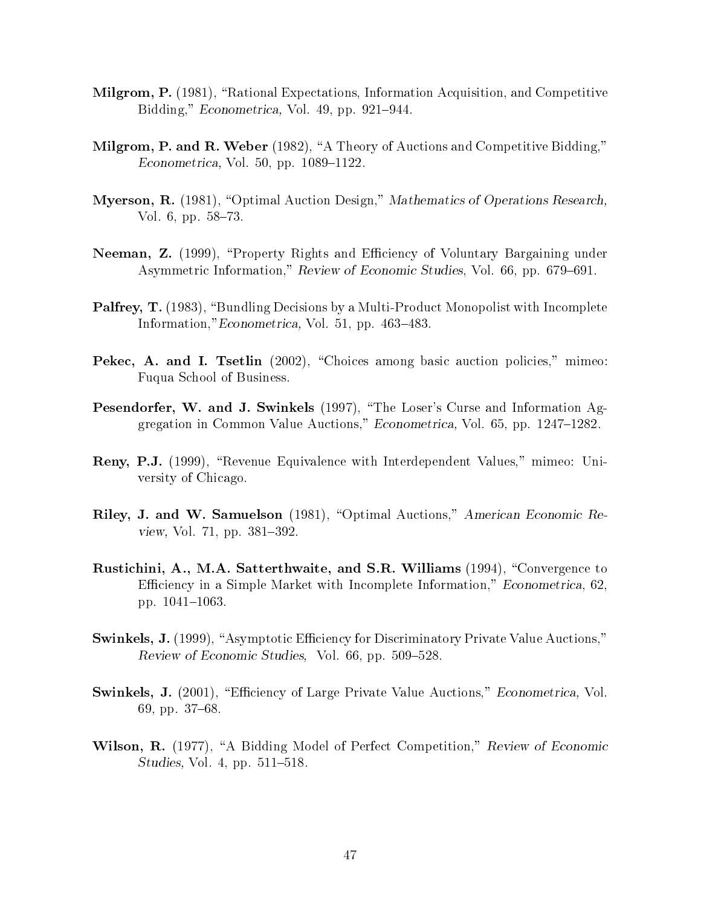**Milgrom, P.** (1981), "Rational Expectations, Information Acquisition, and Competitive Bidding," *Econometrica,* Vol. 49, pp. 921–944.

**Milgrom, P. and R. Weber** (1982), "A Theory of Auctions and Competitive Bidding," *Econometrica,* Vol. 50, pp. 1089–1122.

**Myerson, R.** (1981), "Optimal Auction Design," *Mathematics of Operations Research,* Vol. 6, pp. 58–73.

**Neeman, Z.** (1999), "Property Rights and Efficiency of Voluntary Bargaining under Asymmetric Information," *Review of Economic Studies*, Vol. 66, pp. 679–691.

**Palfrey, T.** (1983), "Bundling Decisions by a Multi-Product Monopolist with Incomplete Information,"*Econometrica,* Vol. 51, pp. 463–483.

**Pekec, A. and I. Tsetlin** (2002), "Choices among basic auction policies," mimeo: Fuqua School of Business.

**Pesendorfer, W. and J. Swinkels** (1997), "The Loser's Curse and Information Aggregation in Common Value Auctions," *Econometrica,* Vol. 65, pp. 1247–1282.

**Reny, P.J.** (1999), "Revenue Equivalence with Interdependent Values," mimeo: University of Chicago.

**Riley, J. and W. Samuelson** (1981), "Optimal Auctions," *American Economic Review,* Vol. 71, pp. 381–392.

**Rustichini, A., M.A. Satterthwaite, and S.R. Williams** (1994), "Convergence to Efficiency in a Simple Market with Incomplete Information," *Econometrica*, 62, pp. 1041–1063.

**Swinkels, J.** (1999), "Asymptotic Efficiency for Discriminatory Private Value Auctions," *Review of Economic Studies,* Vol. 66, pp. 509–528.

**Swinkels, J.** (2001), "Efficiency of Large Private Value Auctions," *Econometrica,* Vol. 69, pp. 37–68.

**Wilson, R.** (1977), "A Bidding Model of Perfect Competition," *Review of Economic Studies,* Vol. 4, pp. 511–518.